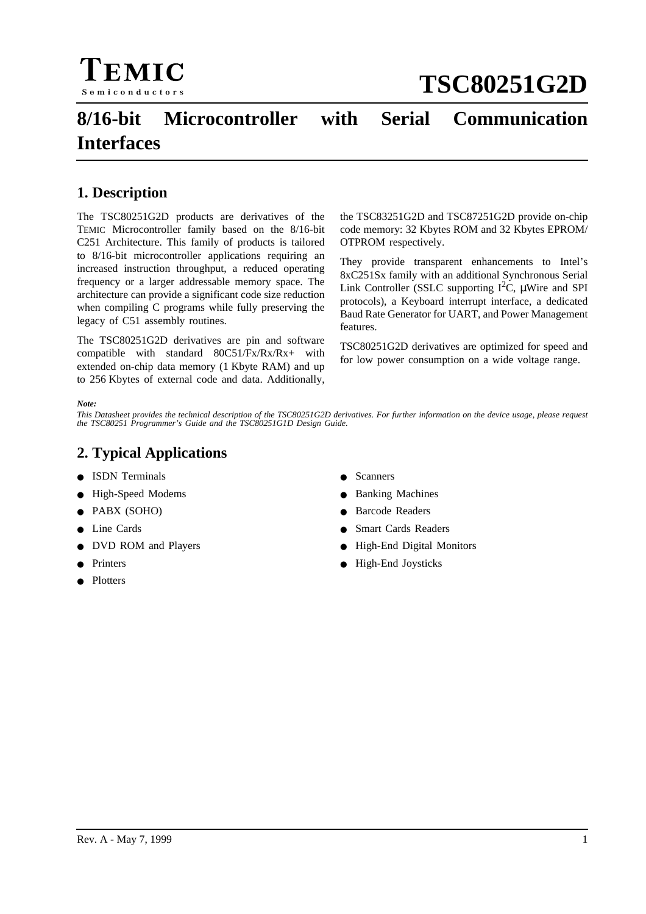TEMIC
Semiconductors

# TSC80251G2D

# 8/16-bit Microcontroller with Serial Communication Interfaces

## 1. Description

The TSC80251G2D products are derivatives of the TEMIC Microcontroller family based on the 8/16-bit C251 Architecture. This family of products is tailored to 8/16-bit microcontroller applications requiring an increased instruction throughput, a reduced operating frequency or a larger addressable memory space. The architecture can provide a significant code size reduction when compiling C programs while fully preserving the legacy of C51 assembly routines.

The TSC80251G2D derivatives are pin and software compatible with standard 80C51/Fx/Rx/Rx+ with extended on-chip data memory (1 Kbyte RAM) and up to 256 Kbytes of external code and data. Additionally, the TSC83251G2D and TSC87251G2D provide on-chip code memory: 32 Kbytes ROM and 32 Kbytes EPROM/OTPROM respectively.

They provide transparent enhancements to Intel's 8xC251Sx family with an additional Synchronous Serial Link Controller (SSLC supporting $I^2C$, μWire and SPI protocols), a Keyboard interrupt interface, a dedicated Baud Rate Generator for UART, and Power Management features.

TSC80251G2D derivatives are optimized for speed and for low power consumption on a wide voltage range.

***Note:***
*This Datasheet provides the technical description of the TSC80251G2D derivatives. For further information on the device usage, please request the TSC80251 Programmer's Guide and the TSC80251G1D Design Guide.*

## 2. Typical Applications

- ISDN Terminals
- High-Speed Modems
- PABX (SOHO)
- Line Cards
- DVD ROM and Players
- Printers
- Plotters
- Scanners
- Banking Machines
- Barcode Readers
- Smart Cards Readers
- High-End Digital Monitors
- High-End Joysticks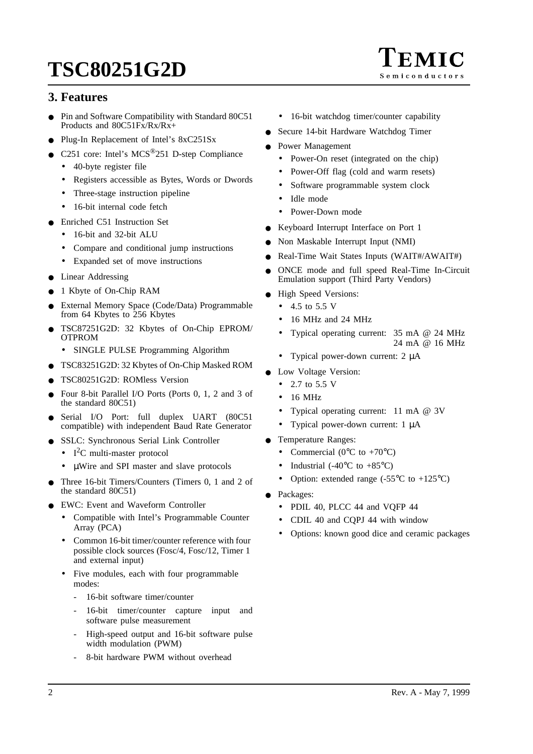## 3. Features

- Pin and Software Compatibility with Standard 80C51 Products and 80C51Fx/Rx/Rx+
- Plug-In Replacement of Intel's 8xC251Sx
- C251 core: Intel's MCS®251 D-step Compliance
  - 40-byte register file
  - Registers accessible as Bytes, Words or Dwords
  - Three-stage instruction pipeline
  - 16-bit internal code fetch
- Enriched C51 Instruction Set
  - 16-bit and 32-bit ALU
  - Compare and conditional jump instructions
  - Expanded set of move instructions
- Linear Addressing
- 1 Kbyte of On-Chip RAM
- External Memory Space (Code/Data) Programmable from 64 Kbytes to 256 Kbytes
- TSC87251G2D: 32 Kbytes of On-Chip EPROM/OTPROM
  - SINGLE PULSE Programming Algorithm
- TSC83251G2D: 32 Kbytes of On-Chip Masked ROM
- TSC80251G2D: ROMless Version
- Four 8-bit Parallel I/O Ports (Ports 0, 1, 2 and 3 of the standard 80C51)
- Serial I/O Port: full duplex UART (80C51 compatible) with independent Baud Rate Generator
- SSLC: Synchronous Serial Link Controller
  - $I^2C$ multi-master protocol
  - µWire and SPI master and slave protocols
- Three 16-bit Timers/Counters (Timers 0, 1 and 2 of the standard 80C51)
- EWC: Event and Waveform Controller
  - Compatible with Intel's Programmable Counter Array (PCA)
  - Common 16-bit timer/counter reference with four possible clock sources (Fosc/4, Fosc/12, Timer 1 and external input)
  - Five modules, each with four programmable modes:
    - 16-bit software timer/counter
    - 16-bit timer/counter capture input and software pulse measurement
    - High-speed output and 16-bit software pulse width modulation (PWM)
    - 8-bit hardware PWM without overhead
  - 16-bit watchdog timer/counter capability
- Secure 14-bit Hardware Watchdog Timer
- Power Management
  - Power-On reset (integrated on the chip)
  - Power-Off flag (cold and warm resets)
  - Software programmable system clock
  - Idle mode
  - Power-Down mode
- Keyboard Interrupt Interface on Port 1
- Non Maskable Interrupt Input (NMI)
- Real-Time Wait States Inputs (WAIT#/AWAIT#)
- ONCE mode and full speed Real-Time In-Circuit Emulation support (Third Party Vendors)
- High Speed Versions:
  - 4.5 to 5.5 V
  - 16 MHz and 24 MHz
  - Typical operating current: 35 mA @ 24 MHz, 24 mA @ 16 MHz
  - Typical power-down current: 2 µA
- Low Voltage Version:
  - 2.7 to 5.5 V
  - 16 MHz
  - Typical operating current: 11 mA @ 3V
  - Typical power-down current: 1 µA
- Temperature Ranges:
  - Commercial (0°C to +70°C)
  - Industrial (-40°C to +85°C)
  - Option: extended range (-55°C to +125°C)
- Packages:
  - PDIL 40, PLCC 44 and VQFP 44
  - CDIL 40 and CQPJ 44 with window
  - Options: known good dice and ceramic packages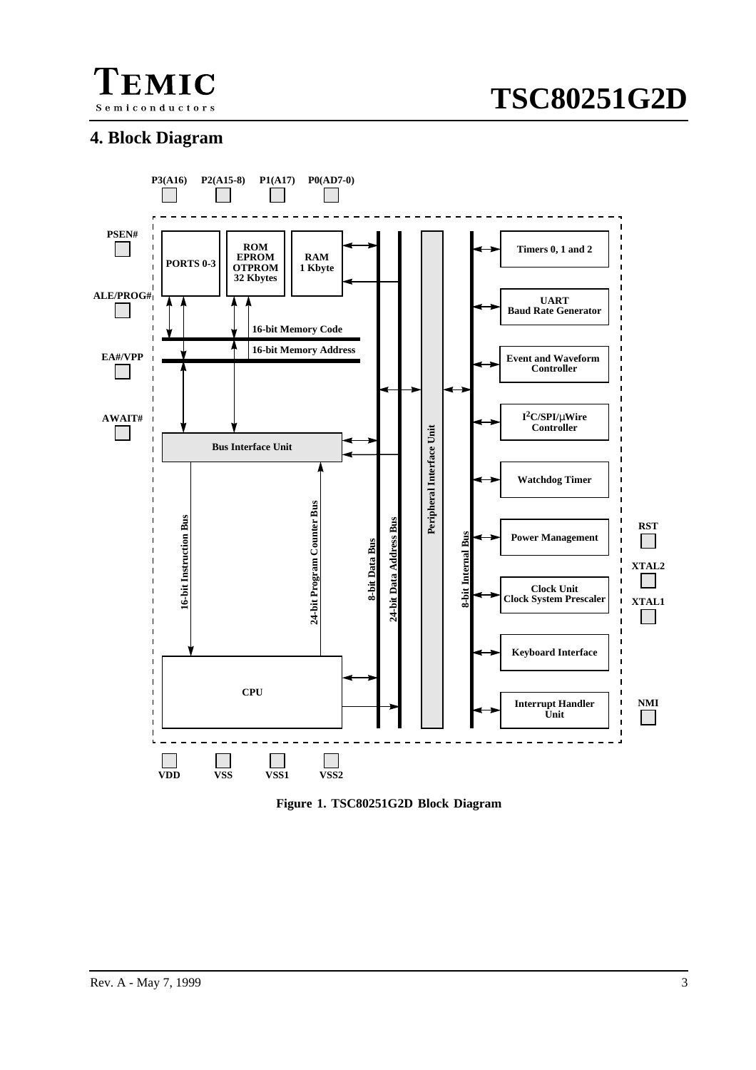## 4. Block Diagram

Figure 1. TSC80251G2D Block Diagram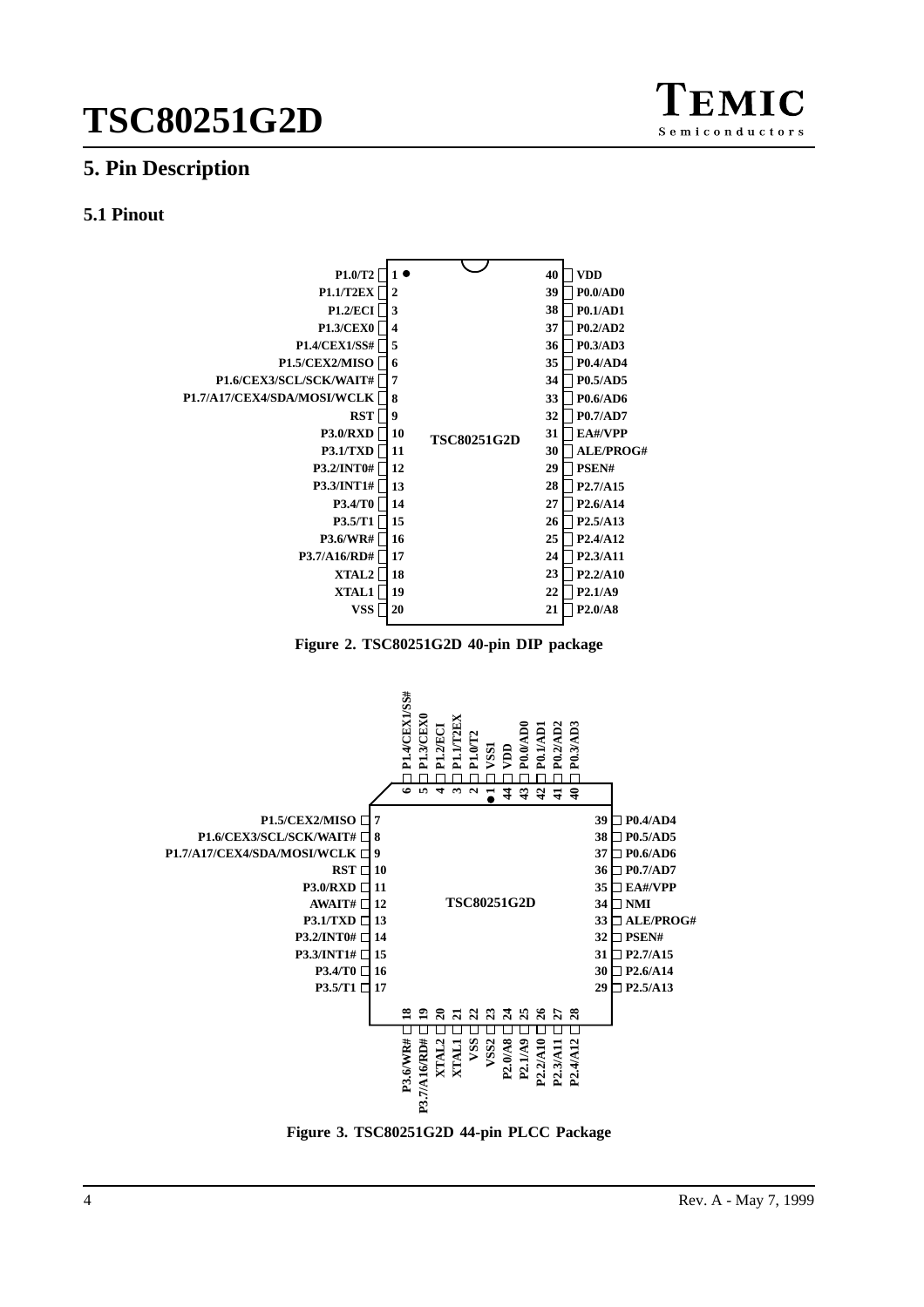## 5. Pin Description

### 5.1 Pinout

| Signal | Pin | Pin | Signal |
|---|---|---|---|
| P1.0/T2 | 1 | 40 | VDD |
| P1.1/T2EX | 2 | 39 | P0.0/AD0 |
| P1.2/ECI | 3 | 38 | P0.1/AD1 |
| P1.3/CEX0 | 4 | 37 | P0.2/AD2 |
| P1.4/CEX1/SS# | 5 | 36 | P0.3/AD3 |
| P1.5/CEX2/MISO | 6 | 35 | P0.4/AD4 |
| P1.6/CEX3/SCL/SCK/WAIT# | 7 | 34 | P0.5/AD5 |
| P1.7/A17/CEX4/SDA/MOSI/WCLK | 8 | 33 | P0.6/AD6 |
| RST | 9 | 32 | P0.7/AD7 |
| P3.0/RXD | 10 | 31 | EA#/VPP |
| P3.1/TXD | 11 | 30 | ALE/PROG# |
| P3.2/INT0# | 12 | 29 | PSEN# |
| P3.3/INT1# | 13 | 28 | P2.7/A15 |
| P3.4/T0 | 14 | 27 | P2.6/A14 |
| P3.5/T1 | 15 | 26 | P2.5/A13 |
| P3.6/WR# | 16 | 25 | P2.4/A12 |
| P3.7/A16/RD# | 17 | 24 | P2.3/A11 |
| XTAL2 | 18 | 23 | P2.2/A10 |
| XTAL1 | 19 | 22 | P2.1/A9 |
| VSS | 20 | 21 | P2.0/A8 |

**Figure 2. TSC80251G2D 40-pin DIP package**

| Pin | Signal | Pin | Signal |
|---|---|---|---|
| 1 | VSS1 | 23 | VSS2 |
| 2 | P1.0/T2 | 24 | P2.0/A8 |
| 3 | P1.1/T2EX | 25 | P2.1/A9 |
| 4 | P1.2/ECI | 26 | P2.2/A10 |
| 5 | P1.3/CEX0 | 27 | P2.3/A11 |
| 6 | P1.4/CEX1/SS# | 28 | P2.4/A12 |
| 7 | P1.5/CEX2/MISO | 29 | P2.5/A13 |
| 8 | P1.6/CEX3/SCL/SCK/WAIT# | 30 | P2.6/A14 |
| 9 | P1.7/A17/CEX4/SDA/MOSI/WCLK | 31 | P2.7/A15 |
| 10 | RST | 32 | PSEN# |
| 11 | P3.0/RXD | 33 | ALE/PROG# |
| 12 | AWAIT# | 34 | NMI |
| 13 | P3.1/TXD | 35 | EA#/VPP |
| 14 | P3.2/INT0# | 36 | P0.7/AD7 |
| 15 | P3.3/INT1# | 37 | P0.6/AD6 |
| 16 | P3.4/T0 | 38 | P0.5/AD5 |
| 17 | P3.5/T1 | 39 | P0.4/AD4 |
| 18 | P3.6/WR# | 40 | P0.3/AD3 |
| 19 | P3.7/A16/RD# | 41 | P0.2/AD2 |
| 20 | XTAL2 | 42 | P0.1/AD1 |
| 21 | XTAL1 | 43 | P0.0/AD0 |
| 22 | VSS | 44 | VDD |

**Figure 3. TSC80251G2D 44-pin PLCC Package**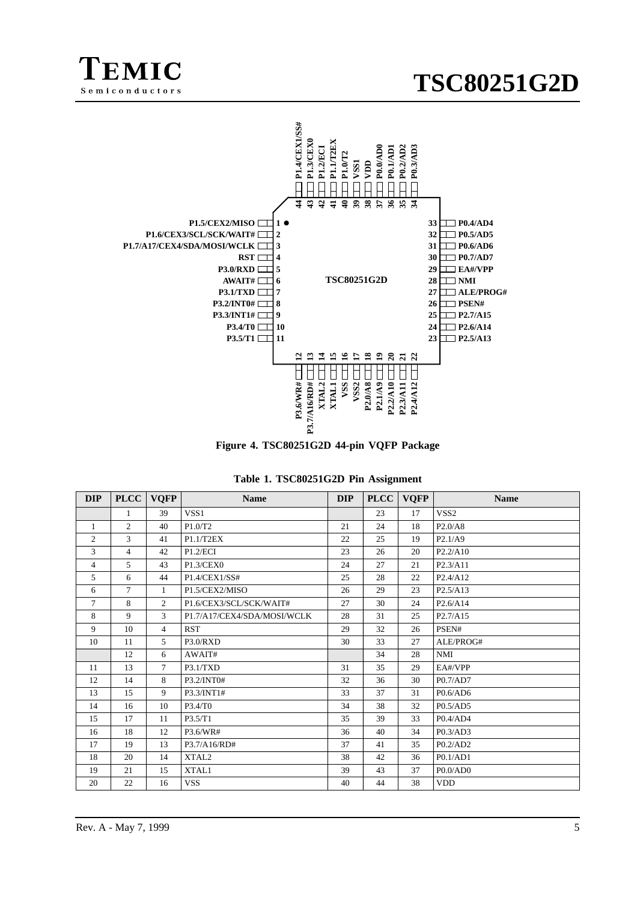Figure 4. TSC80251G2D 44-pin VQFP Package

Table 1. TSC80251G2D Pin Assignment

| DIP | PLCC | VQFP | Name | DIP | PLCC | VQFP | Name |
|---|---|---|---|---|---|---|---|
| | 1 | 39 | VSS1 | | 23 | 17 | VSS2 |
| 1 | 2 | 40 | P1.0/T2 | 21 | 24 | 18 | P2.0/A8 |
| 2 | 3 | 41 | P1.1/T2EX | 22 | 25 | 19 | P2.1/A9 |
| 3 | 4 | 42 | P1.2/ECI | 23 | 26 | 20 | P2.2/A10 |
| 4 | 5 | 43 | P1.3/CEX0 | 24 | 27 | 21 | P2.3/A11 |
| 5 | 6 | 44 | P1.4/CEX1/SS# | 25 | 28 | 22 | P2.4/A12 |
| 6 | 7 | 1 | P1.5/CEX2/MISO | 26 | 29 | 23 | P2.5/A13 |
| 7 | 8 | 2 | P1.6/CEX3/SCL/SCK/WAIT# | 27 | 30 | 24 | P2.6/A14 |
| 8 | 9 | 3 | P1.7/A17/CEX4/SDA/MOSI/WCLK | 28 | 31 | 25 | P2.7/A15 |
| 9 | 10 | 4 | RST | 29 | 32 | 26 | PSEN# |
| 10 | 11 | 5 | P3.0/RXD | 30 | 33 | 27 | ALE/PROG# |
| | 12 | 6 | AWAIT# | | 34 | 28 | NMI |
| 11 | 13 | 7 | P3.1/TXD | 31 | 35 | 29 | EA#/VPP |
| 12 | 14 | 8 | P3.2/INT0# | 32 | 36 | 30 | P0.7/AD7 |
| 13 | 15 | 9 | P3.3/INT1# | 33 | 37 | 31 | P0.6/AD6 |
| 14 | 16 | 10 | P3.4/T0 | 34 | 38 | 32 | P0.5/AD5 |
| 15 | 17 | 11 | P3.5/T1 | 35 | 39 | 33 | P0.4/AD4 |
| 16 | 18 | 12 | P3.6/WR# | 36 | 40 | 34 | P0.3/AD3 |
| 17 | 19 | 13 | P3.7/A16/RD# | 37 | 41 | 35 | P0.2/AD2 |
| 18 | 20 | 14 | XTAL2 | 38 | 42 | 36 | P0.1/AD1 |
| 19 | 21 | 15 | XTAL1 | 39 | 43 | 37 | P0.0/AD0 |
| 20 | 22 | 16 | VSS | 40 | 44 | 38 | VDD |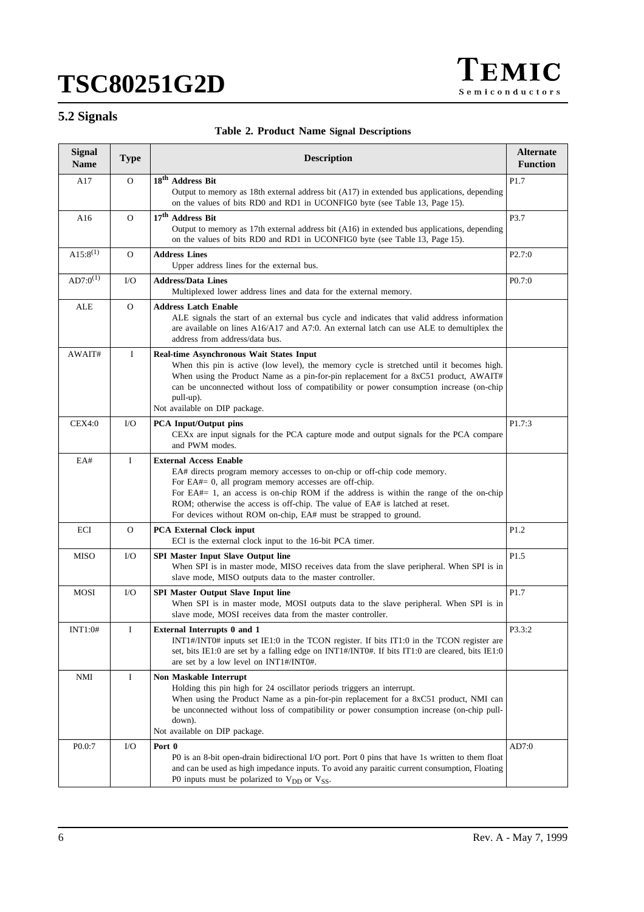## 5.2 Signals

**Table 2. Product Name Signal Descriptions**

| Signal Name | Type | Description | Alternate Function |
|---|---|---|---|
| A17 | O | **18th Address Bit**<br>Output to memory as 18th external address bit (A17) in extended bus applications, depending on the values of bits RD0 and RD1 in UCONFIG0 byte (see Table 13, Page 15). | P1.7 |
| A16 | O | **17th Address Bit**<br>Output to memory as 17th external address bit (A16) in extended bus applications, depending on the values of bits RD0 and RD1 in UCONFIG0 byte (see Table 13, Page 15). | P3.7 |
| A15:8[(1)] | O | **Address Lines**<br>Upper address lines for the external bus. | P2.7:0 |
| AD7:0[(1)] | I/O | **Address/Data Lines**<br>Multiplexed lower address lines and data for the external memory. | P0.7:0 |
| ALE | O | **Address Latch Enable**<br>ALE signals the start of an external bus cycle and indicates that valid address information are available on lines A16/A17 and A7:0. An external latch can use ALE to demultiplex the address from address/data bus. | |
| AWAIT# | I | **Real-time Asynchronous Wait States Input**<br>When this pin is active (low level), the memory cycle is stretched until it becomes high. When using the Product Name as a pin-for-pin replacement for a 8xC51 product, AWAIT# can be unconnected without loss of compatibility or power consumption increase (on-chip pull-up).<br>Not available on DIP package. | |
| CEX4:0 | I/O | **PCA Input/Output pins**<br>CEXx are input signals for the PCA capture mode and output signals for the PCA compare and PWM modes. | P1.7:3 |
| EA# | I | **External Access Enable**<br>EA# directs program memory accesses to on-chip or off-chip code memory.<br>For EA#= 0, all program memory accesses are off-chip.<br>For EA#= 1, an access is on-chip ROM if the address is within the range of the on-chip ROM; otherwise the access is off-chip. The value of EA# is latched at reset.<br>For devices without ROM on-chip, EA# must be strapped to ground. | |
| ECI | O | **PCA External Clock input**<br>ECI is the external clock input to the 16-bit PCA timer. | P1.2 |
| MISO | I/O | **SPI Master Input Slave Output line**<br>When SPI is in master mode, MISO receives data from the slave peripheral. When SPI is in slave mode, MISO outputs data to the master controller. | P1.5 |
| MOSI | I/O | **SPI Master Output Slave Input line**<br>When SPI is in master mode, MOSI outputs data to the slave peripheral. When SPI is in slave mode, MOSI receives data from the master controller. | P1.7 |
| INT1:0# | I | **External Interrupts 0 and 1**<br>INT1#/INT0# inputs set IE1:0 in the TCON register. If bits IT1:0 in the TCON register are set, bits IE1:0 are set by a falling edge on INT1#/INT0#. If bits IT1:0 are cleared, bits IE1:0 are set by a low level on INT1#/INT0#. | P3.3:2 |
| NMI | I | **Non Maskable Interrupt**<br>Holding this pin high for 24 oscillator periods triggers an interrupt.<br>When using the Product Name as a pin-for-pin replacement for a 8xC51 product, NMI can be unconnected without loss of compatibility or power consumption increase (on-chip pull-down).<br>Not available on DIP package. | |
| P0.0:7 | I/O | **Port 0**<br>P0 is an 8-bit open-drain bidirectional I/O port. Port 0 pins that have 1s written to them float and can be used as high impedance inputs. To avoid any paraitic current consumption, Floating P0 inputs must be polarized to $V_{DD}$ or $V_{SS}$. | AD7:0 |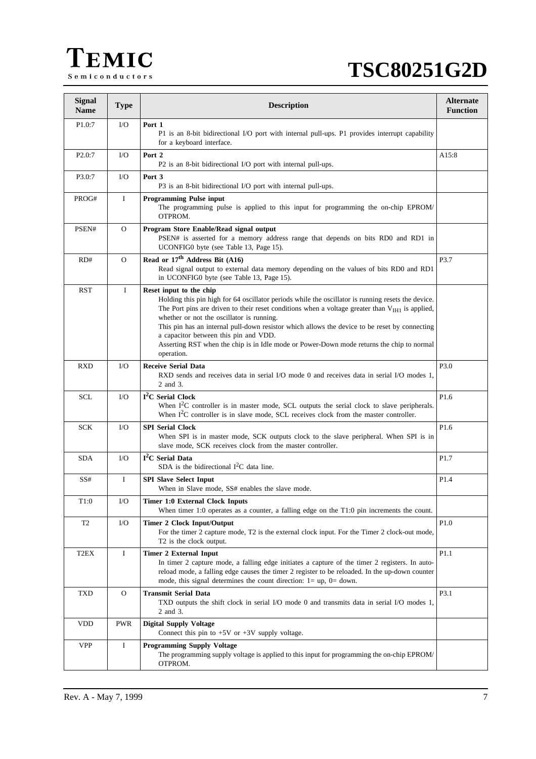| Signal Name | Type | Description | Alternate Function |
|---|---|---|---|
| P1.0:7 | I/O | **Port 1**<br>P1 is an 8-bit bidirectional I/O port with internal pull-ups. P1 provides interrupt capability for a keyboard interface. | |
| P2.0:7 | I/O | **Port 2**<br>P2 is an 8-bit bidirectional I/O port with internal pull-ups. | A15:8 |
| P3.0:7 | I/O | **Port 3**<br>P3 is an 8-bit bidirectional I/O port with internal pull-ups. | |
| PROG# | I | **Programming Pulse input**<br>The programming pulse is applied to this input for programming the on-chip EPROM/ OTPROM. | |
| PSEN# | O | **Program Store Enable/Read signal output**<br>PSEN# is asserted for a memory address range that depends on bits RD0 and RD1 in UCONFIG0 byte (see Table 13, Page 15). | |
| RD# | O | **Read or 17th Address Bit (A16)**<br>Read signal output to external data memory depending on the values of bits RD0 and RD1 in UCONFIG0 byte (see Table 13, Page 15). | P3.7 |
| RST | I | **Reset input to the chip**<br>Holding this pin high for 64 oscillator periods while the oscillator is running resets the device. The Port pins are driven to their reset conditions when a voltage greater than $V_{IH1}$ is applied, whether or not the oscillator is running.<br>This pin has an internal pull-down resistor which allows the device to be reset by connecting a capacitor between this pin and VDD.<br>Asserting RST when the chip is in Idle mode or Power-Down mode returns the chip to normal operation. | |
| RXD | I/O | **Receive Serial Data**<br>RXD sends and receives data in serial I/O mode 0 and receives data in serial I/O modes 1, 2 and 3. | P3.0 |
| SCL | I/O | **I$^2$C Serial Clock**<br>When I$^2$C controller is in master mode, SCL outputs the serial clock to slave peripherals. When I$^2$C controller is in slave mode, SCL receives clock from the master controller. | P1.6 |
| SCK | I/O | **SPI Serial Clock**<br>When SPI is in master mode, SCK outputs clock to the slave peripheral. When SPI is in slave mode, SCK receives clock from the master controller. | P1.6 |
| SDA | I/O | **I$^2$C Serial Data**<br>SDA is the bidirectional I$^2$C data line. | P1.7 |
| SS# | I | **SPI Slave Select Input**<br>When in Slave mode, SS# enables the slave mode. | P1.4 |
| T1:0 | I/O | **Timer 1:0 External Clock Inputs**<br>When timer 1:0 operates as a counter, a falling edge on the T1:0 pin increments the count. | |
| T2 | I/O | **Timer 2 Clock Input/Output**<br>For the timer 2 capture mode, T2 is the external clock input. For the Timer 2 clock-out mode, T2 is the clock output. | P1.0 |
| T2EX | I | **Timer 2 External Input**<br>In timer 2 capture mode, a falling edge initiates a capture of the timer 2 registers. In auto-reload mode, a falling edge causes the timer 2 register to be reloaded. In the up-down counter mode, this signal determines the count direction: 1= up, 0= down. | P1.1 |
| TXD | O | **Transmit Serial Data**<br>TXD outputs the shift clock in serial I/O mode 0 and transmits data in serial I/O modes 1, 2 and 3. | P3.1 |
| VDD | PWR | **Digital Supply Voltage**<br>Connect this pin to +5V or +3V supply voltage. | |
| VPP | I | **Programming Supply Voltage**<br>The programming supply voltage is applied to this input for programming the on-chip EPROM/ OTPROM. | |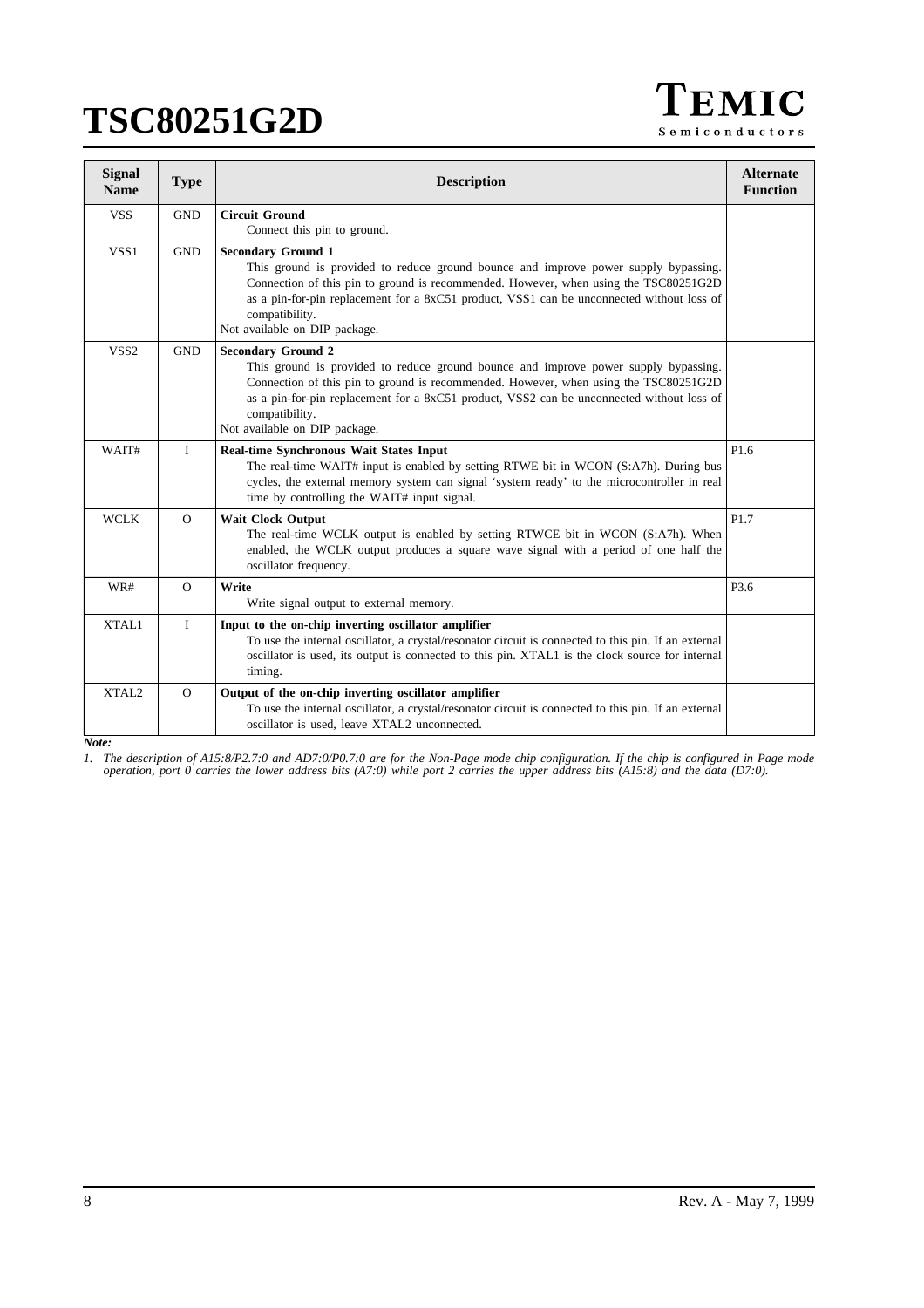| Signal Name | Type | Description | Alternate Function |
|---|---|---|---|
| VSS | GND | **Circuit Ground**<br>Connect this pin to ground. | |
| VSS1 | GND | **Secondary Ground 1**<br>This ground is provided to reduce ground bounce and improve power supply bypassing. Connection of this pin to ground is recommended. However, when using the TSC80251G2D as a pin-for-pin replacement for a 8xC51 product, VSS1 can be unconnected without loss of compatibility.<br>Not available on DIP package. | |
| VSS2 | GND | **Secondary Ground 2**<br>This ground is provided to reduce ground bounce and improve power supply bypassing. Connection of this pin to ground is recommended. However, when using the TSC80251G2D as a pin-for-pin replacement for a 8xC51 product, VSS2 can be unconnected without loss of compatibility.<br>Not available on DIP package. | |
| WAIT# | I | **Real-time Synchronous Wait States Input**<br>The real-time WAIT# input is enabled by setting RTWE bit in WCON (S:A7h). During bus cycles, the external memory system can signal 'system ready' to the microcontroller in real time by controlling the WAIT# input signal. | P1.6 |
| WCLK | O | **Wait Clock Output**<br>The real-time WCLK output is enabled by setting RTWCE bit in WCON (S:A7h). When enabled, the WCLK output produces a square wave signal with a period of one half the oscillator frequency. | P1.7 |
| WR# | O | **Write**<br>Write signal output to external memory. | P3.6 |
| XTAL1 | I | **Input to the on-chip inverting oscillator amplifier**<br>To use the internal oscillator, a crystal/resonator circuit is connected to this pin. If an external oscillator is used, its output is connected to this pin. XTAL1 is the clock source for internal timing. | |
| XTAL2 | O | **Output of the on-chip inverting oscillator amplifier**<br>To use the internal oscillator, a crystal/resonator circuit is connected to this pin. If an external oscillator is used, leave XTAL2 unconnected. | |

***Note:***

*1. The description of A15:8/P2.7:0 and AD7:0/P0.7:0 are for the Non-Page mode chip configuration. If the chip is configured in Page mode operation, port 0 carries the lower address bits (A7:0) while port 2 carries the upper address bits (A15:8) and the data (D7:0).*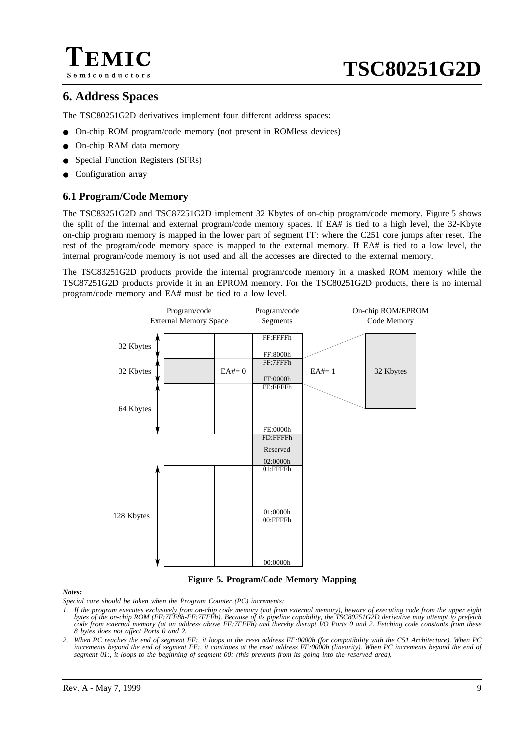## 6. Address Spaces

The TSC80251G2D derivatives implement four different address spaces:

- On-chip ROM program/code memory (not present in ROMless devices)
- On-chip RAM data memory
- Special Function Registers (SFRs)
- Configuration array

### 6.1 Program/Code Memory

The TSC83251G2D and TSC87251G2D implement 32 Kbytes of on-chip program/code memory. Figure 5 shows the split of the internal and external program/code memory spaces. If EA# is tied to a high level, the 32-Kbyte on-chip program memory is mapped in the lower part of segment FF: where the C251 core jumps after reset. The rest of the program/code memory space is mapped to the external memory. If EA# is tied to a low level, the internal program/code memory is not used and all the accesses are directed to the external memory.

The TSC83251G2D products provide the internal program/code memory in a masked ROM memory while the TSC87251G2D products provide it in an EPROM memory. For the TSC80251G2D products, there is no internal program/code memory and EA# must be tied to a low level.

| | Program/code External Memory Space | | Program/code Segments | | On-chip ROM/EPROM Code Memory |
|---|---|---|---|---|---|
| 32 Kbytes | | | FF:FFFFh – FF:8000h | | |
| 32 Kbytes | | EA#= 0 | FF:7FFFh – FF:0000h | EA#= 1 | 32 Kbytes |
| 64 Kbytes | | | FE:FFFFh – FE:0000h | | |
| | | | FD:FFFFh – Reserved – 02:0000h | | |
| 128 Kbytes | | | 01:FFFFh – 01:0000h | | |
| | | | 00:FFFFh – 00:0000h | | |

**Figure 5. Program/Code Memory Mapping**

***Notes:***

*Special care should be taken when the Program Counter (PC) increments:*

1. *If the program executes exclusively from on-chip code memory (not from external memory), beware of executing code from the upper eight bytes of the on-chip ROM (FF:7FF8h-FF:7FFFh). Because of its pipeline capability, the TSC80251G2D derivative may attempt to prefetch code from external memory (at an address above FF:7FFFh) and thereby disrupt I/O Ports 0 and 2. Fetching code constants from these 8 bytes does not affect Ports 0 and 2.*
2. *When PC reaches the end of segment FF:, it loops to the reset address FF:0000h (for compatibility with the C51 Architecture). When PC increments beyond the end of segment FE:, it continues at the reset address FF:0000h (linearity). When PC increments beyond the end of segment 01:, it loops to the beginning of segment 00: (this prevents from its going into the reserved area).*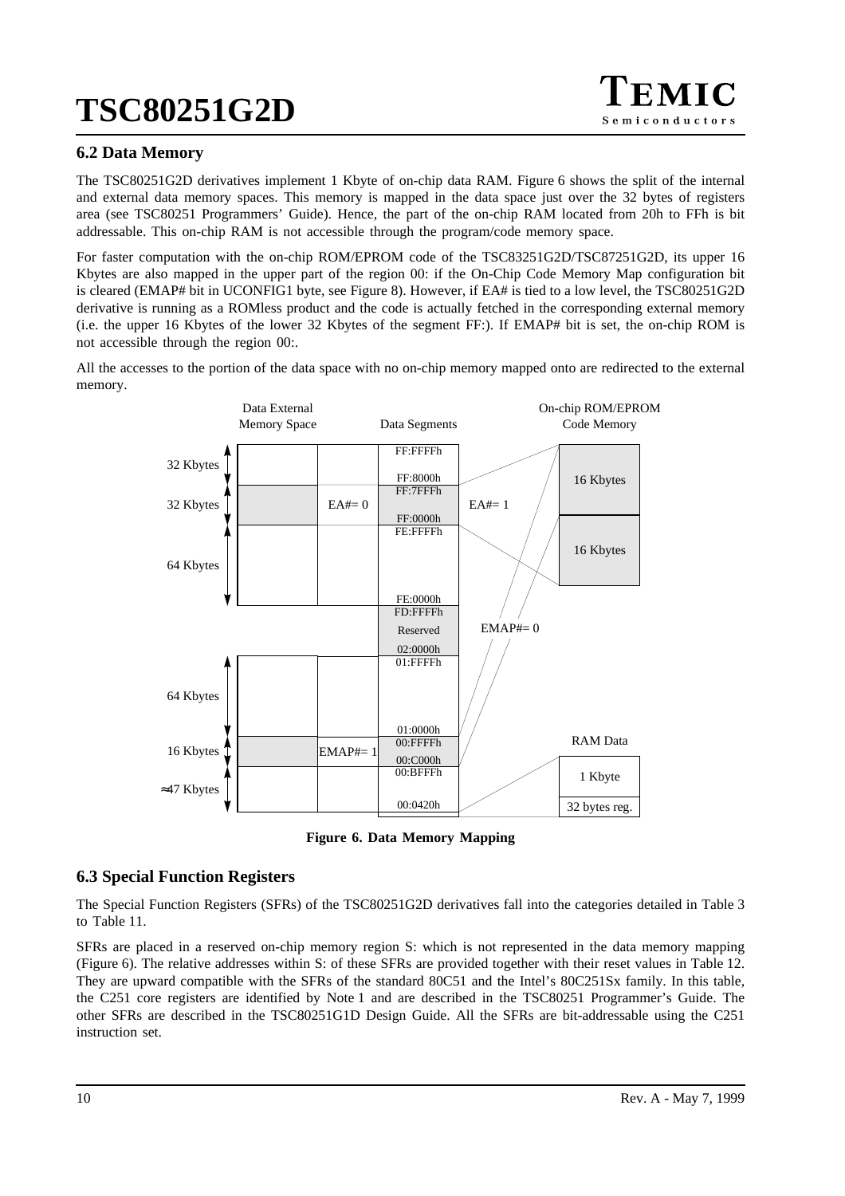## 6.2 Data Memory

The TSC80251G2D derivatives implement 1 Kbyte of on-chip data RAM. Figure 6 shows the split of the internal and external data memory spaces. This memory is mapped in the data space just over the 32 bytes of registers area (see TSC80251 Programmers' Guide). Hence, the part of the on-chip RAM located from 20h to FFh is bit addressable. This on-chip RAM is not accessible through the program/code memory space.

For faster computation with the on-chip ROM/EPROM code of the TSC83251G2D/TSC87251G2D, its upper 16 Kbytes are also mapped in the upper part of the region 00: if the On-Chip Code Memory Map configuration bit is cleared (EMAP# bit in UCONFIG1 byte, see Figure 8). However, if EA# is tied to a low level, the TSC80251G2D derivative is running as a ROMless product and the code is actually fetched in the corresponding external memory (i.e. the upper 16 Kbytes of the lower 32 Kbytes of the segment FF:). If EMAP# bit is set, the on-chip ROM is not accessible through the region 00:.

All the accesses to the portion of the data space with no on-chip memory mapped onto are redirected to the external memory.

**Figure 6. Data Memory Mapping**

## 6.3 Special Function Registers

The Special Function Registers (SFRs) of the TSC80251G2D derivatives fall into the categories detailed in Table 3 to Table 11.

SFRs are placed in a reserved on-chip memory region S: which is not represented in the data memory mapping (Figure 6). The relative addresses within S: of these SFRs are provided together with their reset values in Table 12. They are upward compatible with the SFRs of the standard 80C51 and the Intel's 80C251Sx family. In this table, the C251 core registers are identified by Note 1 and are described in the TSC80251 Programmer's Guide. The other SFRs are described in the TSC80251G1D Design Guide. All the SFRs are bit-addressable using the C251 instruction set.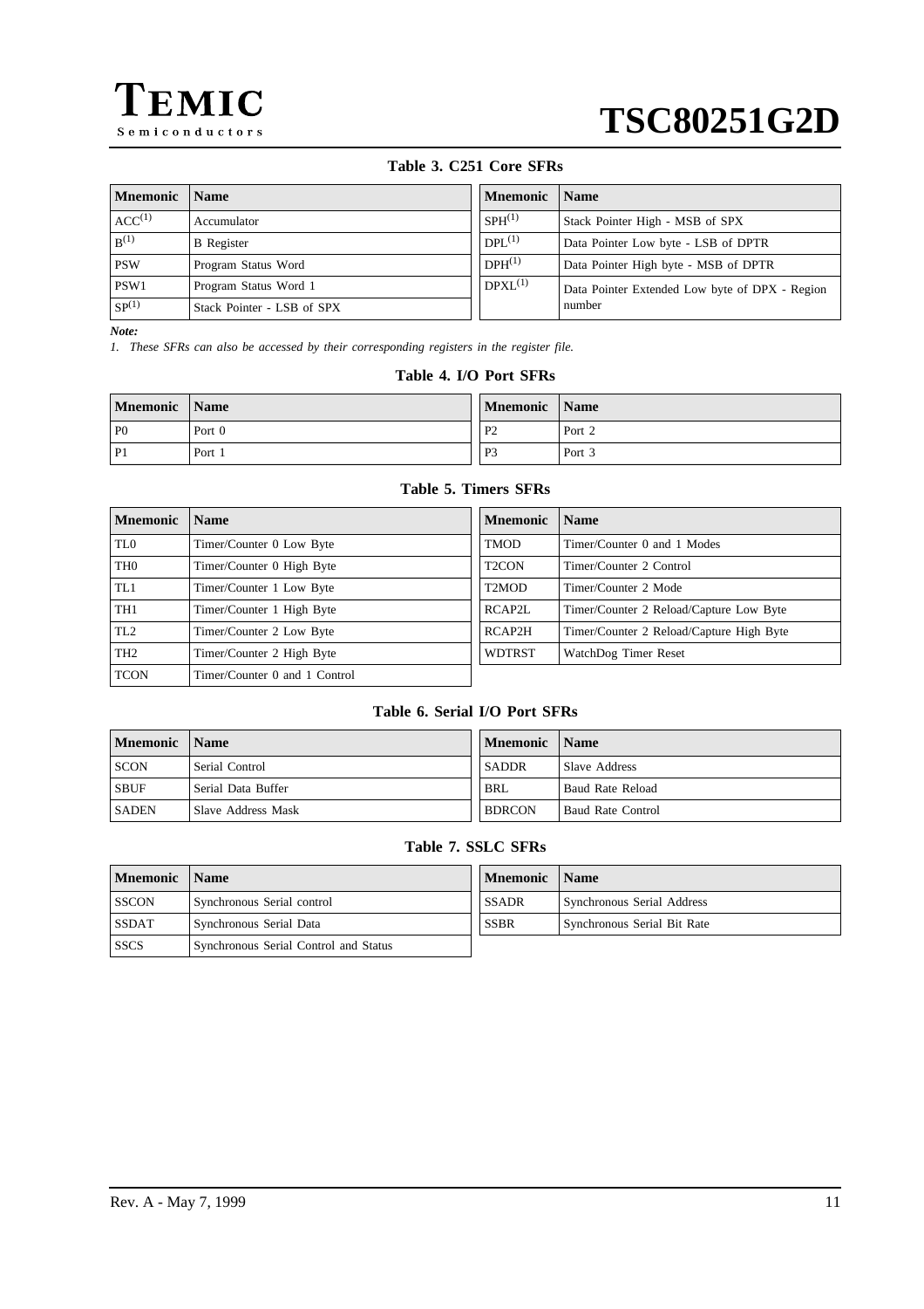**Table 3. C251 Core SFRs**

| Mnemonic | Name | Mnemonic | Name |
|---|---|---|---|
| ACC[(1)] | Accumulator | SPH[(1)] | Stack Pointer High - MSB of SPX |
| B[(1)] | B Register | DPL[(1)] | Data Pointer Low byte - LSB of DPTR |
| PSW | Program Status Word | DPH[(1)] | Data Pointer High byte - MSB of DPTR |
| PSW1 | Program Status Word 1 | DPXL[(1)] | Data Pointer Extended Low byte of DPX - Region number |
| SP[(1)] | Stack Pointer - LSB of SPX | | |

*Note:*

*1. These SFRs can also be accessed by their corresponding registers in the register file.*

**Table 4. I/O Port SFRs**

| Mnemonic | Name | Mnemonic | Name |
|---|---|---|---|
| P0 | Port 0 | P2 | Port 2 |
| P1 | Port 1 | P3 | Port 3 |

**Table 5. Timers SFRs**

| Mnemonic | Name | Mnemonic | Name |
|---|---|---|---|
| TL0 | Timer/Counter 0 Low Byte | TMOD | Timer/Counter 0 and 1 Modes |
| TH0 | Timer/Counter 0 High Byte | T2CON | Timer/Counter 2 Control |
| TL1 | Timer/Counter 1 Low Byte | T2MOD | Timer/Counter 2 Mode |
| TH1 | Timer/Counter 1 High Byte | RCAP2L | Timer/Counter 2 Reload/Capture Low Byte |
| TL2 | Timer/Counter 2 Low Byte | RCAP2H | Timer/Counter 2 Reload/Capture High Byte |
| TH2 | Timer/Counter 2 High Byte | WDTRST | WatchDog Timer Reset |
| TCON | Timer/Counter 0 and 1 Control | | |

**Table 6. Serial I/O Port SFRs**

| Mnemonic | Name | Mnemonic | Name |
|---|---|---|---|
| SCON | Serial Control | SADDR | Slave Address |
| SBUF | Serial Data Buffer | BRL | Baud Rate Reload |
| SADEN | Slave Address Mask | BDRCON | Baud Rate Control |

**Table 7. SSLC SFRs**

| Mnemonic | Name | Mnemonic | Name |
|---|---|---|---|
| SSCON | Synchronous Serial control | SSADR | Synchronous Serial Address |
| SSDAT | Synchronous Serial Data | SSBR | Synchronous Serial Bit Rate |
| SSCS | Synchronous Serial Control and Status | | |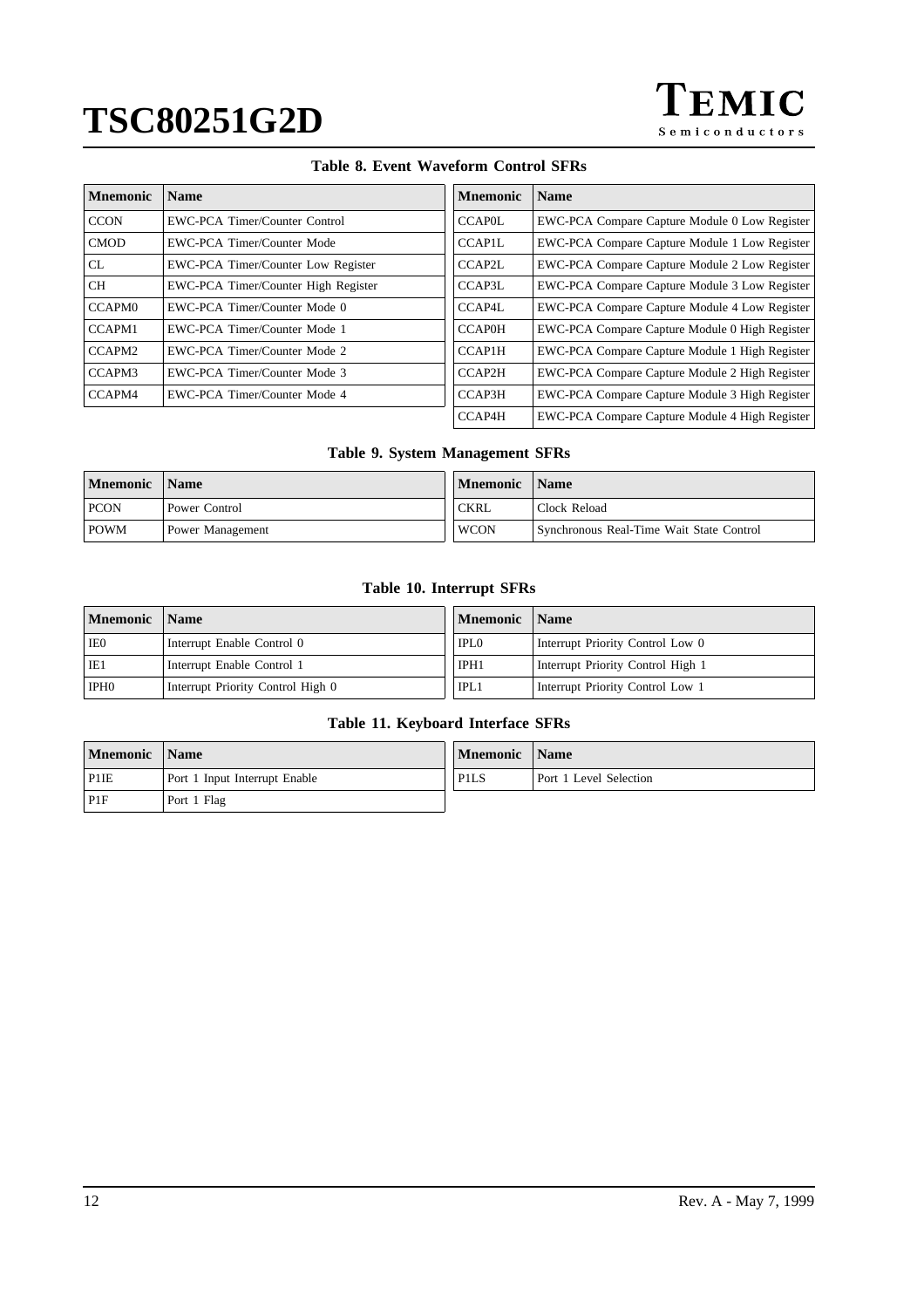**Table 8. Event Waveform Control SFRs**

| Mnemonic | Name |
|---|---|
| CCON | EWC-PCA Timer/Counter Control |
| CMOD | EWC-PCA Timer/Counter Mode |
| CL | EWC-PCA Timer/Counter Low Register |
| CH | EWC-PCA Timer/Counter High Register |
| CCAPM0 | EWC-PCA Timer/Counter Mode 0 |
| CCAPM1 | EWC-PCA Timer/Counter Mode 1 |
| CCAPM2 | EWC-PCA Timer/Counter Mode 2 |
| CCAPM3 | EWC-PCA Timer/Counter Mode 3 |
| CCAPM4 | EWC-PCA Timer/Counter Mode 4 |

| Mnemonic | Name |
|---|---|
| CCAP0L | EWC-PCA Compare Capture Module 0 Low Register |
| CCAP1L | EWC-PCA Compare Capture Module 1 Low Register |
| CCAP2L | EWC-PCA Compare Capture Module 2 Low Register |
| CCAP3L | EWC-PCA Compare Capture Module 3 Low Register |
| CCAP4L | EWC-PCA Compare Capture Module 4 Low Register |
| CCAP0H | EWC-PCA Compare Capture Module 0 High Register |
| CCAP1H | EWC-PCA Compare Capture Module 1 High Register |
| CCAP2H | EWC-PCA Compare Capture Module 2 High Register |
| CCAP3H | EWC-PCA Compare Capture Module 3 High Register |
| CCAP4H | EWC-PCA Compare Capture Module 4 High Register |

**Table 9. System Management SFRs**

| Mnemonic | Name |
|---|---|
| PCON | Power Control |
| POWM | Power Management |

| Mnemonic | Name |
|---|---|
| CKRL | Clock Reload |
| WCON | Synchronous Real-Time Wait State Control |

**Table 10. Interrupt SFRs**

| Mnemonic | Name |
|---|---|
| IE0 | Interrupt Enable Control 0 |
| IE1 | Interrupt Enable Control 1 |
| IPH0 | Interrupt Priority Control High 0 |

| Mnemonic | Name |
|---|---|
| IPL0 | Interrupt Priority Control Low 0 |
| IPH1 | Interrupt Priority Control High 1 |
| IPL1 | Interrupt Priority Control Low 1 |

**Table 11. Keyboard Interface SFRs**

| Mnemonic | Name |
|---|---|
| P1IE | Port 1 Input Interrupt Enable |
| P1F | Port 1 Flag |

| Mnemonic | Name |
|---|---|
| P1LS | Port 1 Level Selection |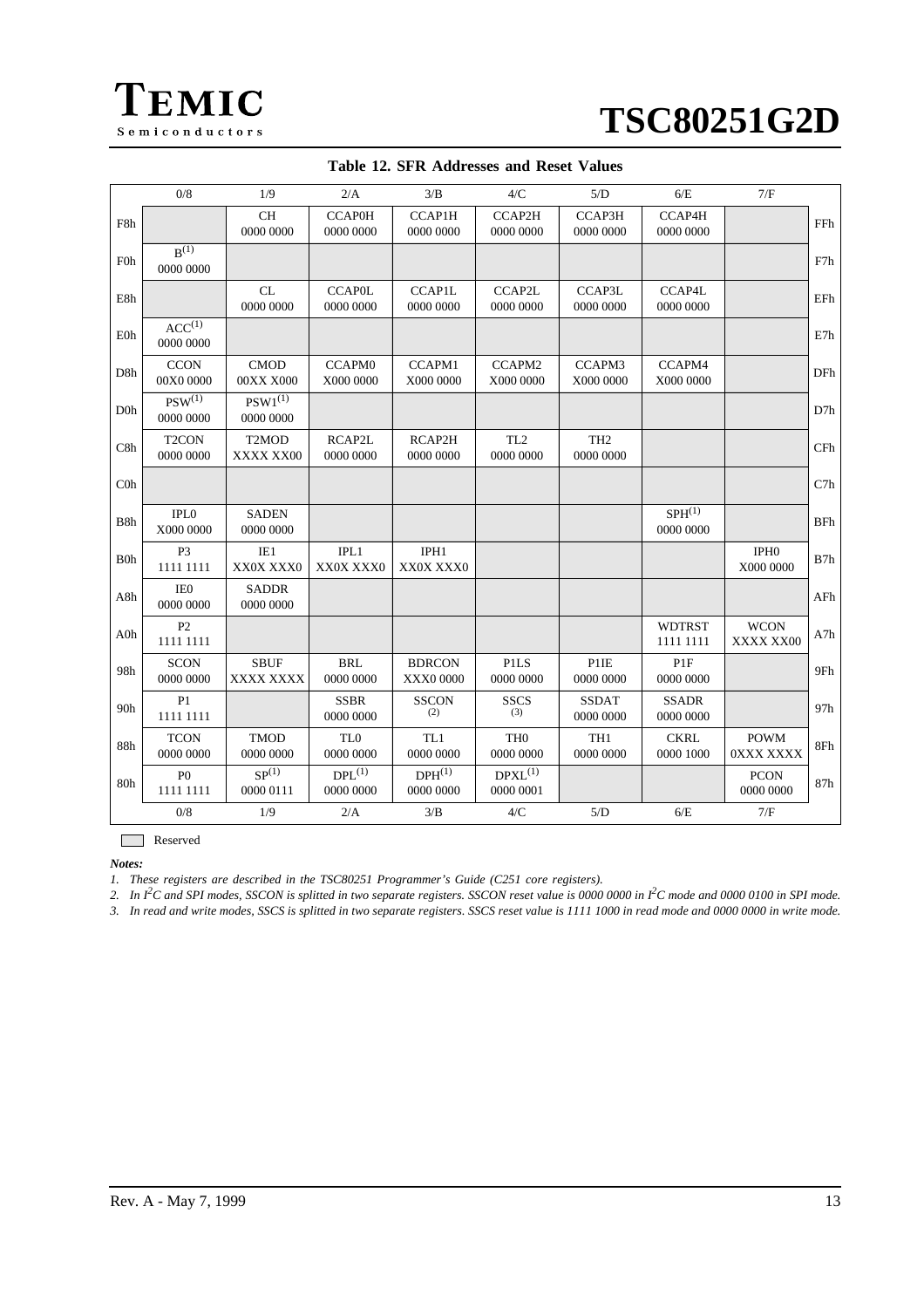**Table 12. SFR Addresses and Reset Values**

| | 0/8 | 1/9 | 2/A | 3/B | 4/C | 5/D | 6/E | 7/F | |
|---|---|---|---|---|---|---|---|---|---|
| F8h | | CH 0000 0000 | CCAP0H 0000 0000 | CCAP1H 0000 0000 | CCAP2H 0000 0000 | CCAP3H 0000 0000 | CCAP4H 0000 0000 | | FFh |
| F0h | B[1] 0000 0000 | | | | | | | | F7h |
| E8h | | CL 0000 0000 | CCAP0L 0000 0000 | CCAP1L 0000 0000 | CCAP2L 0000 0000 | CCAP3L 0000 0000 | CCAP4L 0000 0000 | | EFh |
| E0h | ACC[1] 0000 0000 | | | | | | | | E7h |
| D8h | CCON 00X0 0000 | CMOD 00XX X000 | CCAPM0 X000 0000 | CCAPM1 X000 0000 | CCAPM2 X000 0000 | CCAPM3 X000 0000 | CCAPM4 X000 0000 | | DFh |
| D0h | PSW[1] 0000 0000 | PSW1[1] 0000 0000 | | | | | | | D7h |
| C8h | T2CON 0000 0000 | T2MOD XXXX XX00 | RCAP2L 0000 0000 | RCAP2H 0000 0000 | TL2 0000 0000 | TH2 0000 0000 | | | CFh |
| C0h | | | | | | | | | C7h |
| B8h | IPL0 X000 0000 | SADEN 0000 0000 | | | | | SPH[1] 0000 0000 | | BFh |
| B0h | P3 1111 1111 | IE1 XX0X XXX0 | IPL1 XX0X XXX0 | IPH1 XX0X XXX0 | | | | IPH0 X000 0000 | B7h |
| A8h | IE0 0000 0000 | SADDR 0000 0000 | | | | | | | AFh |
| A0h | P2 1111 1111 | | | | | | WDTRST 1111 1111 | WCON XXXX XX00 | A7h |
| 98h | SCON 0000 0000 | SBUF XXXX XXXX | BRL 0000 0000 | BDRCON XXX0 0000 | P1LS 0000 0000 | P1IE 0000 0000 | P1F 0000 0000 | | 9Fh |
| 90h | P1 1111 1111 | | SSBR 0000 0000 | SSCON (2) | SSCS (3) | SSDAT 0000 0000 | SSADR 0000 0000 | | 97h |
| 88h | TCON 0000 0000 | TMOD 0000 0000 | TL0 0000 0000 | TL1 0000 0000 | TH0 0000 0000 | TH1 0000 0000 | CKRL 0000 1000 | POWM 0XXX XXXX | 8Fh |
| 80h | P0 1111 1111 | SP[1] 0000 0111 | DPL[1] 0000 0000 | DPH[1] 0000 0000 | DPXL[1] 0000 0001 | | | PCON 0000 0000 | 87h |
| | 0/8 | 1/9 | 2/A | 3/B | 4/C | 5/D | 6/E | 7/F | |

(Empty cells: Reserved)

***Notes:***

*1. These registers are described in the TSC80251 Programmer's Guide (C251 core registers).*

*2. In I²C and SPI modes, SSCON is splitted in two separate registers. SSCON reset value is 0000 0000 in I²C mode and 0000 0100 in SPI mode.*

*3. In read and write modes, SSCS is splitted in two separate registers. SSCS reset value is 1111 1000 in read mode and 0000 0000 in write mode.*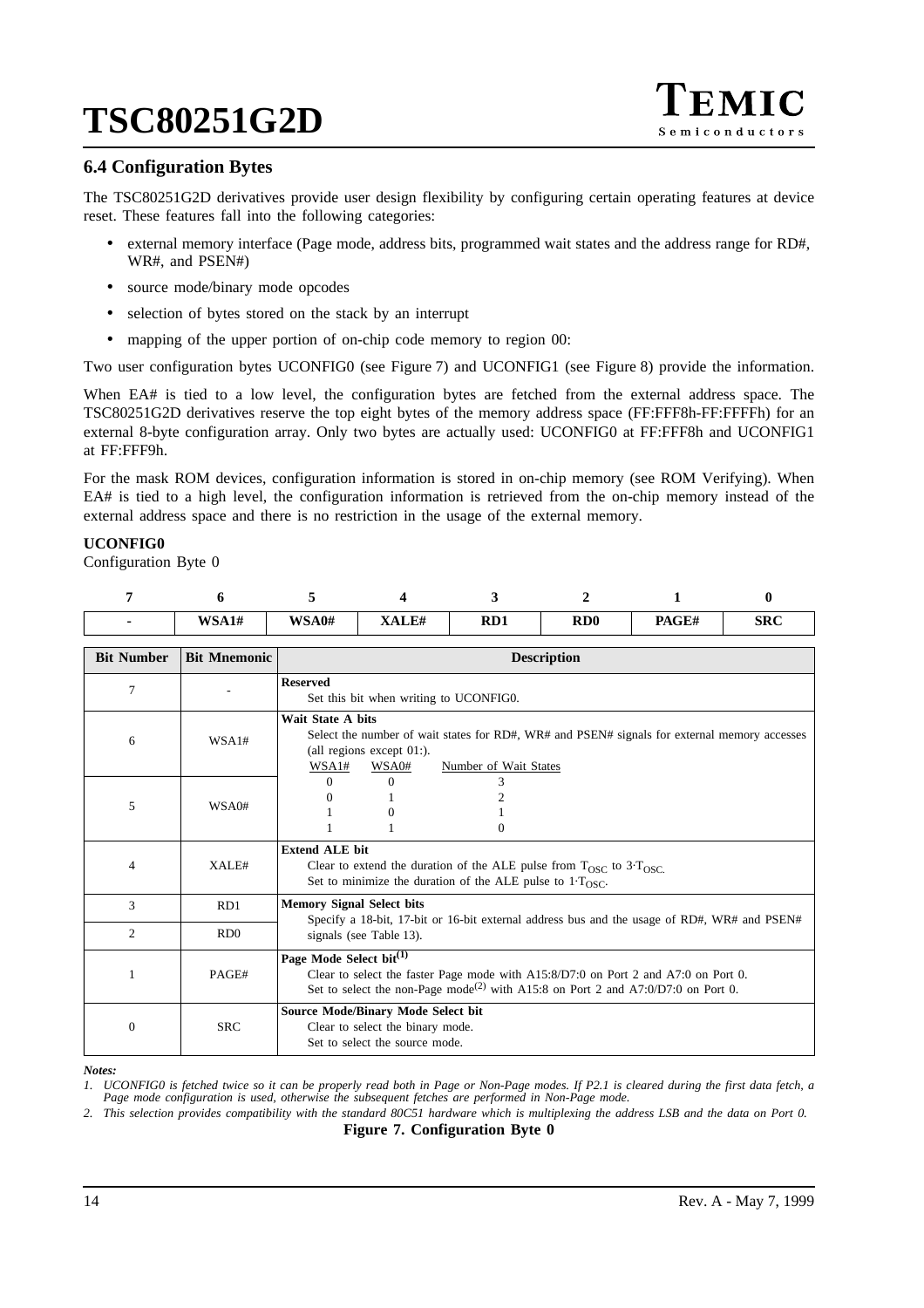## 6.4 Configuration Bytes

The TSC80251G2D derivatives provide user design flexibility by configuring certain operating features at device reset. These features fall into the following categories:

- external memory interface (Page mode, address bits, programmed wait states and the address range for RD#, WR#, and PSEN#)
- source mode/binary mode opcodes
- selection of bytes stored on the stack by an interrupt
- mapping of the upper portion of on-chip code memory to region 00:

Two user configuration bytes UCONFIG0 (see Figure 7) and UCONFIG1 (see Figure 8) provide the information.

When EA# is tied to a low level, the configuration bytes are fetched from the external address space. The TSC80251G2D derivatives reserve the top eight bytes of the memory address space (FF:FFF8h-FF:FFFFh) for an external 8-byte configuration array. Only two bytes are actually used: UCONFIG0 at FF:FFF8h and UCONFIG1 at FF:FFF9h.

For the mask ROM devices, configuration information is stored in on-chip memory (see ROM Verifying). When EA# is tied to a high level, the configuration information is retrieved from the on-chip memory instead of the external address space and there is no restriction in the usage of the external memory.

**UCONFIG0**

Configuration Byte 0

| 7 | 6 | 5 | 4 | 3 | 2 | 1 | 0 |
|---|---|---|---|---|---|---|---|
| - | WSA1# | WSA0# | XALE# | RD1 | RD0 | PAGE# | SRC |

| Bit Number | Bit Mnemonic | Description |
|---|---|---|
| 7 | - | **Reserved**<br>Set this bit when writing to UCONFIG0. |
| 6 | WSA1# | **Wait State A bits**<br>Select the number of wait states for RD#, WR# and PSEN# signals for external memory accesses (all regions except 01:).<br>WSA1# WSA0# Number of Wait States<br>0 0 3<br>0 1 2<br>1 0 1<br>1 1 0 |
| 5 | WSA0# | |
| 4 | XALE# | **Extend ALE bit**<br>Clear to extend the duration of the ALE pulse from $T_{OSC}$ to $3 \cdot T_{OSC}$.<br>Set to minimize the duration of the ALE pulse to $1 \cdot T_{OSC}$. |
| 3 | RD1 | **Memory Signal Select bits**<br>Specify a 18-bit, 17-bit or 16-bit external address bus and the usage of RD#, WR# and PSEN# signals (see Table 13). |
| 2 | RD0 | |
| 1 | PAGE# | **Page Mode Select bit**[1]<br>Clear to select the faster Page mode with A15:8/D7:0 on Port 2 and A7:0 on Port 0.<br>Set to select the non-Page mode[2] with A15:8 on Port 2 and A7:0/D7:0 on Port 0. |
| 0 | SRC | **Source Mode/Binary Mode Select bit**<br>Clear to select the binary mode.<br>Set to select the source mode. |

*Notes:*

*1. UCONFIG0 is fetched twice so it can be properly read both in Page or Non-Page modes. If P2.1 is cleared during the first data fetch, a Page mode configuration is used, otherwise the subsequent fetches are performed in Non-Page mode.*

*2. This selection provides compatibility with the standard 80C51 hardware which is multiplexing the address LSB and the data on Port 0.*

**Figure 7. Configuration Byte 0**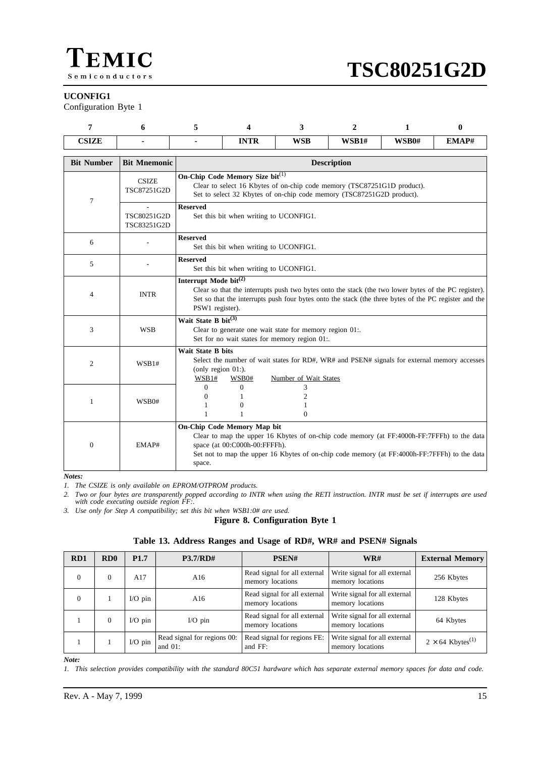**UCONFIG1**

Configuration Byte 1

| 7 | 6 | 5 | 4 | 3 | 2 | 1 | 0 |
|---|---|---|---|---|---|---|---|
| CSIZE | - | - | INTR | WSB | WSB1# | WSB0# | EMAP# |

| Bit Number | Bit Mnemonic | Description |
|---|---|---|
| 7 | CSIZE TSC87251G2D | **On-Chip Code Memory Size bit**[1] Clear to select 16 Kbytes of on-chip code memory (TSC87251G1D product). Set to select 32 Kbytes of on-chip code memory (TSC87251G2D product). |
| | - TSC80251G2D TSC83251G2D | **Reserved** Set this bit when writing to UCONFIG1. |
| 6 | - | **Reserved** Set this bit when writing to UCONFIG1. |
| 5 | - | **Reserved** Set this bit when writing to UCONFIG1. |
| 4 | INTR | **Interrupt Mode bit**[2] Clear so that the interrupts push two bytes onto the stack (the two lower bytes of the PC register). Set so that the interrupts push four bytes onto the stack (the three bytes of the PC register and the PSW1 register). |
| 3 | WSB | **Wait State B bit**[3] Clear to generate one wait state for memory region 01:. Set for no wait states for memory region 01:. |
| 2 | WSB1# | **Wait State B bits** Select the number of wait states for RD#, WR# and PSEN# signals for external memory accesses (only region 01:). WSB1# WSB0# Number of Wait States: 0 0 → 3; 0 1 → 2; 1 0 → 1; 1 1 → 0 |
| 1 | WSB0# | |
| 0 | EMAP# | **On-Chip Code Memory Map bit** Clear to map the upper 16 Kbytes of on-chip code memory (at FF:4000h-FF:7FFFh) to the data space (at 00:C000h-00:FFFFh). Set not to map the upper 16 Kbytes of on-chip code memory (at FF:4000h-FF:7FFFh) to the data space. |

***Notes:***

*1. The CSIZE is only available on EPROM/OTPROM products.*

*2. Two or four bytes are transparently popped according to INTR when using the RETI instruction. INTR must be set if interrupts are used with code executing outside region FF:.*

*3. Use only for Step A compatibility; set this bit when WSB1:0# are used.*

**Figure 8. Configuration Byte 1**

**Table 13. Address Ranges and Usage of RD#, WR# and PSEN# Signals**

| RD1 | RD0 | P1.7 | P3.7/RD# | PSEN# | WR# | External Memory |
|---|---|---|---|---|---|---|
| 0 | 0 | A17 | A16 | Read signal for all external memory locations | Write signal for all external memory locations | 256 Kbytes |
| 0 | 1 | I/O pin | A16 | Read signal for all external memory locations | Write signal for all external memory locations | 128 Kbytes |
| 1 | 0 | I/O pin | I/O pin | Read signal for all external memory locations | Write signal for all external memory locations | 64 Kbytes |
| 1 | 1 | I/O pin | Read signal for regions 00: and 01: | Read signal for regions FE: and FF: | Write signal for all external memory locations | $2 \times 64$ Kbytes[1] |

***Note:***

*1. This selection provides compatibility with the standard 80C51 hardware which has separate external memory spaces for data and code.*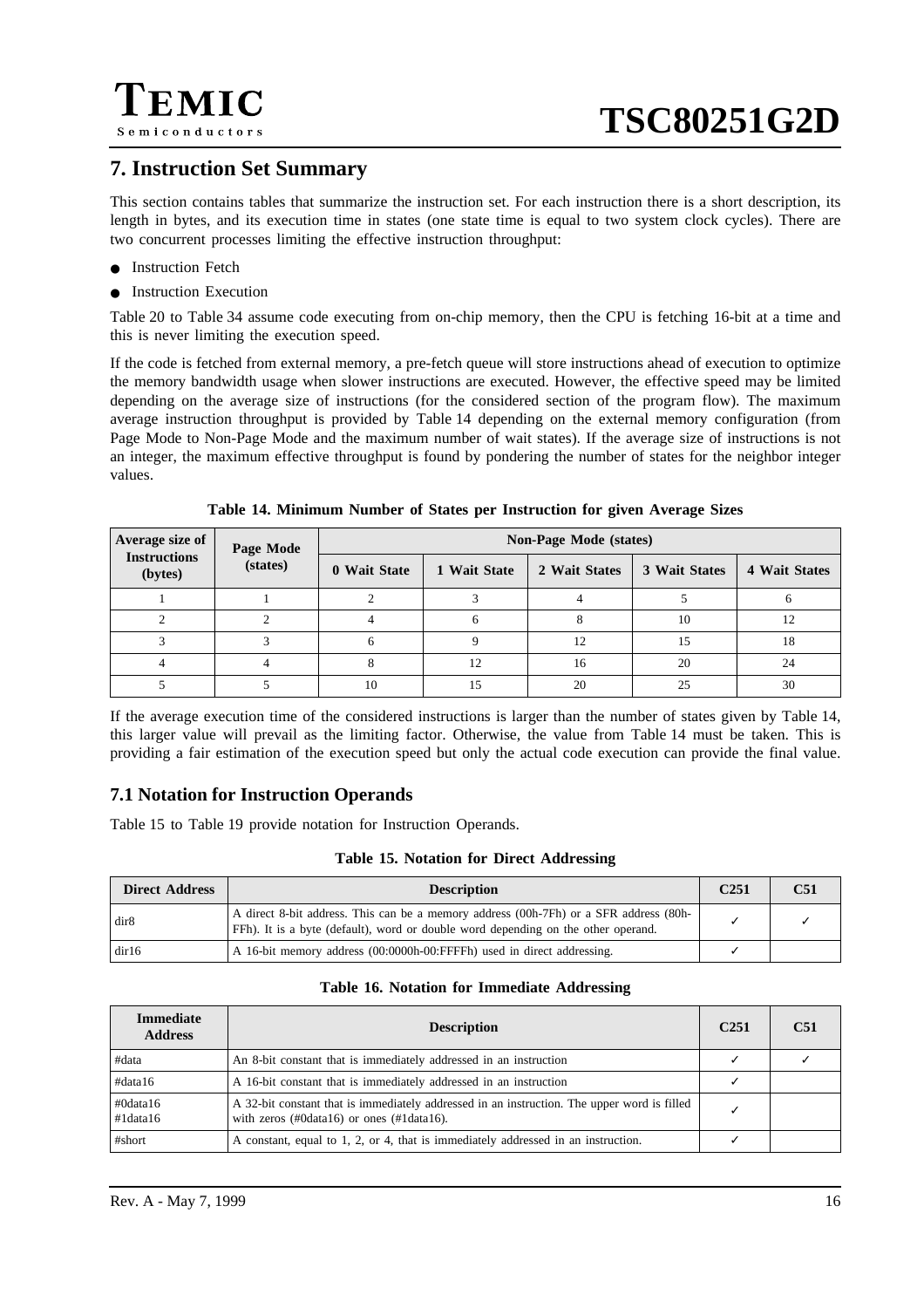# 7. Instruction Set Summary

This section contains tables that summarize the instruction set. For each instruction there is a short description, its length in bytes, and its execution time in states (one state time is equal to two system clock cycles). There are two concurrent processes limiting the effective instruction throughput:

- Instruction Fetch
- Instruction Execution

Table 20 to Table 34 assume code executing from on-chip memory, then the CPU is fetching 16-bit at a time and this is never limiting the execution speed.

If the code is fetched from external memory, a pre-fetch queue will store instructions ahead of execution to optimize the memory bandwidth usage when slower instructions are executed. However, the effective speed may be limited depending on the average size of instructions (for the considered section of the program flow). The maximum average instruction throughput is provided by Table 14 depending on the external memory configuration (from Page Mode to Non-Page Mode and the maximum number of wait states). If the average size of instructions is not an integer, the maximum effective throughput is found by pondering the number of states for the neighbor integer values.

**Table 14. Minimum Number of States per Instruction for given Average Sizes**

| Average size of Instructions (bytes) | Page Mode (states) | Non-Page Mode (states) | | | | |
|---|---|---|---|---|---|---|
| | | 0 Wait State | 1 Wait State | 2 Wait States | 3 Wait States | 4 Wait States |
| 1 | 1 | 2 | 3 | 4 | 5 | 6 |
| 2 | 2 | 4 | 6 | 8 | 10 | 12 |
| 3 | 3 | 6 | 9 | 12 | 15 | 18 |
| 4 | 4 | 8 | 12 | 16 | 20 | 24 |
| 5 | 5 | 10 | 15 | 20 | 25 | 30 |

If the average execution time of the considered instructions is larger than the number of states given by Table 14, this larger value will prevail as the limiting factor. Otherwise, the value from Table 14 must be taken. This is providing a fair estimation of the execution speed but only the actual code execution can provide the final value.

## 7.1 Notation for Instruction Operands

Table 15 to Table 19 provide notation for Instruction Operands.

**Table 15. Notation for Direct Addressing**

| Direct Address | Description | C251 | C51 |
|---|---|---|---|
| dir8 | A direct 8-bit address. This can be a memory address (00h-7Fh) or a SFR address (80h-FFh). It is a byte (default), word or double word depending on the other operand. | ✓ | ✓ |
| dir16 | A 16-bit memory address (00:0000h-00:FFFFh) used in direct addressing. | ✓ | |

**Table 16. Notation for Immediate Addressing**

| Immediate Address | Description | C251 | C51 |
|---|---|---|---|
| #data | An 8-bit constant that is immediately addressed in an instruction | ✓ | ✓ |
| #data16 | A 16-bit constant that is immediately addressed in an instruction | ✓ | |
| #0data16<br>#1data16 | A 32-bit constant that is immediately addressed in an instruction. The upper word is filled with zeros (#0data16) or ones (#1data16). | ✓ | |
| #short | A constant, equal to 1, 2, or 4, that is immediately addressed in an instruction. | ✓ | |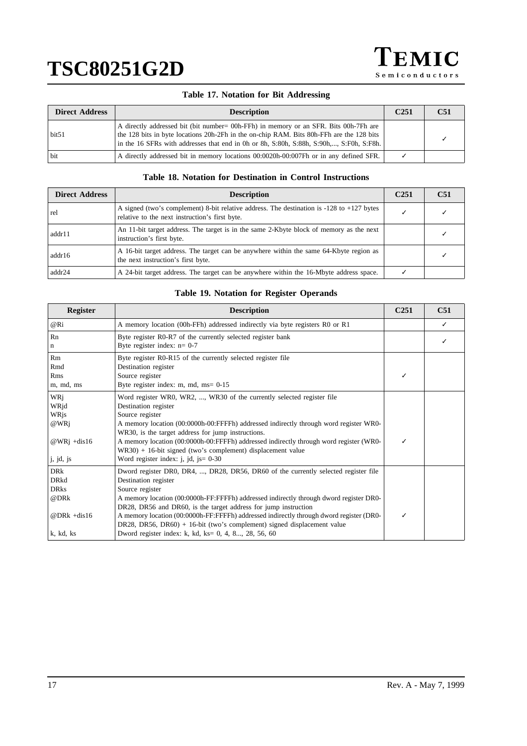### Table 17. Notation for Bit Addressing

| Direct Address | Description | C251 | C51 |
|---|---|---|---|
| bit51 | A directly addressed bit (bit number= 00h-FFh) in memory or an SFR. Bits 00h-7Fh are the 128 bits in byte locations 20h-2Fh in the on-chip RAM. Bits 80h-FFh are the 128 bits in the 16 SFRs with addresses that end in 0h or 8h, S:80h, S:88h, S:90h,..., S:F0h, S:F8h. | | ✓ |
| bit | A directly addressed bit in memory locations 00:0020h-00:007Fh or in any defined SFR. | ✓ | |

### Table 18. Notation for Destination in Control Instructions

| Direct Address | Description | C251 | C51 |
|---|---|---|---|
| rel | A signed (two's complement) 8-bit relative address. The destination is -128 to +127 bytes relative to the next instruction's first byte. | ✓ | ✓ |
| addr11 | An 11-bit target address. The target is in the same 2-Kbyte block of memory as the next instruction's first byte. | | ✓ |
| addr16 | A 16-bit target address. The target can be anywhere within the same 64-Kbyte region as the next instruction's first byte. | | ✓ |
| addr24 | A 24-bit target address. The target can be anywhere within the 16-Mbyte address space. | ✓ | |

### Table 19. Notation for Register Operands

| Register | Description | C251 | C51 |
|---|---|---|---|
| @Ri | A memory location (00h-FFh) addressed indirectly via byte registers R0 or R1 | | ✓ |
| Rn<br>n | Byte register R0-R7 of the currently selected register bank<br>Byte register index: n= 0-7 | | ✓ |
| Rm<br>Rmd<br>Rms<br>m, md, ms | Byte register R0-R15 of the currently selected register file<br>Destination register<br>Source register<br>Byte register index: m, md, ms= 0-15 | ✓ | |
| WRj<br>WRjd<br>WRjs<br>@WRj<br><br>@WRj +dis16<br><br>j, jd, js | Word register WR0, WR2, ..., WR30 of the currently selected register file<br>Destination register<br>Source register<br>A memory location (00:0000h-00:FFFFh) addressed indirectly through word register WR0-WR30, is the target address for jump instructions.<br>A memory location (00:0000h-00:FFFFh) addressed indirectly through word register (WR0-WR30) + 16-bit signed (two's complement) displacement value<br>Word register index: j, jd, js= 0-30 | ✓ | |
| DRk<br>DRkd<br>DRks<br>@DRk<br><br>@DRk +dis16<br><br>k, kd, ks | Dword register DR0, DR4, ..., DR28, DR56, DR60 of the currently selected register file<br>Destination register<br>Source register<br>A memory location (00:0000h-FF:FFFFh) addressed indirectly through dword register DR0-DR28, DR56 and DR60, is the target address for jump instruction<br>A memory location (00:0000h-FF:FFFFh) addressed indirectly through dword register (DR0-DR28, DR56, DR60) + 16-bit (two's complement) signed displacement value<br>Dword register index: k, kd, ks= 0, 4, 8..., 28, 56, 60 | ✓ | |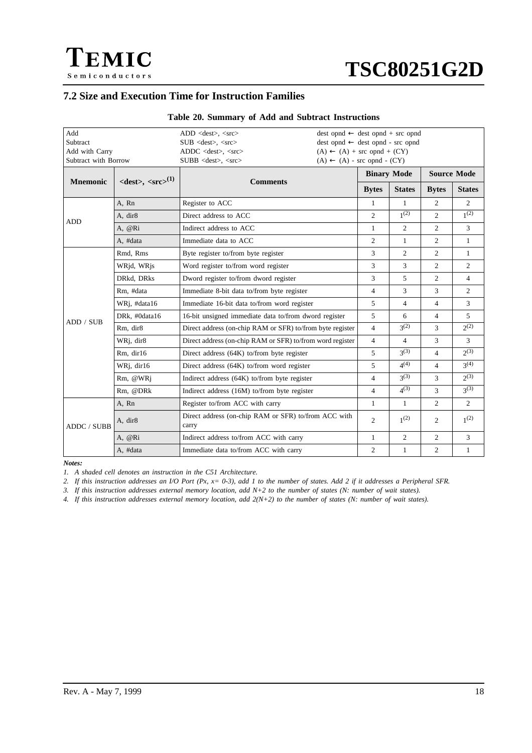## 7.2 Size and Execution Time for Instruction Families

**Table 20. Summary of Add and Subtract Instructions**

| Add<br>Subtract<br>Add with Carry<br>Subtract with Borrow | | ADD <dest>, <src><br>SUB <dest>, <src><br>ADDC <dest>, <src><br>SUBB <dest>, <src> | dest opnd ← dest opnd + src opnd<br>dest opnd ← dest opnd - src opnd<br>(A) ← (A) + src opnd + (CY)<br>(A) ← (A) - src opnd - (CY) | | | |
|---|---|---|---|---|---|---|
| **Mnemonic** | **<dest>, <src>(1)** | **Comments** | **Binary Mode** | | **Source Mode** | |
| | | | **Bytes** | **States** | **Bytes** | **States** |
| ADD | A, Rn | Register to ACC | 1 | 1 | 2 | 2 |
| | A, dir8 | Direct address to ACC | 2 | 1(2) | 2 | 1(2) |
| | A, @Ri | Indirect address to ACC | 1 | 2 | 2 | 3 |
| | A, #data | Immediate data to ACC | 2 | 1 | 2 | 1 |
| ADD / SUB | Rmd, Rms | Byte register to/from byte register | 3 | 2 | 2 | 1 |
| | WRjd, WRjs | Word register to/from word register | 3 | 3 | 2 | 2 |
| | DRkd, DRks | Dword register to/from dword register | 3 | 5 | 2 | 4 |
| | Rm, #data | Immediate 8-bit data to/from byte register | 4 | 3 | 3 | 2 |
| | WRj, #data16 | Immediate 16-bit data to/from word register | 5 | 4 | 4 | 3 |
| | DRk, #0data16 | 16-bit unsigned immediate data to/from dword register | 5 | 6 | 4 | 5 |
| | Rm, dir8 | Direct address (on-chip RAM or SFR) to/from byte register | 4 | 3(2) | 3 | 2(2) |
| | WRj, dir8 | Direct address (on-chip RAM or SFR) to/from word register | 4 | 4 | 3 | 3 |
| | Rm, dir16 | Direct address (64K) to/from byte register | 5 | 3(3) | 4 | 2(3) |
| | WRj, dir16 | Direct address (64K) to/from word register | 5 | 4(4) | 4 | 3(4) |
| | Rm, @WRj | Indirect address (64K) to/from byte register | 4 | 3(3) | 3 | 2(3) |
| | Rm, @DRk | Indirect address (16M) to/from byte register | 4 | 4(3) | 3 | 3(3) |
| ADDC / SUBB | A, Rn | Register to/from ACC with carry | 1 | 1 | 2 | 2 |
| | A, dir8 | Direct address (on-chip RAM or SFR) to/from ACC with carry | 2 | 1(2) | 2 | 1(2) |
| | A, @Ri | Indirect address to/from ACC with carry | 1 | 2 | 2 | 3 |
| | A, #data | Immediate data to/from ACC with carry | 2 | 1 | 2 | 1 |

***Notes:***

*1. A shaded cell denotes an instruction in the C51 Architecture.*

*2. If this instruction addresses an I/O Port (Px, x= 0-3), add 1 to the number of states. Add 2 if it addresses a Peripheral SFR.*

*3. If this instruction addresses external memory location, add N+2 to the number of states (N: number of wait states).*

*4. If this instruction addresses external memory location, add 2(N+2) to the number of states (N: number of wait states).*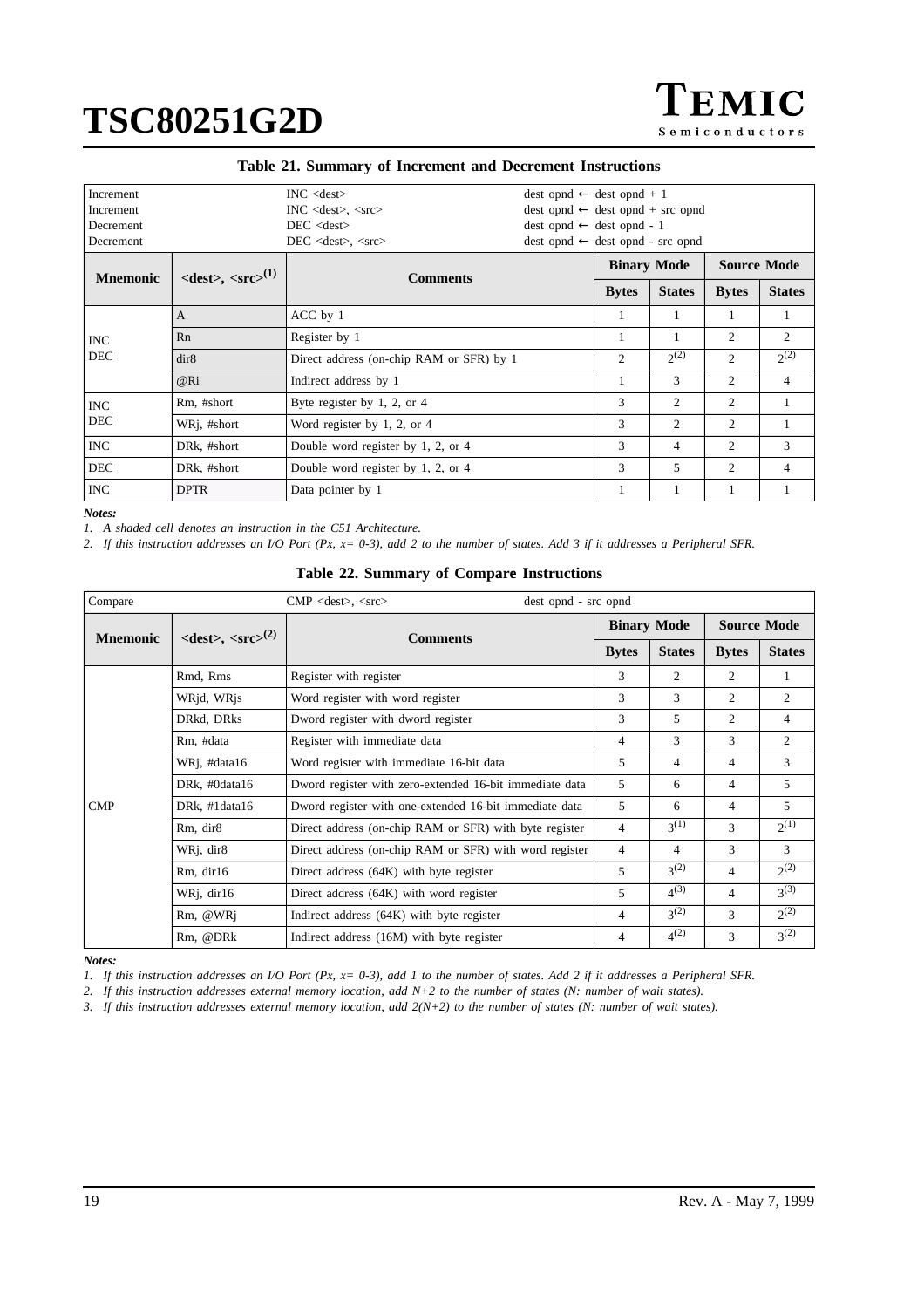**Table 21. Summary of Increment and Decrement Instructions**

| Increment | | INC <dest> | dest opnd ← dest opnd + 1 | | | |
|---|---|---|---|---|---|---|
| Increment | | INC <dest>, <src> | dest opnd ← dest opnd + src opnd | | | |
| Decrement | | DEC <dest> | dest opnd ← dest opnd - 1 | | | |
| Decrement | | DEC <dest>, <src> | dest opnd ← dest opnd - src opnd | | | |
| **Mnemonic** | **<dest>, <src>(1)** | **Comments** | **Binary Mode** | | **Source Mode** | |
| | | | **Bytes** | **States** | **Bytes** | **States** |
| INC DEC | A | ACC by 1 | 1 | 1 | 1 | 1 |
| | Rn | Register by 1 | 1 | 1 | 2 | 2 |
| | dir8 | Direct address (on-chip RAM or SFR) by 1 | 2 | 2(2) | 2 | 2(2) |
| | @Ri | Indirect address by 1 | 1 | 3 | 2 | 4 |
| INC DEC | Rm, #short | Byte register by 1, 2, or 4 | 3 | 2 | 2 | 1 |
| | WRj, #short | Word register by 1, 2, or 4 | 3 | 2 | 2 | 1 |
| INC | DRk, #short | Double word register by 1, 2, or 4 | 3 | 4 | 2 | 3 |
| DEC | DRk, #short | Double word register by 1, 2, or 4 | 3 | 5 | 2 | 4 |
| INC | DPTR | Data pointer by 1 | 1 | 1 | 1 | 1 |

*Notes:*

*1. A shaded cell denotes an instruction in the C51 Architecture.*

*2. If this instruction addresses an I/O Port (Px, x= 0-3), add 2 to the number of states. Add 3 if it addresses a Peripheral SFR.*

**Table 22. Summary of Compare Instructions**

| Compare | | CMP <dest>, <src> | dest opnd - src opnd | | | |
|---|---|---|---|---|---|---|
| **Mnemonic** | **<dest>, <src>(2)** | **Comments** | **Binary Mode** | | **Source Mode** | |
| | | | **Bytes** | **States** | **Bytes** | **States** |
| CMP | Rmd, Rms | Register with register | 3 | 2 | 2 | 1 |
| | WRjd, WRjs | Word register with word register | 3 | 3 | 2 | 2 |
| | DRkd, DRks | Dword register with dword register | 3 | 5 | 2 | 4 |
| | Rm, #data | Register with immediate data | 4 | 3 | 3 | 2 |
| | WRj, #data16 | Word register with immediate 16-bit data | 5 | 4 | 4 | 3 |
| | DRk, #0data16 | Dword register with zero-extended 16-bit immediate data | 5 | 6 | 4 | 5 |
| | DRk, #1data16 | Dword register with one-extended 16-bit immediate data | 5 | 6 | 4 | 5 |
| | Rm, dir8 | Direct address (on-chip RAM or SFR) with byte register | 4 | 3(1) | 3 | 2(1) |
| | WRj, dir8 | Direct address (on-chip RAM or SFR) with word register | 4 | 4 | 3 | 3 |
| | Rm, dir16 | Direct address (64K) with byte register | 5 | 3(2) | 4 | 2(2) |
| | WRj, dir16 | Direct address (64K) with word register | 5 | 4(3) | 4 | 3(3) |
| | Rm, @WRj | Indirect address (64K) with byte register | 4 | 3(2) | 3 | 2(2) |
| | Rm, @DRk | Indirect address (16M) with byte register | 4 | 4(2) | 3 | 3(2) |

*Notes:*

*1. If this instruction addresses an I/O Port (Px, x= 0-3), add 1 to the number of states. Add 2 if it addresses a Peripheral SFR.*

*2. If this instruction addresses external memory location, add N+2 to the number of states (N: number of wait states).*

*3. If this instruction addresses external memory location, add 2(N+2) to the number of states (N: number of wait states).*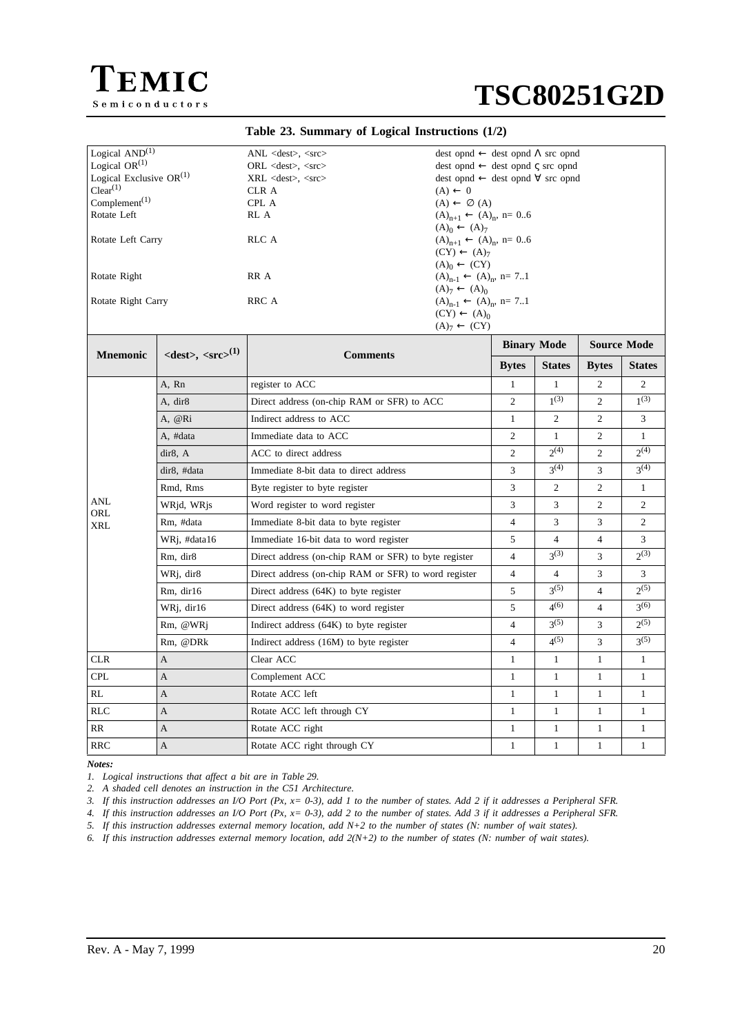### Table 23. Summary of Logical Instructions (1/2)

| | | |
|---|---|---|
| Logical AND[(1)] | ANL <dest>, <src> | dest opnd ← dest opnd Λ src opnd |
| Logical OR[(1)] | ORL <dest>, <src> | dest opnd ← dest opnd ς src opnd |
| Logical Exclusive OR[(1)] | XRL <dest>, <src> | dest opnd ← dest opnd ∀ src opnd |
| Clear[(1)] | CLR A | (A) ← 0 |
| Complement[(1)] | CPL A | (A) ← ∅ (A) |
| Rotate Left | RL A | $(A)_{n+1}$ ← $(A)_n$, n= 0..6<br>$(A)_0$ ← $(A)_7$ |
| Rotate Left Carry | RLC A | $(A)_{n+1}$ ← $(A)_n$, n= 0..6<br>(CY) ← $(A)_7$<br>$(A)_0$ ← (CY) |
| Rotate Right | RR A | $(A)_{n-1}$ ← $(A)_n$, n= 7..1<br>$(A)_7$ ← $(A)_0$ |
| Rotate Right Carry | RRC A | $(A)_{n-1}$ ← $(A)_n$, n= 7..1<br>(CY) ← $(A)_0$<br>$(A)_7$ ← (CY) |

| Mnemonic | <dest>, <src>[(1)] | Comments | Binary Mode | | Source Mode | |
|---|---|---|---|---|---|---|
| | | | Bytes | States | Bytes | States |
| ANL<br>ORL<br>XRL | A, Rn | register to ACC | 1 | 1 | 2 | 2 |
| | A, dir8 | Direct address (on-chip RAM or SFR) to ACC | 2 | 1[(3)] | 2 | 1[(3)] |
| | A, @Ri | Indirect address to ACC | 1 | 2 | 2 | 3 |
| | A, #data | Immediate data to ACC | 2 | 1 | 2 | 1 |
| | dir8, A | ACC to direct address | 2 | 2[(4)] | 2 | 2[(4)] |
| | dir8, #data | Immediate 8-bit data to direct address | 3 | 3[(4)] | 3 | 3[(4)] |
| | Rmd, Rms | Byte register to byte register | 3 | 2 | 2 | 1 |
| | WRjd, WRjs | Word register to word register | 3 | 3 | 2 | 2 |
| | Rm, #data | Immediate 8-bit data to byte register | 4 | 3 | 3 | 2 |
| | WRj, #data16 | Immediate 16-bit data to word register | 5 | 4 | 4 | 3 |
| | Rm, dir8 | Direct address (on-chip RAM or SFR) to byte register | 4 | 3[(3)] | 3 | 2[(3)] |
| | WRj, dir8 | Direct address (on-chip RAM or SFR) to word register | 4 | 4 | 3 | 3 |
| | Rm, dir16 | Direct address (64K) to byte register | 5 | 3[(5)] | 4 | 2[(5)] |
| | WRj, dir16 | Direct address (64K) to word register | 5 | 4[(6)] | 4 | 3[(6)] |
| | Rm, @WRj | Indirect address (64K) to byte register | 4 | 3[(5)] | 3 | 2[(5)] |
| | Rm, @DRk | Indirect address (16M) to byte register | 4 | 4[(5)] | 3 | 3[(5)] |
| CLR | A | Clear ACC | 1 | 1 | 1 | 1 |
| CPL | A | Complement ACC | 1 | 1 | 1 | 1 |
| RL | A | Rotate ACC left | 1 | 1 | 1 | 1 |
| RLC | A | Rotate ACC left through CY | 1 | 1 | 1 | 1 |
| RR | A | Rotate ACC right | 1 | 1 | 1 | 1 |
| RRC | A | Rotate ACC right through CY | 1 | 1 | 1 | 1 |

***Notes:***

1. *Logical instructions that affect a bit are in Table 29.*
2. *A shaded cell denotes an instruction in the C51 Architecture.*
3. *If this instruction addresses an I/O Port (Px, x= 0-3), add 1 to the number of states. Add 2 if it addresses a Peripheral SFR.*
4. *If this instruction addresses an I/O Port (Px, x= 0-3), add 2 to the number of states. Add 3 if it addresses a Peripheral SFR.*
5. *If this instruction addresses external memory location, add N+2 to the number of states (N: number of wait states).*
6. *If this instruction addresses external memory location, add 2(N+2) to the number of states (N: number of wait states).*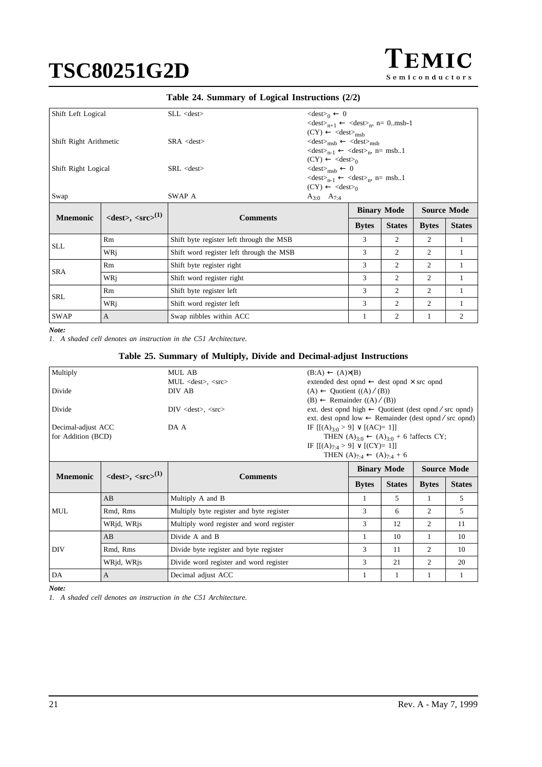**Table 24. Summary of Logical Instructions (2/2)**

| Shift Left Logical | | SLL <dest> | $\langle dest\rangle_0 \leftarrow 0$<br>$\langle dest\rangle_{n+1} \leftarrow \langle dest\rangle_n$, n= 0..msb-1<br>$(CY) \leftarrow \langle dest\rangle_{msb}$ | | | |
|---|---|---|---|---|---|---|
| Shift Right Arithmetic | | SRA <dest> | $\langle dest\rangle_{msb} \leftarrow \langle dest\rangle_{msb}$<br>$\langle dest\rangle_{n-1} \leftarrow \langle dest\rangle_n$, n= msb..1<br>$(CY) \leftarrow \langle dest\rangle_0$ | | | |
| Shift Right Logical | | SRL <dest> | $\langle dest\rangle_{msb} \leftarrow 0$<br>$\langle dest\rangle_{n-1} \leftarrow \langle dest\rangle_n$, n= msb..1<br>$(CY) \leftarrow \langle dest\rangle_0$ | | | |
| Swap | | SWAP A | $A_{3:0}$ $A_{7:4}$ | | | |
| **Mnemonic** | **<dest>, <src>(1)** | **Comments** | **Binary Mode** | | **Source Mode** | |
| | | | **Bytes** | **States** | **Bytes** | **States** |
| SLL | Rm | Shift byte register left through the MSB | 3 | 2 | 2 | 1 |
| | WRj | Shift word register left through the MSB | 3 | 2 | 2 | 1 |
| SRA | Rm | Shift byte register right | 3 | 2 | 2 | 1 |
| | WRj | Shift word register right | 3 | 2 | 2 | 1 |
| SRL | Rm | Shift byte register left | 3 | 2 | 2 | 1 |
| | WRj | Shift word register left | 3 | 2 | 2 | 1 |
| SWAP | A | Swap nibbles within ACC | 1 | 2 | 1 | 2 |

***Note:***

*1. A shaded cell denotes an instruction in the C51 Architecture.*

**Table 25. Summary of Multiply, Divide and Decimal-adjust Instructions**

| Multiply | | MUL AB<br>MUL <dest>, <src> | $(B:A) \leftarrow (A)\times(B)$<br>extended dest opnd $\leftarrow$ dest opnd $\times$ src opnd | | | |
|---|---|---|---|---|---|---|
| Divide | | DIV AB | $(A) \leftarrow$ Quotient $((A)/(B))$<br>$(B) \leftarrow$ Remainder $((A)/(B))$ | | | |
| Divide | | DIV <dest>, <src> | ext. dest opnd high $\leftarrow$ Quotient (dest opnd / src opnd)<br>ext. dest opnd low $\leftarrow$ Remainder (dest opnd / src opnd) | | | |
| Decimal-adjust ACC for Addition (BCD) | | DA A | IF $[[(A)_{3:0} > 9] \vee [(AC)=1]]$<br>THEN $(A)_{3:0} \leftarrow (A)_{3:0} + 6$ !affects CY;<br>IF $[[(A)_{7:4} > 9] \vee [(CY)=1]]$<br>THEN $(A)_{7:4} \leftarrow (A)_{7:4} + 6$ | | | |
| **Mnemonic** | **<dest>, <src>(1)** | **Comments** | **Binary Mode** | | **Source Mode** | |
| | | | **Bytes** | **States** | **Bytes** | **States** |
| MUL | AB | Multiply A and B | 1 | 5 | 1 | 5 |
| | Rmd, Rms | Multiply byte register and byte register | 3 | 6 | 2 | 5 |
| | WRjd, WRjs | Multiply word register and word register | 3 | 12 | 2 | 11 |
| DIV | AB | Divide A and B | 1 | 10 | 1 | 10 |
| | Rmd, Rms | Divide byte register and byte register | 3 | 11 | 2 | 10 |
| | WRjd, WRjs | Divide word register and word register | 3 | 21 | 2 | 20 |
| DA | A | Decimal adjust ACC | 1 | 1 | 1 | 1 |

***Note:***

*1. A shaded cell denotes an instruction in the C51 Architecture.*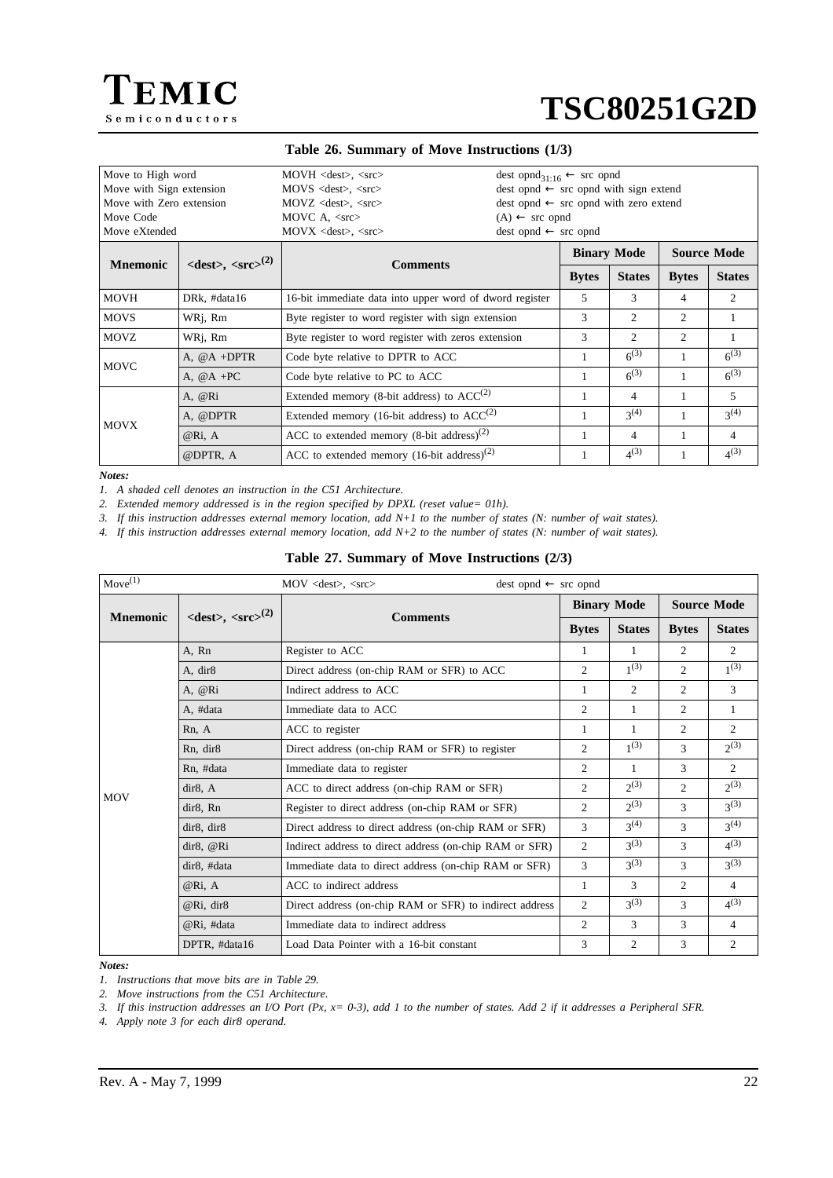### Table 26. Summary of Move Instructions (1/3)

| Move to High word | MOVH <dest>, <src> | dest $opnd_{31:16}$ ← src opnd |
|---|---|---|
| Move with Sign extension | MOVS <dest>, <src> | dest opnd ← src opnd with sign extend |
| Move with Zero extension | MOVZ <dest>, <src> | dest opnd ← src opnd with zero extend |
| Move Code | MOVC A, <src> | (A) ← src opnd |
| Move eXtended | MOVX <dest>, <src> | dest opnd ← src opnd |

| Mnemonic | <dest>, <src>(2) | Comments | Binary Mode | | Source Mode | |
|---|---|---|---|---|---|---|
| | | | Bytes | States | Bytes | States |
| MOVH | DRk, #data16 | 16-bit immediate data into upper word of dword register | 5 | 3 | 4 | 2 |
| MOVS | WRj, Rm | Byte register to word register with sign extension | 3 | 2 | 2 | 1 |
| MOVZ | WRj, Rm | Byte register to word register with zeros extension | 3 | 2 | 2 | 1 |
| MOVC | A, @A +DPTR | Code byte relative to DPTR to ACC | 1 | 6(3) | 1 | 6(3) |
| | A, @A +PC | Code byte relative to PC to ACC | 1 | 6(3) | 1 | 6(3) |
| MOVX | A, @Ri | Extended memory (8-bit address) to ACC(2) | 1 | 4 | 1 | 5 |
| | A, @DPTR | Extended memory (16-bit address) to ACC(2) | 1 | 3(4) | 1 | 3(4) |
| | @Ri, A | ACC to extended memory (8-bit address)(2) | 1 | 4 | 1 | 4 |
| | @DPTR, A | ACC to extended memory (16-bit address)(2) | 1 | 4(3) | 1 | 4(3) |

*Notes:*

*1. A shaded cell denotes an instruction in the C51 Architecture.*

*2. Extended memory addressed is in the region specified by DPXL (reset value= 01h).*

*3. If this instruction addresses external memory location, add N+1 to the number of states (N: number of wait states).*

*4. If this instruction addresses external memory location, add N+2 to the number of states (N: number of wait states).*

### Table 27. Summary of Move Instructions (2/3)

| Move(1) | MOV <dest>, <src> | dest opnd ← src opnd |
|---|---|---|

| Mnemonic | <dest>, <src>(2) | Comments | Binary Mode | | Source Mode | |
|---|---|---|---|---|---|---|
| | | | Bytes | States | Bytes | States |
| MOV | A, Rn | Register to ACC | 1 | 1 | 2 | 2 |
| | A, dir8 | Direct address (on-chip RAM or SFR) to ACC | 2 | 1(3) | 2 | 1(3) |
| | A, @Ri | Indirect address to ACC | 1 | 2 | 2 | 3 |
| | A, #data | Immediate data to ACC | 2 | 1 | 2 | 1 |
| | Rn, A | ACC to register | 1 | 1 | 2 | 2 |
| | Rn, dir8 | Direct address (on-chip RAM or SFR) to register | 2 | 1(3) | 3 | 2(3) |
| | Rn, #data | Immediate data to register | 2 | 1 | 3 | 2 |
| | dir8, A | ACC to direct address (on-chip RAM or SFR) | 2 | 2(3) | 2 | 2(3) |
| | dir8, Rn | Register to direct address (on-chip RAM or SFR) | 2 | 2(3) | 3 | 3(3) |
| | dir8, dir8 | Direct address to direct address (on-chip RAM or SFR) | 3 | 3(4) | 3 | 3(4) |
| | dir8, @Ri | Indirect address to direct address (on-chip RAM or SFR) | 2 | 3(3) | 3 | 4(3) |
| | dir8, #data | Immediate data to direct address (on-chip RAM or SFR) | 3 | 3(3) | 3 | 3(3) |
| | @Ri, A | ACC to indirect address | 1 | 3 | 2 | 4 |
| | @Ri, dir8 | Direct address (on-chip RAM or SFR) to indirect address | 2 | 3(3) | 3 | 4(3) |
| | @Ri, #data | Immediate data to indirect address | 2 | 3 | 3 | 4 |
| | DPTR, #data16 | Load Data Pointer with a 16-bit constant | 3 | 2 | 3 | 2 |

*Notes:*

*1. Instructions that move bits are in Table 29.*

*2. Move instructions from the C51 Architecture.*

*3. If this instruction addresses an I/O Port (Px, x= 0-3), add 1 to the number of states. Add 2 if it addresses a Peripheral SFR.*

*4. Apply note 3 for each dir8 operand.*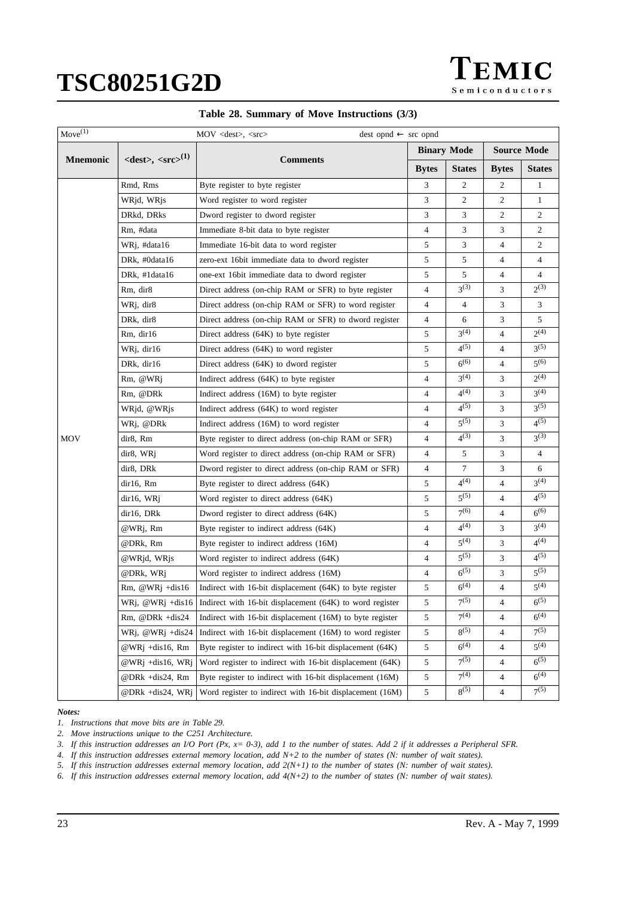**Table 28. Summary of Move Instructions (3/3)**

| Move(1) | MOV <dest>, <src> | dest opnd ← src opnd | | | | |
|---|---|---|---|---|---|---|
| **Mnemonic** | **<dest>, <src>(1)** | **Comments** | **Binary Mode** | | **Source Mode** | |
| | | | **Bytes** | **States** | **Bytes** | **States** |
| MOV | Rmd, Rms | Byte register to byte register | 3 | 2 | 2 | 1 |
| | WRjd, WRjs | Word register to word register | 3 | 2 | 2 | 1 |
| | DRkd, DRks | Dword register to dword register | 3 | 3 | 2 | 2 |
| | Rm, #data | Immediate 8-bit data to byte register | 4 | 3 | 3 | 2 |
| | WRj, #data16 | Immediate 16-bit data to word register | 5 | 3 | 4 | 2 |
| | DRk, #0data16 | zero-ext 16bit immediate data to dword register | 5 | 5 | 4 | 4 |
| | DRk, #1data16 | one-ext 16bit immediate data to dword register | 5 | 5 | 4 | 4 |
| | Rm, dir8 | Direct address (on-chip RAM or SFR) to byte register | 4 | 3(3) | 3 | 2(3) |
| | WRj, dir8 | Direct address (on-chip RAM or SFR) to word register | 4 | 4 | 3 | 3 |
| | DRk, dir8 | Direct address (on-chip RAM or SFR) to dword register | 4 | 6 | 3 | 5 |
| | Rm, dir16 | Direct address (64K) to byte register | 5 | 3(4) | 4 | 2(4) |
| | WRj, dir16 | Direct address (64K) to word register | 5 | 4(5) | 4 | 3(5) |
| | DRk, dir16 | Direct address (64K) to dword register | 5 | 6(6) | 4 | 5(6) |
| | Rm, @WRj | Indirect address (64K) to byte register | 4 | 3(4) | 3 | 2(4) |
| | Rm, @DRk | Indirect address (16M) to byte register | 4 | 4(4) | 3 | 3(4) |
| | WRjd, @WRjs | Indirect address (64K) to word register | 4 | 4(5) | 3 | 3(5) |
| | WRj, @DRk | Indirect address (16M) to word register | 4 | 5(5) | 3 | 4(5) |
| | dir8, Rm | Byte register to direct address (on-chip RAM or SFR) | 4 | 4(3) | 3 | 3(3) |
| | dir8, WRj | Word register to direct address (on-chip RAM or SFR) | 4 | 5 | 3 | 4 |
| | dir8, DRk | Dword register to direct address (on-chip RAM or SFR) | 4 | 7 | 3 | 6 |
| | dir16, Rm | Byte register to direct address (64K) | 5 | 4(4) | 4 | 3(4) |
| | dir16, WRj | Word register to direct address (64K) | 5 | 5(5) | 4 | 4(5) |
| | dir16, DRk | Dword register to direct address (64K) | 5 | 7(6) | 4 | 6(6) |
| | @WRj, Rm | Byte register to indirect address (64K) | 4 | 4(4) | 3 | 3(4) |
| | @DRk, Rm | Byte register to indirect address (16M) | 4 | 5(4) | 3 | 4(4) |
| | @WRjd, WRjs | Word register to indirect address (64K) | 4 | 5(5) | 3 | 4(5) |
| | @DRk, WRj | Word register to indirect address (16M) | 4 | 6(5) | 3 | 5(5) |
| | Rm, @WRj +dis16 | Indirect with 16-bit displacement (64K) to byte register | 5 | 6(4) | 4 | 5(4) |
| | WRj, @WRj +dis16 | Indirect with 16-bit displacement (64K) to word register | 5 | 7(5) | 4 | 6(5) |
| | Rm, @DRk +dis24 | Indirect with 16-bit displacement (16M) to byte register | 5 | 7(4) | 4 | 6(4) |
| | WRj, @WRj +dis24 | Indirect with 16-bit displacement (16M) to word register | 5 | 8(5) | 4 | 7(5) |
| | @WRj +dis16, Rm | Byte register to indirect with 16-bit displacement (64K) | 5 | 6(4) | 4 | 5(4) |
| | @WRj +dis16, WRj | Word register to indirect with 16-bit displacement (64K) | 5 | 7(5) | 4 | 6(5) |
| | @DRk +dis24, Rm | Byte register to indirect with 16-bit displacement (16M) | 5 | 7(4) | 4 | 6(4) |
| | @DRk +dis24, WRj | Word register to indirect with 16-bit displacement (16M) | 5 | 8(5) | 4 | 7(5) |

***Notes:***

1. *Instructions that move bits are in Table 29.*
2. *Move instructions unique to the C251 Architecture.*
3. *If this instruction addresses an I/O Port (Px, x= 0-3), add 1 to the number of states. Add 2 if it addresses a Peripheral SFR.*
4. *If this instruction addresses external memory location, add N+2 to the number of states (N: number of wait states).*
5. *If this instruction addresses external memory location, add 2(N+1) to the number of states (N: number of wait states).*
6. *If this instruction addresses external memory location, add 4(N+2) to the number of states (N: number of wait states).*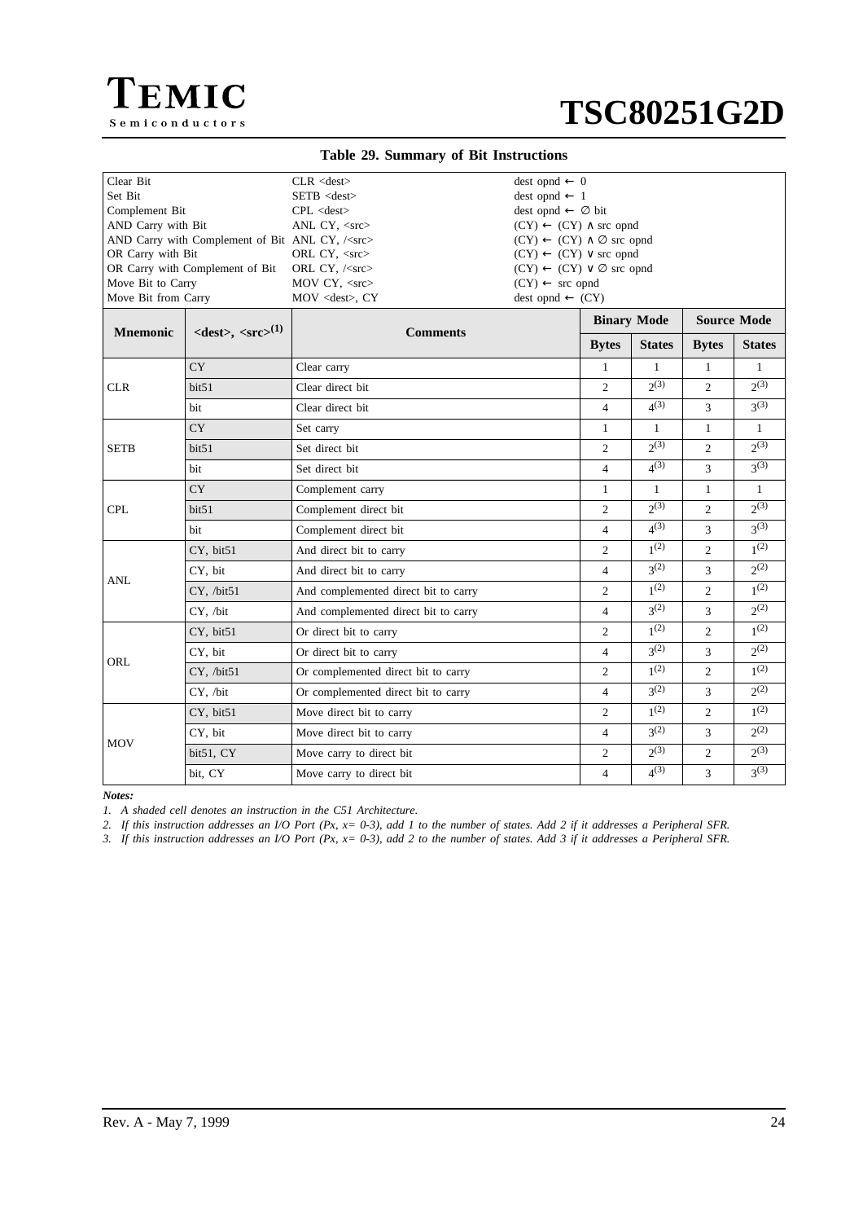**Table 29. Summary of Bit Instructions**

| | | |
|---|---|---|
| Clear Bit | CLR <dest> | dest opnd ← 0 |
| Set Bit | SETB <dest> | dest opnd ← 1 |
| Complement Bit | CPL <dest> | dest opnd ← ∅ bit |
| AND Carry with Bit | ANL CY, <src> | (CY) ← (CY) ∧ src opnd |
| AND Carry with Complement of Bit | ANL CY, /<src> | (CY) ← (CY) ∧ ∅ src opnd |
| OR Carry with Bit | ORL CY, <src> | (CY) ← (CY) ∨ src opnd |
| OR Carry with Complement of Bit | ORL CY, /<src> | (CY) ← (CY) ∨ ∅ src opnd |
| Move Bit to Carry | MOV CY, <src> | (CY) ← src opnd |
| Move Bit from Carry | MOV <dest>, CY | dest opnd ← (CY) |

| Mnemonic | <dest>, <src>[(1)] | Comments | Binary Mode | | Source Mode | |
|---|---|---|---|---|---|---|
| | | | Bytes | States | Bytes | States |
| CLR | CY | Clear carry | 1 | 1 | 1 | 1 |
| | bit51 | Clear direct bit | 2 | 2[(3)] | 2 | 2[(3)] |
| | bit | Clear direct bit | 4 | 4[(3)] | 3 | 3[(3)] |
| SETB | CY | Set carry | 1 | 1 | 1 | 1 |
| | bit51 | Set direct bit | 2 | 2[(3)] | 2 | 2[(3)] |
| | bit | Set direct bit | 4 | 4[(3)] | 3 | 3[(3)] |
| CPL | CY | Complement carry | 1 | 1 | 1 | 1 |
| | bit51 | Complement direct bit | 2 | 2[(3)] | 2 | 2[(3)] |
| | bit | Complement direct bit | 4 | 4[(3)] | 3 | 3[(3)] |
| ANL | CY, bit51 | And direct bit to carry | 2 | 1[(2)] | 2 | 1[(2)] |
| | CY, bit | And direct bit to carry | 4 | 3[(2)] | 3 | 2[(2)] |
| | CY, /bit51 | And complemented direct bit to carry | 2 | 1[(2)] | 2 | 1[(2)] |
| | CY, /bit | And complemented direct bit to carry | 4 | 3[(2)] | 3 | 2[(2)] |
| ORL | CY, bit51 | Or direct bit to carry | 2 | 1[(2)] | 2 | 1[(2)] |
| | CY, bit | Or direct bit to carry | 4 | 3[(2)] | 3 | 2[(2)] |
| | CY, /bit51 | Or complemented direct bit to carry | 2 | 1[(2)] | 2 | 1[(2)] |
| | CY, /bit | Or complemented direct bit to carry | 4 | 3[(2)] | 3 | 2[(2)] |
| MOV | CY, bit51 | Move direct bit to carry | 2 | 1[(2)] | 2 | 1[(2)] |
| | CY, bit | Move direct bit to carry | 4 | 3[(2)] | 3 | 2[(2)] |
| | bit51, CY | Move carry to direct bit | 2 | 2[(3)] | 2 | 2[(3)] |
| | bit, CY | Move carry to direct bit | 4 | 4[(3)] | 3 | 3[(3)] |

***Notes:***

*1. A shaded cell denotes an instruction in the C51 Architecture.*

*2. If this instruction addresses an I/O Port (Px, x= 0-3), add 1 to the number of states. Add 2 if it addresses a Peripheral SFR.*

*3. If this instruction addresses an I/O Port (Px, x= 0-3), add 2 to the number of states. Add 3 if it addresses a Peripheral SFR.*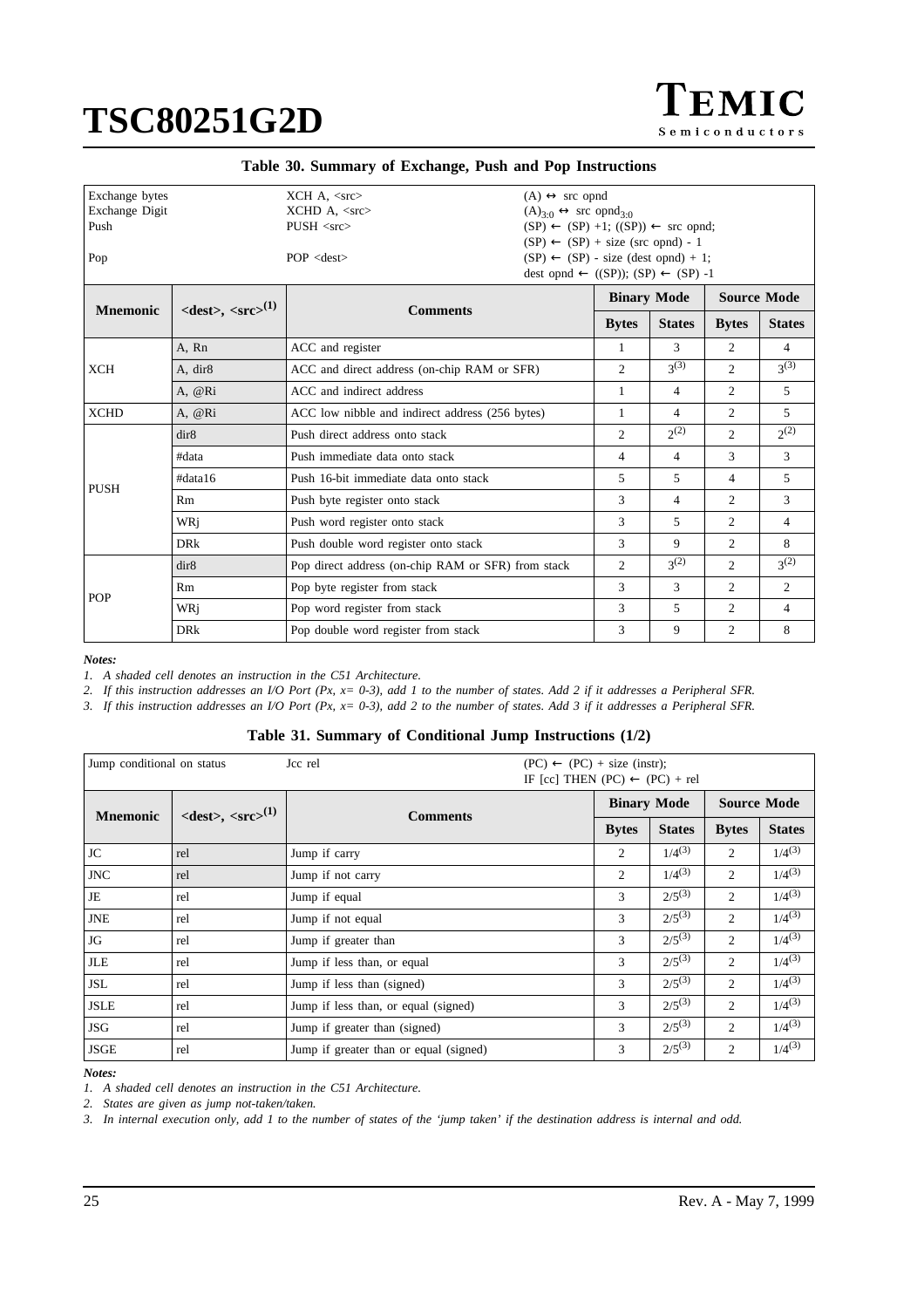**Table 30. Summary of Exchange, Push and Pop Instructions**

| Exchange bytes | | XCH A, <src> | $(A) \leftrightarrow$ src opnd | | | | |
|---|---|---|---|---|---|---|---|
| Exchange Digit | | XCHD A, <src> | $(A)_{3:0} \leftrightarrow$ src $opnd_{3:0}$ | | | | |
| Push | | PUSH <src> | $(SP) \leftarrow (SP) +1$; $((SP)) \leftarrow$ src opnd; $(SP) \leftarrow (SP)$ + size (src opnd) - 1 | | | | |
| Pop | | POP <dest> | $(SP) \leftarrow (SP)$ - size (dest opnd) + 1; dest opnd $\leftarrow ((SP))$; $(SP) \leftarrow (SP)$ -1 | | | | |
| **Mnemonic** | **<dest>, <src>(1)** | **Comments** | **Binary Mode** | | **Source Mode** | | |
| | | | **Bytes** | **States** | **Bytes** | **States** | |
| XCH | A, Rn | ACC and register | 1 | 3 | 2 | 4 | |
| | A, dir8 | ACC and direct address (on-chip RAM or SFR) | 2 | 3(3) | 2 | 3(3) | |
| | A, @Ri | ACC and indirect address | 1 | 4 | 2 | 5 | |
| XCHD | A, @Ri | ACC low nibble and indirect address (256 bytes) | 1 | 4 | 2 | 5 | |
| PUSH | dir8 | Push direct address onto stack | 2 | 2(2) | 2 | 2(2) | |
| | #data | Push immediate data onto stack | 4 | 4 | 3 | 3 | |
| | #data16 | Push 16-bit immediate data onto stack | 5 | 5 | 4 | 5 | |
| | Rm | Push byte register onto stack | 3 | 4 | 2 | 3 | |
| | WRj | Push word register onto stack | 3 | 5 | 2 | 4 | |
| | DRk | Push double word register onto stack | 3 | 9 | 2 | 8 | |
| POP | dir8 | Pop direct address (on-chip RAM or SFR) from stack | 2 | 3(2) | 2 | 3(2) | |
| | Rm | Pop byte register from stack | 3 | 3 | 2 | 2 | |
| | WRj | Pop word register from stack | 3 | 5 | 2 | 4 | |
| | DRk | Pop double word register from stack | 3 | 9 | 2 | 8 | |

*Notes:*

*1. A shaded cell denotes an instruction in the C51 Architecture.*

*2. If this instruction addresses an I/O Port (Px, x= 0-3), add 1 to the number of states. Add 2 if it addresses a Peripheral SFR.*

*3. If this instruction addresses an I/O Port (Px, x= 0-3), add 2 to the number of states. Add 3 if it addresses a Peripheral SFR.*

**Table 31. Summary of Conditional Jump Instructions (1/2)**

| Jump conditional on status | | Jcc rel | $(PC) \leftarrow (PC)$ + size (instr); IF [cc] THEN $(PC) \leftarrow (PC)$ + rel | | | |
|---|---|---|---|---|---|---|
| **Mnemonic** | **<dest>, <src>(1)** | **Comments** | **Binary Mode** | | **Source Mode** | |
| | | | **Bytes** | **States** | **Bytes** | **States** |
| JC | rel | Jump if carry | 2 | 1/4(3) | 2 | 1/4(3) |
| JNC | rel | Jump if not carry | 2 | 1/4(3) | 2 | 1/4(3) |
| JE | rel | Jump if equal | 3 | 2/5(3) | 2 | 1/4(3) |
| JNE | rel | Jump if not equal | 3 | 2/5(3) | 2 | 1/4(3) |
| JG | rel | Jump if greater than | 3 | 2/5(3) | 2 | 1/4(3) |
| JLE | rel | Jump if less than, or equal | 3 | 2/5(3) | 2 | 1/4(3) |
| JSL | rel | Jump if less than (signed) | 3 | 2/5(3) | 2 | 1/4(3) |
| JSLE | rel | Jump if less than, or equal (signed) | 3 | 2/5(3) | 2 | 1/4(3) |
| JSG | rel | Jump if greater than (signed) | 3 | 2/5(3) | 2 | 1/4(3) |
| JSGE | rel | Jump if greater than or equal (signed) | 3 | 2/5(3) | 2 | 1/4(3) |

*Notes:*

*1. A shaded cell denotes an instruction in the C51 Architecture.*

*2. States are given as jump not-taken/taken.*

*3. In internal execution only, add 1 to the number of states of the 'jump taken' if the destination address is internal and odd.*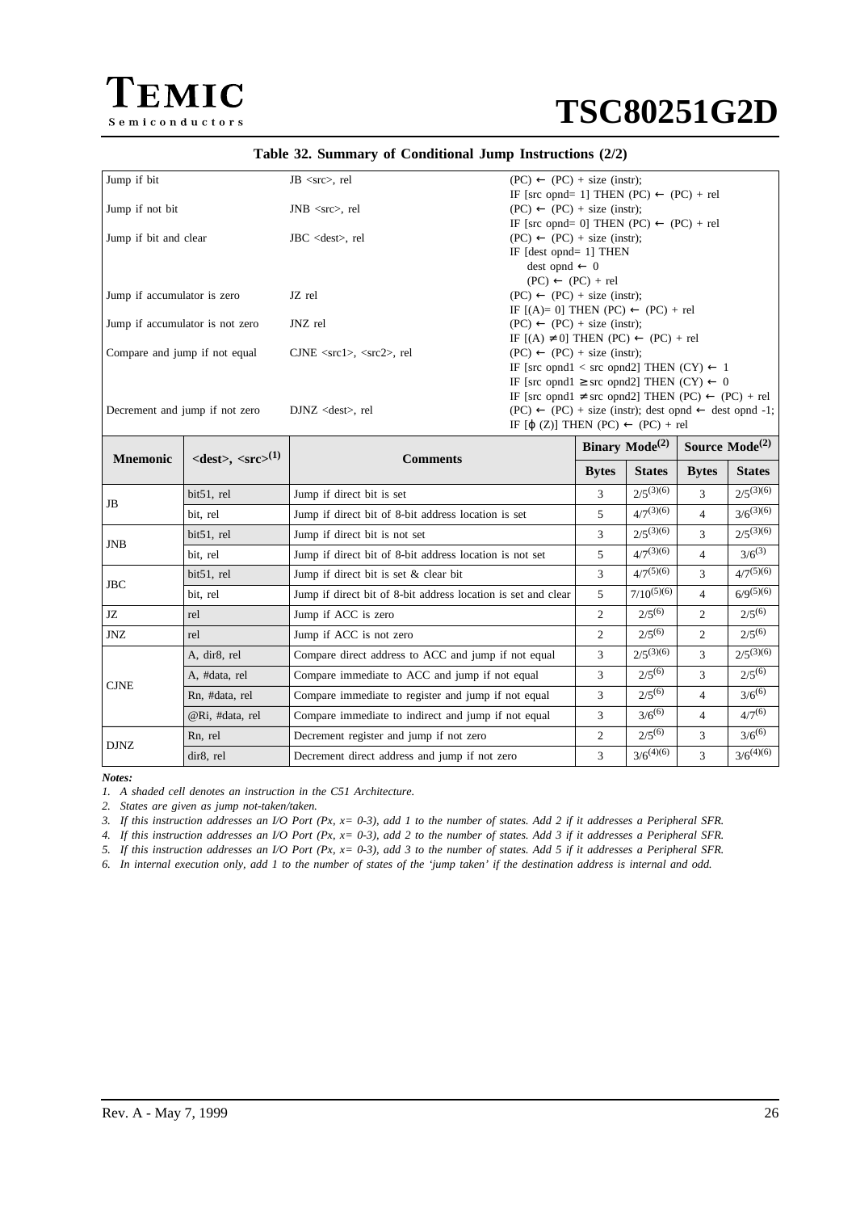**Table 32. Summary of Conditional Jump Instructions (2/2)**

| | | |
|---|---|---|
| Jump if bit | JB <src>, rel | (PC) ← (PC) + size (instr); IF [src opnd= 1] THEN (PC) ← (PC) + rel |
| Jump if not bit | JNB <src>, rel | (PC) ← (PC) + size (instr); IF [src opnd= 0] THEN (PC) ← (PC) + rel |
| Jump if bit and clear | JBC <dest>, rel | (PC) ← (PC) + size (instr); IF [dest opnd= 1] THEN dest opnd ← 0 (PC) ← (PC) + rel |
| Jump if accumulator is zero | JZ rel | (PC) ← (PC) + size (instr); IF [(A)= 0] THEN (PC) ← (PC) + rel |
| Jump if accumulator is not zero | JNZ rel | (PC) ← (PC) + size (instr); IF [(A) ≠ 0] THEN (PC) ← (PC) + rel |
| Compare and jump if not equal | CJNE <src1>, <src2>, rel | (PC) ← (PC) + size (instr); IF [src opnd1 < src opnd2] THEN (CY) ← 1 IF [src opnd1 ≥ src opnd2] THEN (CY) ← 0 IF [src opnd1 ≠ src opnd2] THEN (PC) ← (PC) + rel |
| Decrement and jump if not zero | DJNZ <dest>, rel | (PC) ← (PC) + size (instr); dest opnd ← dest opnd -1; IF [ϕ (Z)] THEN (PC) ← (PC) + rel |

| Mnemonic | <dest>, <src>(1) | Comments | Binary Mode(2) | | Source Mode(2) | |
|---|---|---|---|---|---|---|
| | | | Bytes | States | Bytes | States |
| JB | bit51, rel | Jump if direct bit is set | 3 | 2/5(3)(6) | 3 | 2/5(3)(6) |
| | bit, rel | Jump if direct bit of 8-bit address location is set | 5 | 4/7(3)(6) | 4 | 3/6(3)(6) |
| JNB | bit51, rel | Jump if direct bit is not set | 3 | 2/5(3)(6) | 3 | 2/5(3)(6) |
| | bit, rel | Jump if direct bit of 8-bit address location is not set | 5 | 4/7(3)(6) | 4 | 3/6(3) |
| JBC | bit51, rel | Jump if direct bit is set & clear bit | 3 | 4/7(5)(6) | 3 | 4/7(5)(6) |
| | bit, rel | Jump if direct bit of 8-bit address location is set and clear | 5 | 7/10(5)(6) | 4 | 6/9(5)(6) |
| JZ | rel | Jump if ACC is zero | 2 | 2/5(6) | 2 | 2/5(6) |
| JNZ | rel | Jump if ACC is not zero | 2 | 2/5(6) | 2 | 2/5(6) |
| CJNE | A, dir8, rel | Compare direct address to ACC and jump if not equal | 3 | 2/5(3)(6) | 3 | 2/5(3)(6) |
| | A, #data, rel | Compare immediate to ACC and jump if not equal | 3 | 2/5(6) | 3 | 2/5(6) |
| | Rn, #data, rel | Compare immediate to register and jump if not equal | 3 | 2/5(6) | 4 | 3/6(6) |
| | @Ri, #data, rel | Compare immediate to indirect and jump if not equal | 3 | 3/6(6) | 4 | 4/7(6) |
| DJNZ | Rn, rel | Decrement register and jump if not zero | 2 | 2/5(6) | 3 | 3/6(6) |
| | dir8, rel | Decrement direct address and jump if not zero | 3 | 3/6(4)(6) | 3 | 3/6(4)(6) |

***Notes:***

*1. A shaded cell denotes an instruction in the C51 Architecture.*

*2. States are given as jump not-taken/taken.*

*3. If this instruction addresses an I/O Port (Px, x= 0-3), add 1 to the number of states. Add 2 if it addresses a Peripheral SFR.*

*4. If this instruction addresses an I/O Port (Px, x= 0-3), add 2 to the number of states. Add 3 if it addresses a Peripheral SFR.*

*5. If this instruction addresses an I/O Port (Px, x= 0-3), add 3 to the number of states. Add 5 if it addresses a Peripheral SFR.*

*6. In internal execution only, add 1 to the number of states of the 'jump taken' if the destination address is internal and odd.*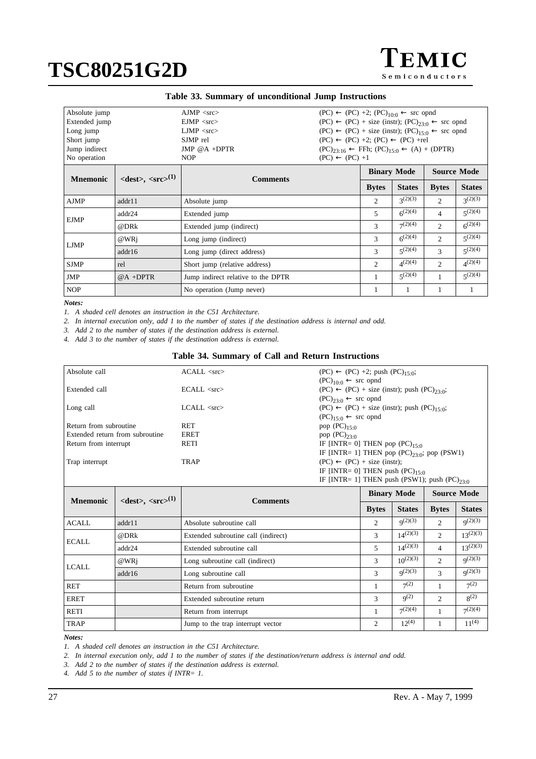**Table 33. Summary of unconditional Jump Instructions**

| | | |
|---|---|---|
| Absolute jump | AJMP <src> | (PC) ← (PC) +2; $(PC)_{10:0}$ ← src opnd |
| Extended jump | EJMP <src> | (PC) ← (PC) + size (instr); $(PC)_{23:0}$ ← src opnd |
| Long jump | LJMP <src> | (PC) ← (PC) + size (instr); $(PC)_{15:0}$ ← src opnd |
| Short jump | SJMP rel | (PC) ← (PC) +2; (PC) ← (PC) +rel |
| Jump indirect | JMP @A +DPTR | $(PC)_{23:16}$ ← FFh; $(PC)_{15:0}$ ← (A) + (DPTR) |
| No operation | NOP | (PC) ← (PC) +1 |

| Mnemonic | <dest>, <src>(1) | Comments | Binary Mode | | Source Mode | |
|---|---|---|---|---|---|---|
| | | | Bytes | States | Bytes | States |
| AJMP | addr11 | Absolute jump | 2 | 3(2)(3) | 2 | 3(2)(3) |
| EJMP | addr24 | Extended jump | 5 | 6(2)(4) | 4 | 5(2)(4) |
| | @DRk | Extended jump (indirect) | 3 | 7(2)(4) | 2 | 6(2)(4) |
| LJMP | @WRj | Long jump (indirect) | 3 | 6(2)(4) | 2 | 5(2)(4) |
| | addr16 | Long jump (direct address) | 3 | 5(2)(4) | 3 | 5(2)(4) |
| SJMP | rel | Short jump (relative address) | 2 | 4(2)(4) | 2 | 4(2)(4) |
| JMP | @A +DPTR | Jump indirect relative to the DPTR | 1 | 5(2)(4) | 1 | 5(2)(4) |
| NOP | | No operation (Jump never) | 1 | 1 | 1 | 1 |

***Notes:***

*1. A shaded cell denotes an instruction in the C51 Architecture.*

*2. In internal execution only, add 1 to the number of states if the destination address is internal and odd.*

*3. Add 2 to the number of states if the destination address is external.*

*4. Add 3 to the number of states if the destination address is external.*

**Table 34. Summary of Call and Return Instructions**

| | | |
|---|---|---|
| Absolute call | ACALL <src> | (PC) ← (PC) +2; push $(PC)_{15:0}$; $(PC)_{10:0}$ ← src opnd |
| Extended call | ECALL <src> | (PC) ← (PC) + size (instr); push $(PC)_{23:0}$; $(PC)_{23:0}$ ← src opnd |
| Long call | LCALL <src> | (PC) ← (PC) + size (instr); push $(PC)_{15:0}$; $(PC)_{15:0}$ ← src opnd |
| Return from subroutine | RET | pop $(PC)_{15:0}$ |
| Extended return from subroutine | ERET | pop $(PC)_{23:0}$ |
| Return from interrupt | RETI | IF [INTR= 0] THEN pop $(PC)_{15:0}$<br>IF [INTR= 1] THEN pop $(PC)_{23:0}$; pop (PSW1) |
| Trap interrupt | TRAP | (PC) ← (PC) + size (instr);<br>IF [INTR= 0] THEN push $(PC)_{15:0}$<br>IF [INTR= 1] THEN push (PSW1); push $(PC)_{23:0}$ |

| Mnemonic | <dest>, <src>(1) | Comments | Binary Mode | | Source Mode | |
|---|---|---|---|---|---|---|
| | | | Bytes | States | Bytes | States |
| ACALL | addr11 | Absolute subroutine call | 2 | 9(2)(3) | 2 | 9(2)(3) |
| ECALL | @DRk | Extended subroutine call (indirect) | 3 | 14(2)(3) | 2 | 13(2)(3) |
| | addr24 | Extended subroutine call | 5 | 14(2)(3) | 4 | 13(2)(3) |
| LCALL | @WRj | Long subroutine call (indirect) | 3 | 10(2)(3) | 2 | 9(2)(3) |
| | addr16 | Long subroutine call | 3 | 9(2)(3) | 3 | 9(2)(3) |
| RET | | Return from subroutine | 1 | 7(2) | 1 | 7(2) |
| ERET | | Extended subroutine return | 3 | 9(2) | 2 | 8(2) |
| RETI | | Return from interrupt | 1 | 7(2)(4) | 1 | 7(2)(4) |
| TRAP | | Jump to the trap interrupt vector | 2 | 12(4) | 1 | 11(4) |

***Notes:***

*1. A shaded cell denotes an instruction in the C51 Architecture.*

*2. In internal execution only, add 1 to the number of states if the destination/return address is internal and odd.*

*3. Add 2 to the number of states if the destination address is external.*

*4. Add 5 to the number of states if INTR= 1.*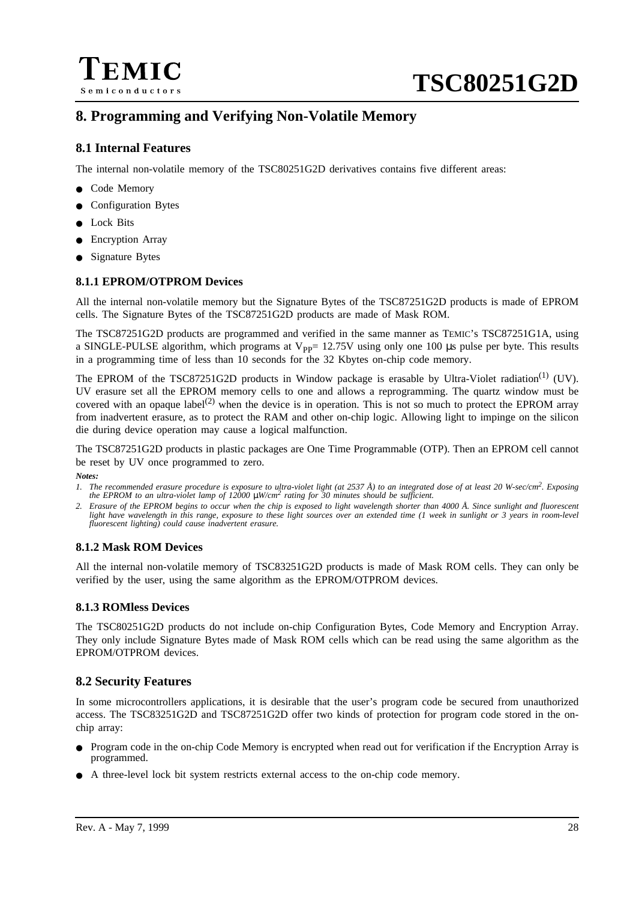# 8. Programming and Verifying Non-Volatile Memory

## 8.1 Internal Features

The internal non-volatile memory of the TSC80251G2D derivatives contains five different areas:

- Code Memory
- Configuration Bytes
- Lock Bits
- Encryption Array
- Signature Bytes

### 8.1.1 EPROM/OTPROM Devices

All the internal non-volatile memory but the Signature Bytes of the TSC87251G2D products is made of EPROM cells. The Signature Bytes of the TSC87251G2D products are made of Mask ROM.

The TSC87251G2D products are programmed and verified in the same manner as TEMIC's TSC87251G1A, using a SINGLE-PULSE algorithm, which programs at $V_{PP}$= 12.75V using only one 100 µs pulse per byte. This results in a programming time of less than 10 seconds for the 32 Kbytes on-chip code memory.

The EPROM of the TSC87251G2D products in Window package is erasable by Ultra-Violet radiation[(1)] (UV). UV erasure set all the EPROM memory cells to one and allows a reprogramming. The quartz window must be covered with an opaque label[(2)] when the device is in operation. This is not so much to protect the EPROM array from inadvertent erasure, as to protect the RAM and other on-chip logic. Allowing light to impinge on the silicon die during device operation may cause a logical malfunction.

The TSC87251G2D products in plastic packages are One Time Programmable (OTP). Then an EPROM cell cannot be reset by UV once programmed to zero.

***Notes:***

1. *The recommended erasure procedure is exposure to ultra-violet light (at 2537 Å) to an integrated dose of at least 20 W-sec/cm$^2$. Exposing the EPROM to an ultra-violet lamp of 12000 µW/cm$^2$ rating for 30 minutes should be sufficient.*
2. *Erasure of the EPROM begins to occur when the chip is exposed to light wavelength shorter than 4000 Å. Since sunlight and fluorescent light have wavelength in this range, exposure to these light sources over an extended time (1 week in sunlight or 3 years in room-level fluorescent lighting) could cause inadvertent erasure.*

### 8.1.2 Mask ROM Devices

All the internal non-volatile memory of TSC83251G2D products is made of Mask ROM cells. They can only be verified by the user, using the same algorithm as the EPROM/OTPROM devices.

### 8.1.3 ROMless Devices

The TSC80251G2D products do not include on-chip Configuration Bytes, Code Memory and Encryption Array. They only include Signature Bytes made of Mask ROM cells which can be read using the same algorithm as the EPROM/OTPROM devices.

## 8.2 Security Features

In some microcontrollers applications, it is desirable that the user's program code be secured from unauthorized access. The TSC83251G2D and TSC87251G2D offer two kinds of protection for program code stored in the on-chip array:

- Program code in the on-chip Code Memory is encrypted when read out for verification if the Encryption Array is programmed.
- A three-level lock bit system restricts external access to the on-chip code memory.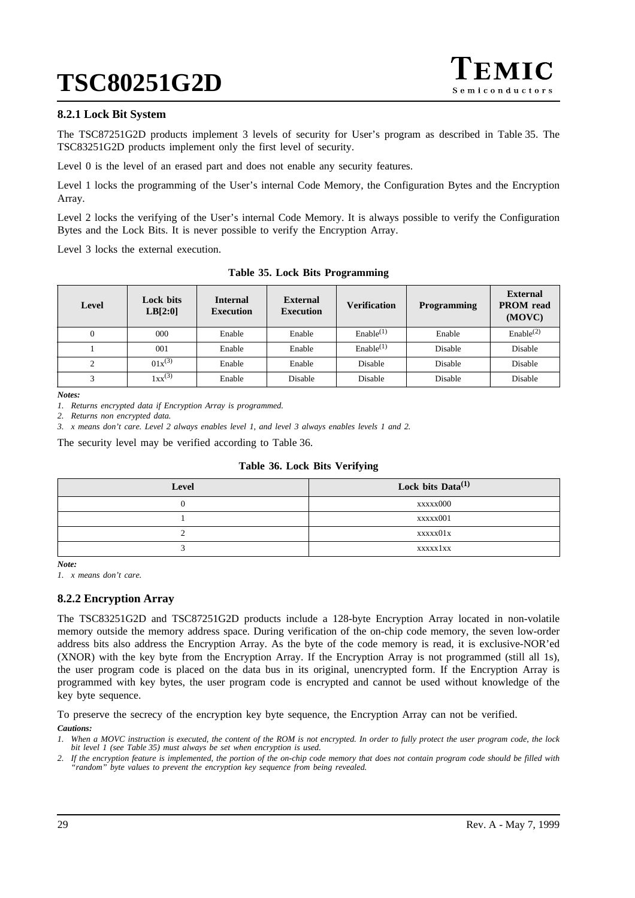### 8.2.1 Lock Bit System

The TSC87251G2D products implement 3 levels of security for User's program as described in Table 35. The TSC83251G2D products implement only the first level of security.

Level 0 is the level of an erased part and does not enable any security features.

Level 1 locks the programming of the User's internal Code Memory, the Configuration Bytes and the Encryption Array.

Level 2 locks the verifying of the User's internal Code Memory. It is always possible to verify the Configuration Bytes and the Lock Bits. It is never possible to verify the Encryption Array.

Level 3 locks the external execution.

**Table 35. Lock Bits Programming**

| Level | Lock bits LB[2:0] | Internal Execution | External Execution | Verification | Programming | External PROM read (MOVC) |
|---|---|---|---|---|---|---|
| 0 | 000 | Enable | Enable | Enable[1] | Enable | Enable[2] |
| 1 | 001 | Enable | Enable | Enable[1] | Disable | Disable |
| 2 | 01x[3] | Enable | Enable | Disable | Disable | Disable |
| 3 | 1xx[3] | Enable | Disable | Disable | Disable | Disable |

*Notes:*

*1. Returns encrypted data if Encryption Array is programmed.*

*2. Returns non encrypted data.*

*3. x means don't care. Level 2 always enables level 1, and level 3 always enables levels 1 and 2.*

The security level may be verified according to Table 36.

**Table 36. Lock Bits Verifying**

| Level | Lock bits Data[1] |
|---|---|
| 0 | xxxxx000 |
| 1 | xxxxx001 |
| 2 | xxxxx01x |
| 3 | xxxxx1xx |

*Note:*

*1. x means don't care.*

### 8.2.2 Encryption Array

The TSC83251G2D and TSC87251G2D products include a 128-byte Encryption Array located in non-volatile memory outside the memory address space. During verification of the on-chip code memory, the seven low-order address bits also address the Encryption Array. As the byte of the code memory is read, it is exclusive-NOR'ed (XNOR) with the key byte from the Encryption Array. If the Encryption Array is not programmed (still all 1s), the user program code is placed on the data bus in its original, unencrypted form. If the Encryption Array is programmed with key bytes, the user program code is encrypted and cannot be used without knowledge of the key byte sequence.

To preserve the secrecy of the encryption key byte sequence, the Encryption Array can not be verified.

*Cautions:*

*1. When a MOVC instruction is executed, the content of the ROM is not encrypted. In order to fully protect the user program code, the lock bit level 1 (see Table 35) must always be set when encryption is used.*

*2. If the encryption feature is implemented, the portion of the on-chip code memory that does not contain program code should be filled with "random" byte values to prevent the encryption key sequence from being revealed.*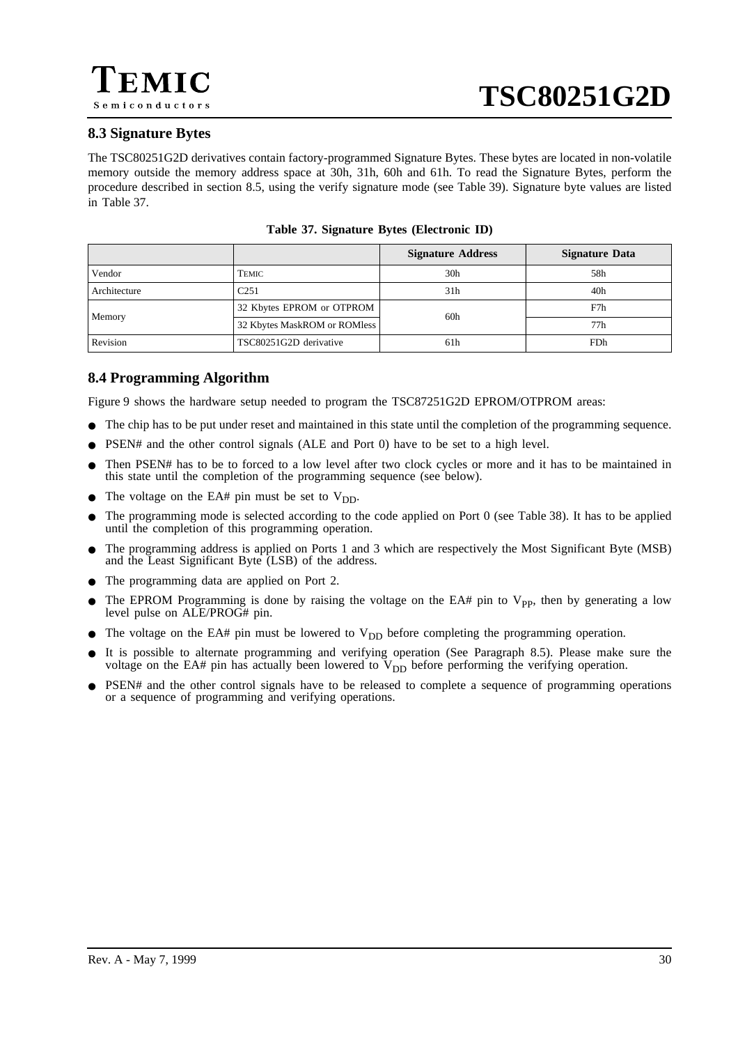## 8.3 Signature Bytes

The TSC80251G2D derivatives contain factory-programmed Signature Bytes. These bytes are located in non-volatile memory outside the memory address space at 30h, 31h, 60h and 61h. To read the Signature Bytes, perform the procedure described in section 8.5, using the verify signature mode (see Table 39). Signature byte values are listed in Table 37.

**Table 37. Signature Bytes (Electronic ID)**

| | | Signature Address | Signature Data |
|---|---|---|---|
| Vendor | TEMIC | 30h | 58h |
| Architecture | C251 | 31h | 40h |
| Memory | 32 Kbytes EPROM or OTPROM | 60h | F7h |
| | 32 Kbytes MaskROM or ROMless | | 77h |
| Revision | TSC80251G2D derivative | 61h | FDh |

## 8.4 Programming Algorithm

Figure 9 shows the hardware setup needed to program the TSC87251G2D EPROM/OTPROM areas:

- The chip has to be put under reset and maintained in this state until the completion of the programming sequence.
- PSEN# and the other control signals (ALE and Port 0) have to be set to a high level.
- Then PSEN# has to be to forced to a low level after two clock cycles or more and it has to be maintained in this state until the completion of the programming sequence (see below).
- The voltage on the EA# pin must be set to $V_{DD}$.
- The programming mode is selected according to the code applied on Port 0 (see Table 38). It has to be applied until the completion of this programming operation.
- The programming address is applied on Ports 1 and 3 which are respectively the Most Significant Byte (MSB) and the Least Significant Byte (LSB) of the address.
- The programming data are applied on Port 2.
- The EPROM Programming is done by raising the voltage on the EA# pin to $V_{PP}$, then by generating a low level pulse on ALE/PROG# pin.
- The voltage on the EA# pin must be lowered to $V_{DD}$ before completing the programming operation.
- It is possible to alternate programming and verifying operation (See Paragraph 8.5). Please make sure the voltage on the EA# pin has actually been lowered to $V_{DD}$ before performing the verifying operation.
- PSEN# and the other control signals have to be released to complete a sequence of programming operations or a sequence of programming and verifying operations.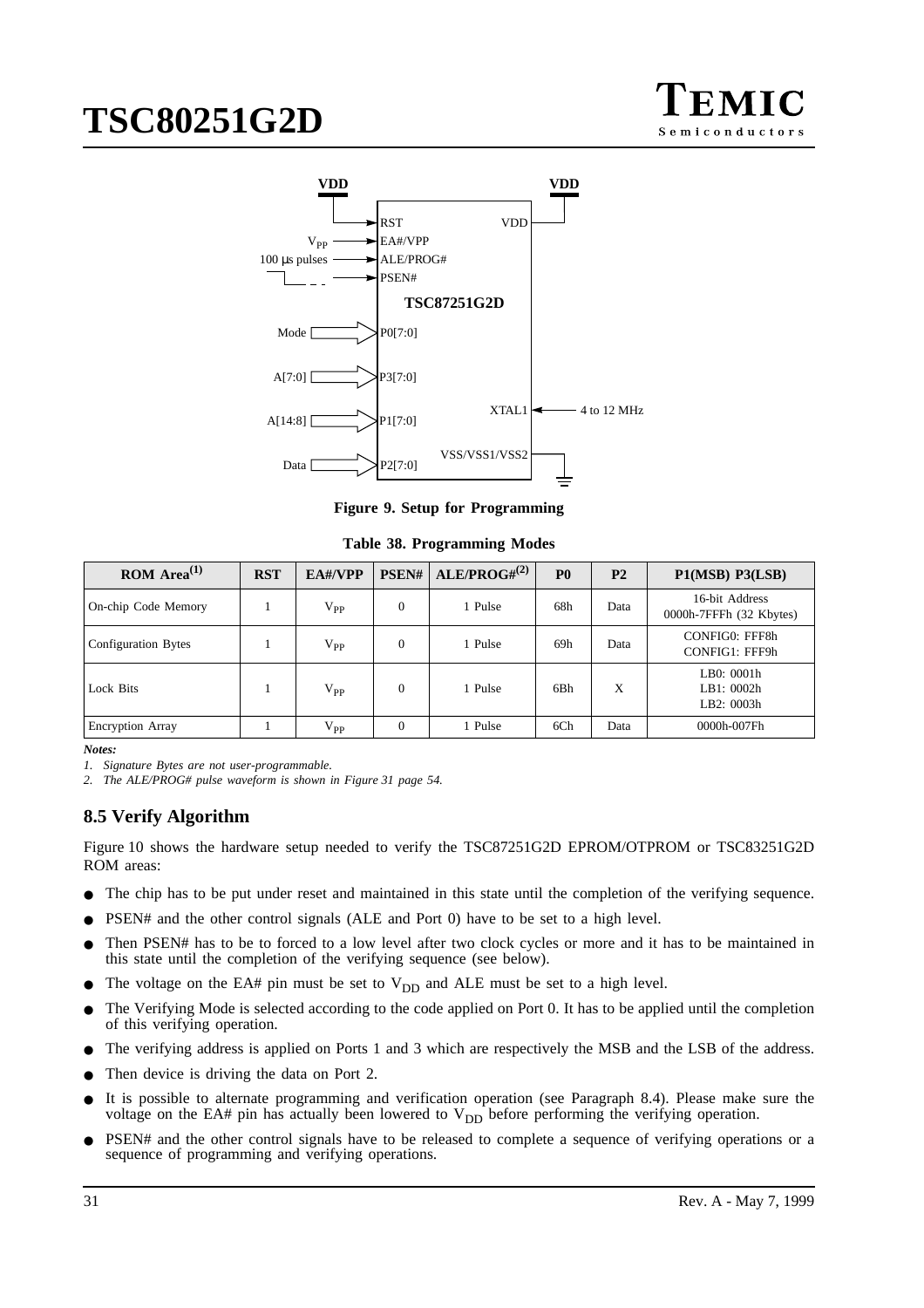Figure 9. Setup for Programming

Table 38. Programming Modes

| ROM Area[1] | RST | EA#/VPP | PSEN# | ALE/PROG#[2] | P0 | P2 | P1(MSB) P3(LSB) |
|---|---|---|---|---|---|---|---|
| On-chip Code Memory | 1 | $V_{PP}$ | 0 | 1 Pulse | 68h | Data | 16-bit Address 0000h-7FFFh (32 Kbytes) |
| Configuration Bytes | 1 | $V_{PP}$ | 0 | 1 Pulse | 69h | Data | CONFIG0: FFF8h CONFIG1: FFF9h |
| Lock Bits | 1 | $V_{PP}$ | 0 | 1 Pulse | 6Bh | X | LB0: 0001h LB1: 0002h LB2: 0003h |
| Encryption Array | 1 | $V_{PP}$ | 0 | 1 Pulse | 6Ch | Data | 0000h-007Fh |

***Notes:***

*1. Signature Bytes are not user-programmable.*

*2. The ALE/PROG# pulse waveform is shown in Figure 31 page 54.*

## 8.5 Verify Algorithm

Figure 10 shows the hardware setup needed to verify the TSC87251G2D EPROM/OTPROM or TSC83251G2D ROM areas:

- The chip has to be put under reset and maintained in this state until the completion of the verifying sequence.
- PSEN# and the other control signals (ALE and Port 0) have to be set to a high level.
- Then PSEN# has to be to forced to a low level after two clock cycles or more and it has to be maintained in this state until the completion of the verifying sequence (see below).
- The voltage on the EA# pin must be set to $V_{DD}$ and ALE must be set to a high level.
- The Verifying Mode is selected according to the code applied on Port 0. It has to be applied until the completion of this verifying operation.
- The verifying address is applied on Ports 1 and 3 which are respectively the MSB and the LSB of the address.
- Then device is driving the data on Port 2.
- It is possible to alternate programming and verification operation (see Paragraph 8.4). Please make sure the voltage on the EA# pin has actually been lowered to $V_{DD}$ before performing the verifying operation.
- PSEN# and the other control signals have to be released to complete a sequence of verifying operations or a sequence of programming and verifying operations.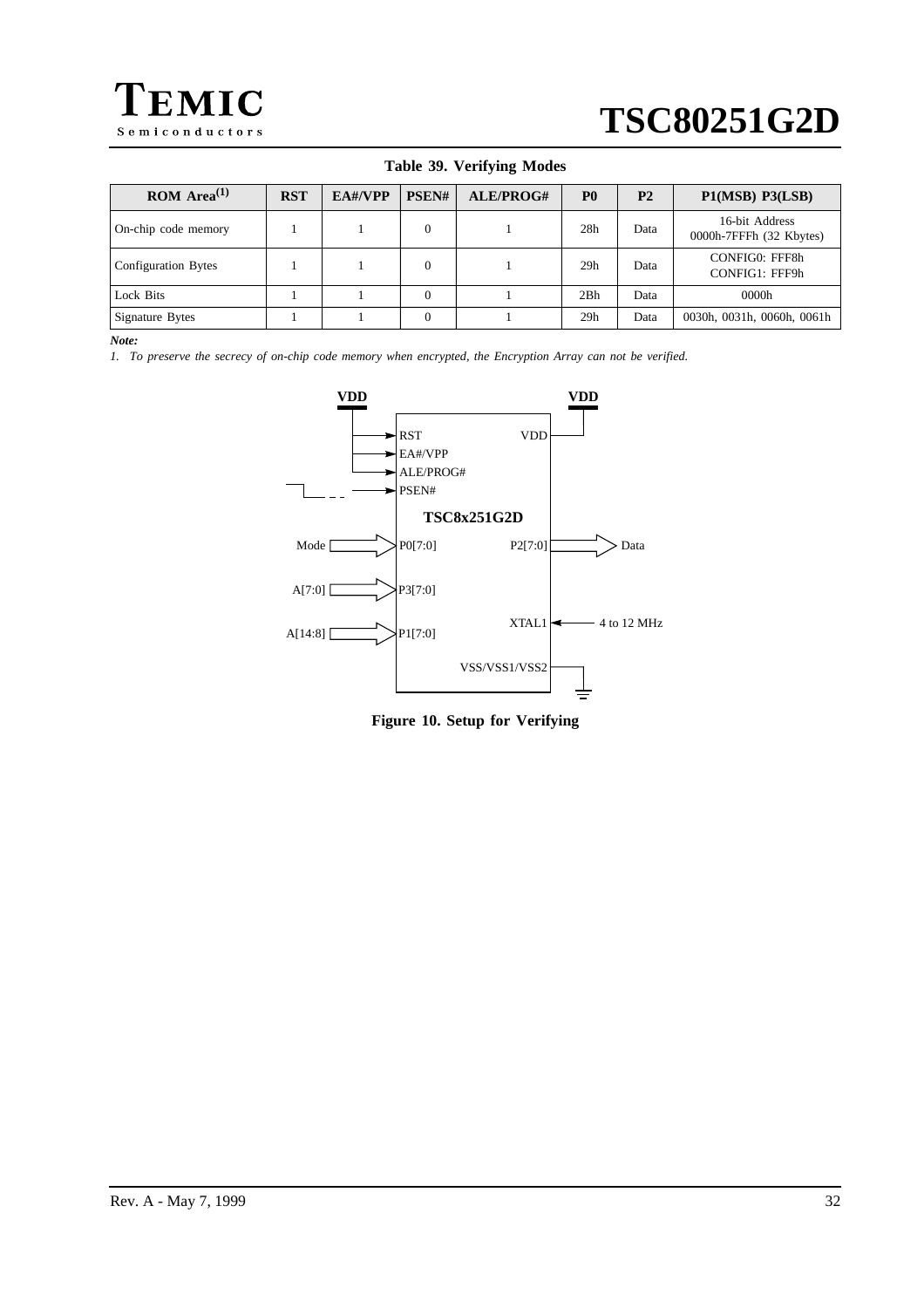**Table 39. Verifying Modes**

| ROM Area[1] | RST | EA#/VPP | PSEN# | ALE/PROG# | P0 | P2 | P1(MSB) P3(LSB) |
|---|---|---|---|---|---|---|---|
| On-chip code memory | 1 | 1 | 0 | 1 | 28h | Data | 16-bit Address 0000h-7FFFh (32 Kbytes) |
| Configuration Bytes | 1 | 1 | 0 | 1 | 29h | Data | CONFIG0: FFF8h CONFIG1: FFF9h |
| Lock Bits | 1 | 1 | 0 | 1 | 2Bh | Data | 0000h |
| Signature Bytes | 1 | 1 | 0 | 1 | 29h | Data | 0030h, 0031h, 0060h, 0061h |

***Note:***

*1. To preserve the secrecy of on-chip code memory when encrypted, the Encryption Array can not be verified.*

**Figure 10. Setup for Verifying**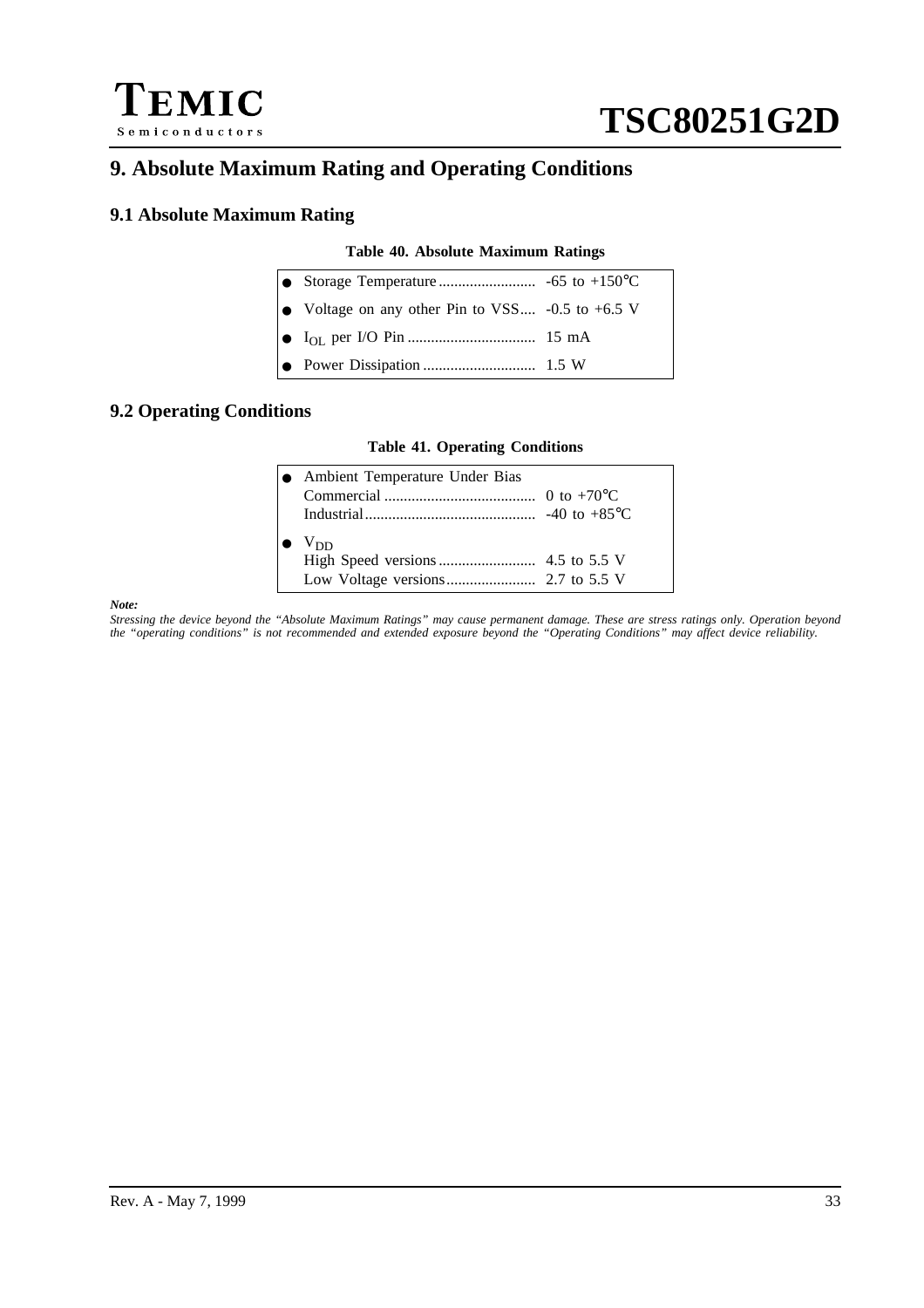## 9. Absolute Maximum Rating and Operating Conditions

### 9.1 Absolute Maximum Rating

**Table 40. Absolute Maximum Ratings**

| Parameter | Rating |
|---|---|
| Storage Temperature | -65 to +150°C |
| Voltage on any other Pin to VSS | -0.5 to +6.5 V |
| $I_{OL}$ per I/O Pin | 15 mA |
| Power Dissipation | 1.5 W |

### 9.2 Operating Conditions

**Table 41. Operating Conditions**

| Parameter | Rating |
|---|---|
| Ambient Temperature Under Bias | |
| Commercial | 0 to +70°C |
| Industrial | -40 to +85°C |
| $V_{DD}$ | |
| High Speed versions | 4.5 to 5.5 V |
| Low Voltage versions | 2.7 to 5.5 V |

***Note:***

*Stressing the device beyond the "Absolute Maximum Ratings" may cause permanent damage. These are stress ratings only. Operation beyond the "operating conditions" is not recommended and extended exposure beyond the "Operating Conditions" may affect device reliability.*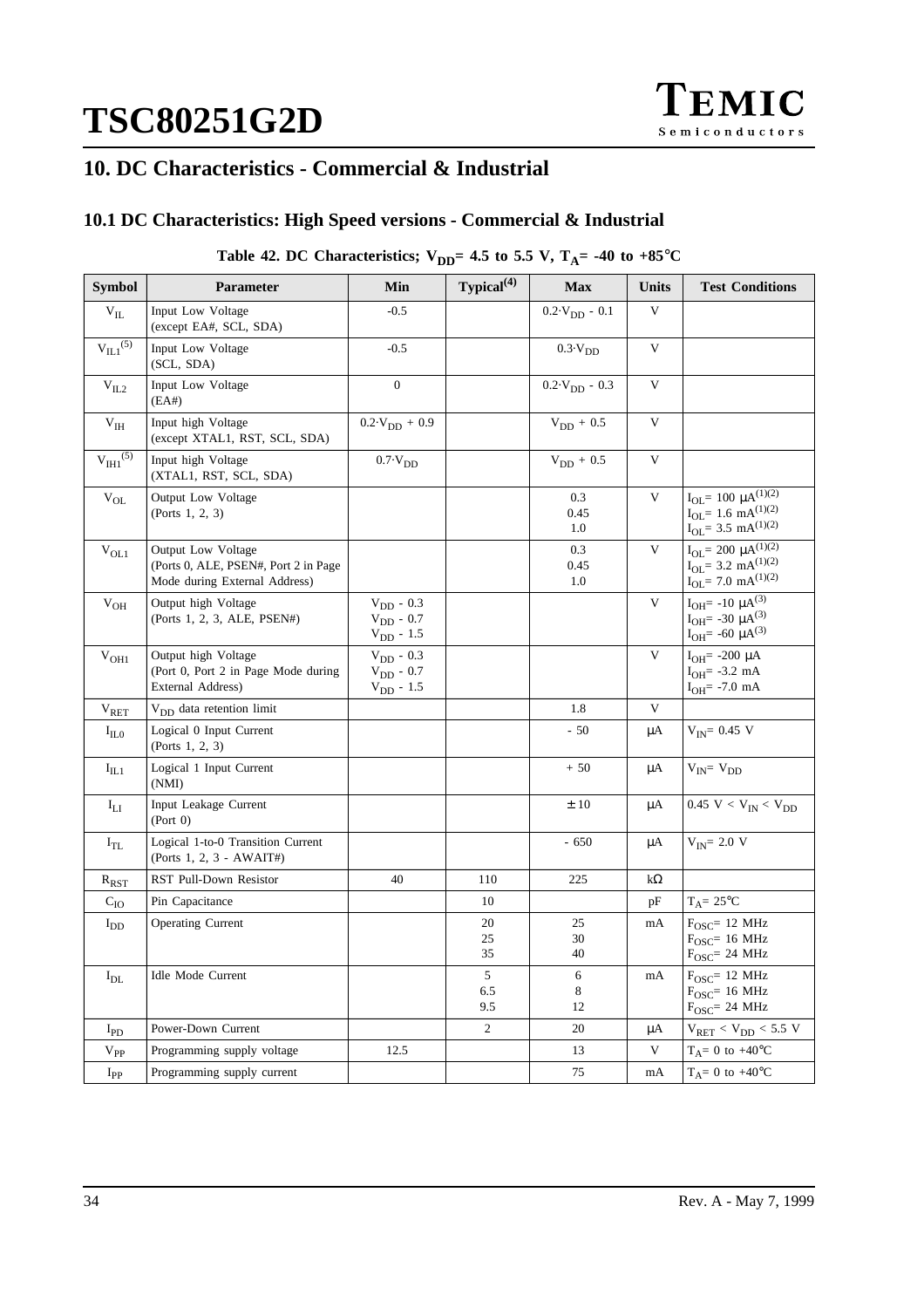# 10. DC Characteristics - Commercial & Industrial

## 10.1 DC Characteristics: High Speed versions - Commercial & Industrial

**Table 42. DC Characteristics; $V_{DD}$= 4.5 to 5.5 V, $T_A$= -40 to +85°C**

| Symbol | Parameter | Min | Typical(4) | Max | Units | Test Conditions |
|---|---|---|---|---|---|---|
| $V_{IL}$ | Input Low Voltage (except EA#, SCL, SDA) | -0.5 | | $0.2 \cdot V_{DD}$ - 0.1 | V | |
| $V_{IL1}$(5) | Input Low Voltage (SCL, SDA) | -0.5 | | $0.3 \cdot V_{DD}$ | V | |
| $V_{IL2}$ | Input Low Voltage (EA#) | 0 | | $0.2 \cdot V_{DD}$ - 0.3 | V | |
| $V_{IH}$ | Input high Voltage (except XTAL1, RST, SCL, SDA) | $0.2 \cdot V_{DD}$ + 0.9 | | $V_{DD}$ + 0.5 | V | |
| $V_{IH1}$(5) | Input high Voltage (XTAL1, RST, SCL, SDA) | $0.7 \cdot V_{DD}$ | | $V_{DD}$ + 0.5 | V | |
| $V_{OL}$ | Output Low Voltage (Ports 1, 2, 3) | | | 0.3<br>0.45<br>1.0 | V | $I_{OL}$= 100 μA(1)(2)<br>$I_{OL}$= 1.6 mA(1)(2)<br>$I_{OL}$= 3.5 mA(1)(2) |
| $V_{OL1}$ | Output Low Voltage (Ports 0, ALE, PSEN#, Port 2 in Page Mode during External Address) | | | 0.3<br>0.45<br>1.0 | V | $I_{OL}$= 200 μA(1)(2)<br>$I_{OL}$= 3.2 mA(1)(2)<br>$I_{OL}$= 7.0 mA(1)(2) |
| $V_{OH}$ | Output high Voltage (Ports 1, 2, 3, ALE, PSEN#) | $V_{DD}$ - 0.3<br>$V_{DD}$ - 0.7<br>$V_{DD}$ - 1.5 | | | V | $I_{OH}$= -10 μA(3)<br>$I_{OH}$= -30 μA(3)<br>$I_{OH}$= -60 μA(3) |
| $V_{OH1}$ | Output high Voltage (Port 0, Port 2 in Page Mode during External Address) | $V_{DD}$ - 0.3<br>$V_{DD}$ - 0.7<br>$V_{DD}$ - 1.5 | | | V | $I_{OH}$= -200 μA<br>$I_{OH}$= -3.2 mA<br>$I_{OH}$= -7.0 mA |
| $V_{RET}$ | $V_{DD}$ data retention limit | | | 1.8 | V | |
| $I_{IL0}$ | Logical 0 Input Current (Ports 1, 2, 3) | | | - 50 | μA | $V_{IN}$= 0.45 V |
| $I_{IL1}$ | Logical 1 Input Current (NMI) | | | + 50 | μA | $V_{IN}$= $V_{DD}$ |
| $I_{LI}$ | Input Leakage Current (Port 0) | | | ± 10 | μA | 0.45 V < $V_{IN}$ < $V_{DD}$ |
| $I_{TL}$ | Logical 1-to-0 Transition Current (Ports 1, 2, 3 - AWAIT#) | | | - 650 | μA | $V_{IN}$= 2.0 V |
| $R_{RST}$ | RST Pull-Down Resistor | 40 | 110 | 225 | kΩ | |
| $C_{IO}$ | Pin Capacitance | | 10 | | pF | $T_A$= 25°C |
| $I_{DD}$ | Operating Current | | 20<br>25<br>35 | 25<br>30<br>40 | mA | $F_{OSC}$= 12 MHz<br>$F_{OSC}$= 16 MHz<br>$F_{OSC}$= 24 MHz |
| $I_{DL}$ | Idle Mode Current | | 5<br>6.5<br>9.5 | 6<br>8<br>12 | mA | $F_{OSC}$= 12 MHz<br>$F_{OSC}$= 16 MHz<br>$F_{OSC}$= 24 MHz |
| $I_{PD}$ | Power-Down Current | | 2 | 20 | μA | $V_{RET}$ < $V_{DD}$ < 5.5 V |
| $V_{PP}$ | Programming supply voltage | 12.5 | | 13 | V | $T_A$= 0 to +40°C |
| $I_{PP}$ | Programming supply current | | | 75 | mA | $T_A$= 0 to +40°C |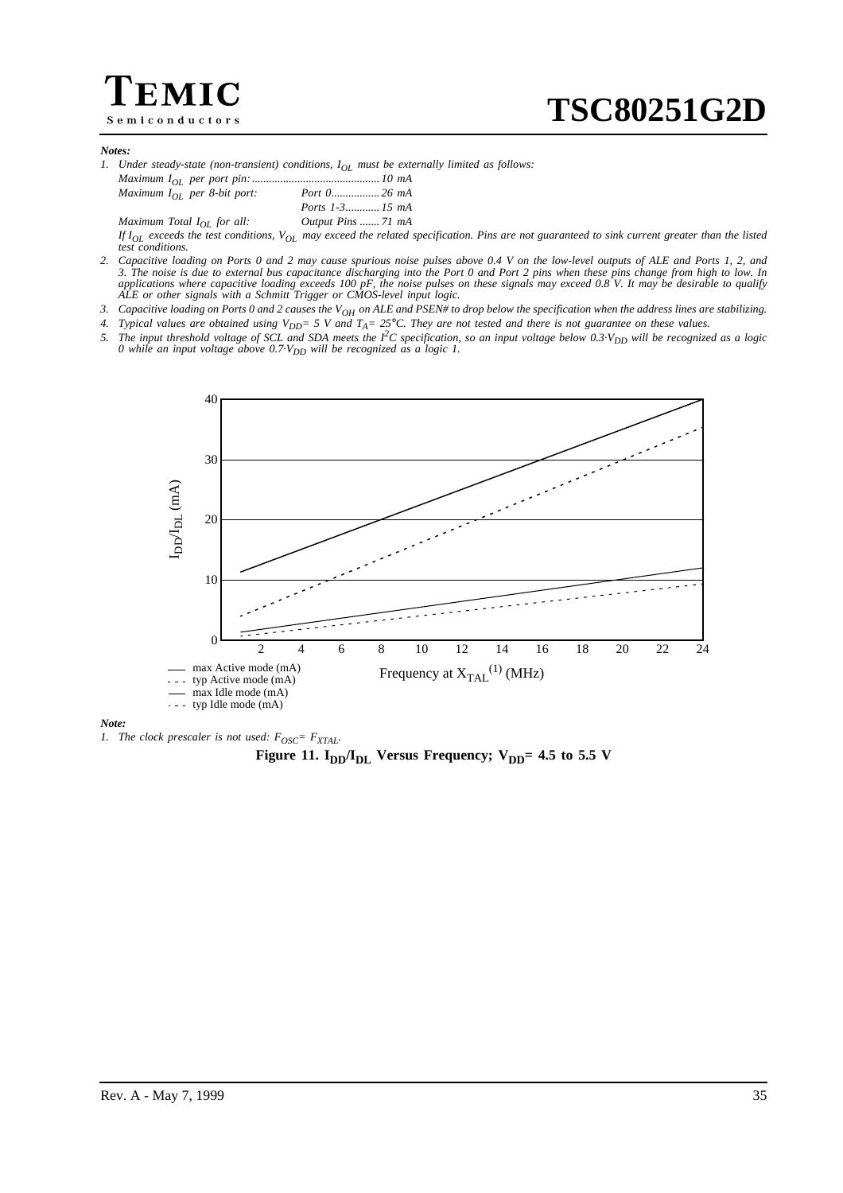***Notes:***

1. *Under steady-state (non-transient) conditions, $I_{OL}$ must be externally limited as follows:*
   *Maximum $I_{OL}$ per port pin: ............................................ 10 mA*
   *Maximum $I_{OL}$ per 8-bit port: Port 0................. 26 mA*
   *Ports 1-3............ 15 mA*
   *Maximum Total $I_{OL}$ for all: Output Pins ....... 71 mA*
   *If $I_{OL}$ exceeds the test conditions, $V_{OL}$ may exceed the related specification. Pins are not guaranteed to sink current greater than the listed test conditions.*
2. *Capacitive loading on Ports 0 and 2 may cause spurious noise pulses above 0.4 V on the low-level outputs of ALE and Ports 1, 2, and 3. The noise is due to external bus capacitance discharging into the Port 0 and Port 2 pins when these pins change from high to low. In applications where capacitive loading exceeds 100 pF, the noise pulses on these signals may exceed 0.8 V. It may be desirable to qualify ALE or other signals with a Schmitt Trigger or CMOS-level input logic.*
3. *Capacitive loading on Ports 0 and 2 causes the $V_{OH}$ on ALE and PSEN# to drop below the specification when the address lines are stabilizing.*
4. *Typical values are obtained using $V_{DD}$= 5 V and $T_A$= 25°C. They are not tested and there is not guarantee on these values.*
5. *The input threshold voltage of SCL and SDA meets the $I^2C$ specification, so an input voltage below $0.3{\cdot}V_{DD}$ will be recognized as a logic 0 while an input voltage above $0.7{\cdot}V_{DD}$ will be recognized as a logic 1.*

***Note:***

1. *The clock prescaler is not used: $F_{OSC}$= $F_{XTAL}$.*

**Figure 11. $I_{DD}/I_{DL}$ Versus Frequency; $V_{DD}$= 4.5 to 5.5 V**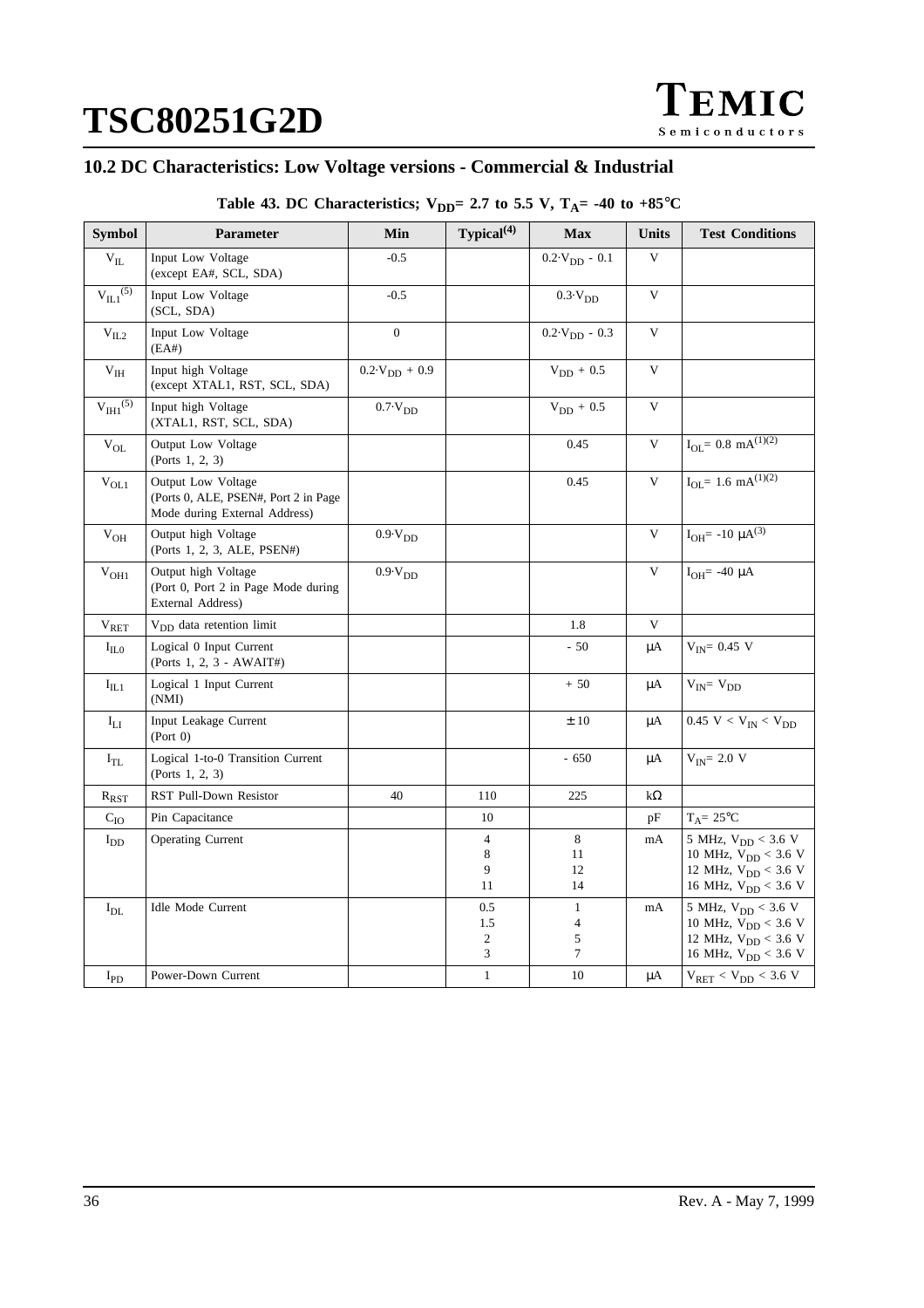## 10.2 DC Characteristics: Low Voltage versions - Commercial & Industrial

**Table 43. DC Characteristics; $V_{DD}$= 2.7 to 5.5 V, $T_A$= -40 to +85°C**

| Symbol | Parameter | Min | Typical[4] | Max | Units | Test Conditions |
|---|---|---|---|---|---|---|
| $V_{IL}$ | Input Low Voltage (except EA#, SCL, SDA) | -0.5 | | $0.2{\cdot}V_{DD}$ - 0.1 | V | |
| $V_{IL1}$[5] | Input Low Voltage (SCL, SDA) | -0.5 | | $0.3{\cdot}V_{DD}$ | V | |
| $V_{IL2}$ | Input Low Voltage (EA#) | 0 | | $0.2{\cdot}V_{DD}$ - 0.3 | V | |
| $V_{IH}$ | Input high Voltage (except XTAL1, RST, SCL, SDA) | $0.2{\cdot}V_{DD}$ + 0.9 | | $V_{DD}$ + 0.5 | V | |
| $V_{IH1}$[5] | Input high Voltage (XTAL1, RST, SCL, SDA) | $0.7{\cdot}V_{DD}$ | | $V_{DD}$ + 0.5 | V | |
| $V_{OL}$ | Output Low Voltage (Ports 1, 2, 3) | | | 0.45 | V | $I_{OL}$= 0.8 mA[1][2] |
| $V_{OL1}$ | Output Low Voltage (Ports 0, ALE, PSEN#, Port 2 in Page Mode during External Address) | | | 0.45 | V | $I_{OL}$= 1.6 mA[1][2] |
| $V_{OH}$ | Output high Voltage (Ports 1, 2, 3, ALE, PSEN#) | $0.9{\cdot}V_{DD}$ | | | V | $I_{OH}$= -10 µA[3] |
| $V_{OH1}$ | Output high Voltage (Port 0, Port 2 in Page Mode during External Address) | $0.9{\cdot}V_{DD}$ | | | V | $I_{OH}$= -40 µA |
| $V_{RET}$ | $V_{DD}$ data retention limit | | | 1.8 | V | |
| $I_{IL0}$ | Logical 0 Input Current (Ports 1, 2, 3 - AWAIT#) | | | - 50 | µA | $V_{IN}$= 0.45 V |
| $I_{IL1}$ | Logical 1 Input Current (NMI) | | | + 50 | µA | $V_{IN}$= $V_{DD}$ |
| $I_{LI}$ | Input Leakage Current (Port 0) | | | ± 10 | µA | 0.45 V < $V_{IN}$ < $V_{DD}$ |
| $I_{TL}$ | Logical 1-to-0 Transition Current (Ports 1, 2, 3) | | | - 650 | µA | $V_{IN}$= 2.0 V |
| $R_{RST}$ | RST Pull-Down Resistor | 40 | 110 | 225 | kΩ | |
| $C_{IO}$ | Pin Capacitance | | 10 | | pF | $T_A$= 25°C |
| $I_{DD}$ | Operating Current | | 4<br>8<br>9<br>11 | 8<br>11<br>12<br>14 | mA | 5 MHz, $V_{DD}$ < 3.6 V<br>10 MHz, $V_{DD}$ < 3.6 V<br>12 MHz, $V_{DD}$ < 3.6 V<br>16 MHz, $V_{DD}$ < 3.6 V |
| $I_{DL}$ | Idle Mode Current | | 0.5<br>1.5<br>2<br>3 | 1<br>4<br>5<br>7 | mA | 5 MHz, $V_{DD}$ < 3.6 V<br>10 MHz, $V_{DD}$ < 3.6 V<br>12 MHz, $V_{DD}$ < 3.6 V<br>16 MHz, $V_{DD}$ < 3.6 V |
| $I_{PD}$ | Power-Down Current | | 1 | 10 | µA | $V_{RET}$ < $V_{DD}$ < 3.6 V |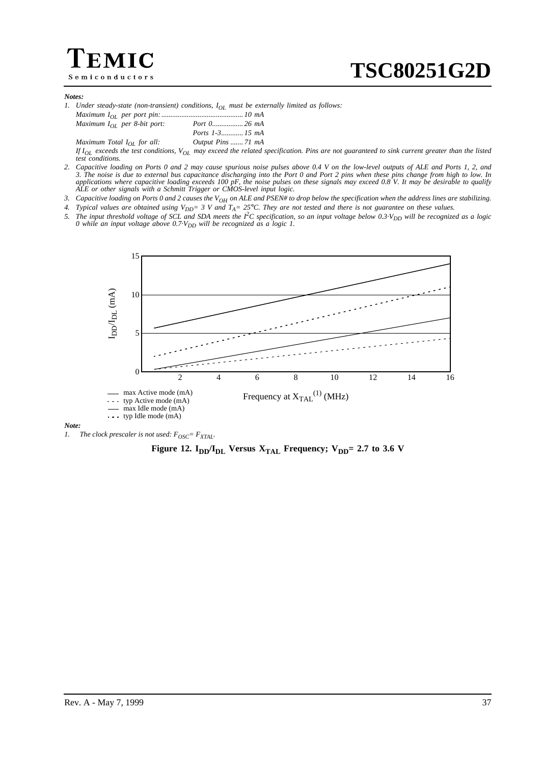**Notes:**

1. *Under steady-state (non-transient) conditions, $I_{OL}$ must be externally limited as follows:*
   *Maximum $I_{OL}$ per port pin: ............................................ 10 mA*
   *Maximum $I_{OL}$ per 8-bit port: Port 0................. 26 mA*
   *Ports 1-3............ 15 mA*
   *Maximum Total $I_{OL}$ for all: Output Pins ....... 71 mA*
   *If $I_{OL}$ exceeds the test conditions, $V_{OL}$ may exceed the related specification. Pins are not guaranteed to sink current greater than the listed test conditions.*
2. *Capacitive loading on Ports 0 and 2 may cause spurious noise pulses above 0.4 V on the low-level outputs of ALE and Ports 1, 2, and 3. The noise is due to external bus capacitance discharging into the Port 0 and Port 2 pins when these pins change from high to low. In applications where capacitive loading exceeds 100 pF, the noise pulses on these signals may exceed 0.8 V. It may be desirable to qualify ALE or other signals with a Schmitt Trigger or CMOS-level input logic.*
3. *Capacitive loading on Ports 0 and 2 causes the $V_{OH}$ on ALE and PSEN# to drop below the specification when the address lines are stabilizing.*
4. *Typical values are obtained using $V_{DD}$= 3 V and $T_A$= 25°C. They are not tested and there is not guarantee on these values.*
5. *The input threshold voltage of SCL and SDA meets the $I^2C$ specification, so an input voltage below $0.3{\cdot}V_{DD}$ will be recognized as a logic 0 while an input voltage above $0.7{\cdot}V_{DD}$ will be recognized as a logic 1.*

$I_{DD}/I_{DL}$ (mA)

Frequency at $X_{TAL}$[(1)] (MHz)

- max Active mode (mA)
- typ Active mode (mA)
- max Idle mode (mA)
- typ Idle mode (mA)

**Note:**

1. *The clock prescaler is not used: $F_{OSC}$= $F_{XTAL}$.*

**Figure 12. $I_{DD}/I_{DL}$ Versus $X_{TAL}$ Frequency; $V_{DD}$= 2.7 to 3.6 V**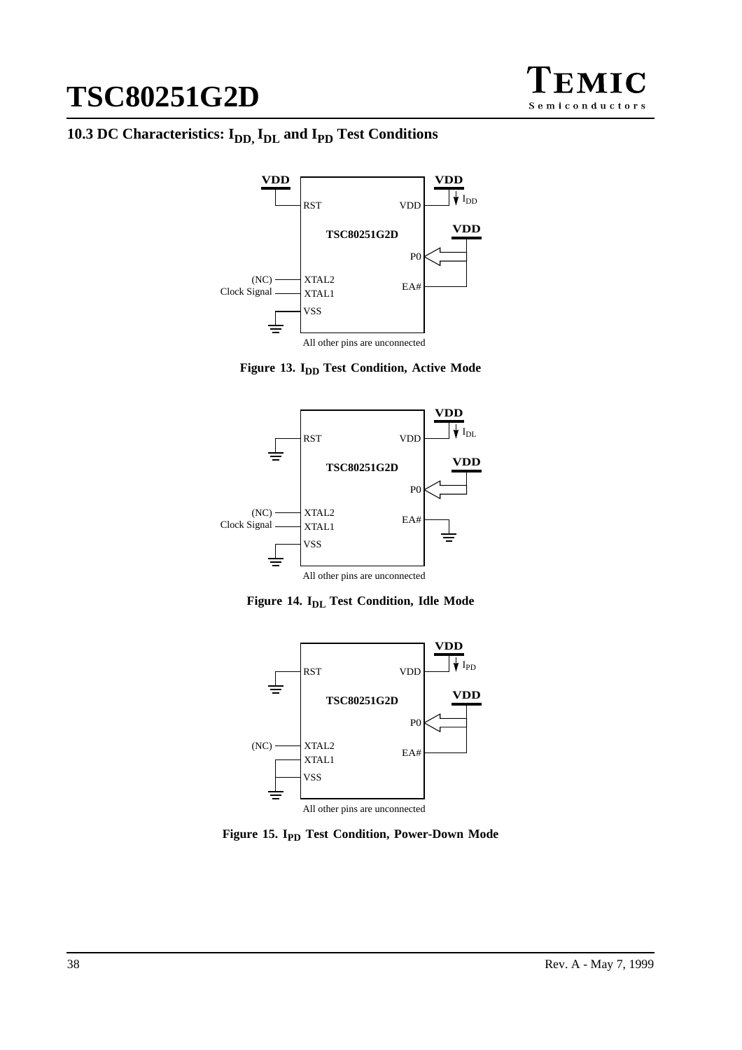## 10.3 DC Characteristics: $I_{DD}$, $I_{DL}$ and $I_{PD}$ Test Conditions

VDD RST VDD $I_{DD}$ VDD TSC80251G2D P0 (NC) XTAL2 Clock Signal XTAL1 EA# VSS

All other pins are unconnected

**Figure 13. $I_{DD}$ Test Condition, Active Mode**

VDD RST VDD $I_{DL}$ VDD TSC80251G2D P0 (NC) XTAL2 Clock Signal XTAL1 EA# VSS

All other pins are unconnected

**Figure 14. $I_{DL}$ Test Condition, Idle Mode**

VDD RST VDD $I_{PD}$ VDD TSC80251G2D P0 (NC) XTAL2 XTAL1 EA# VSS

All other pins are unconnected

**Figure 15. $I_{PD}$ Test Condition, Power-Down Mode**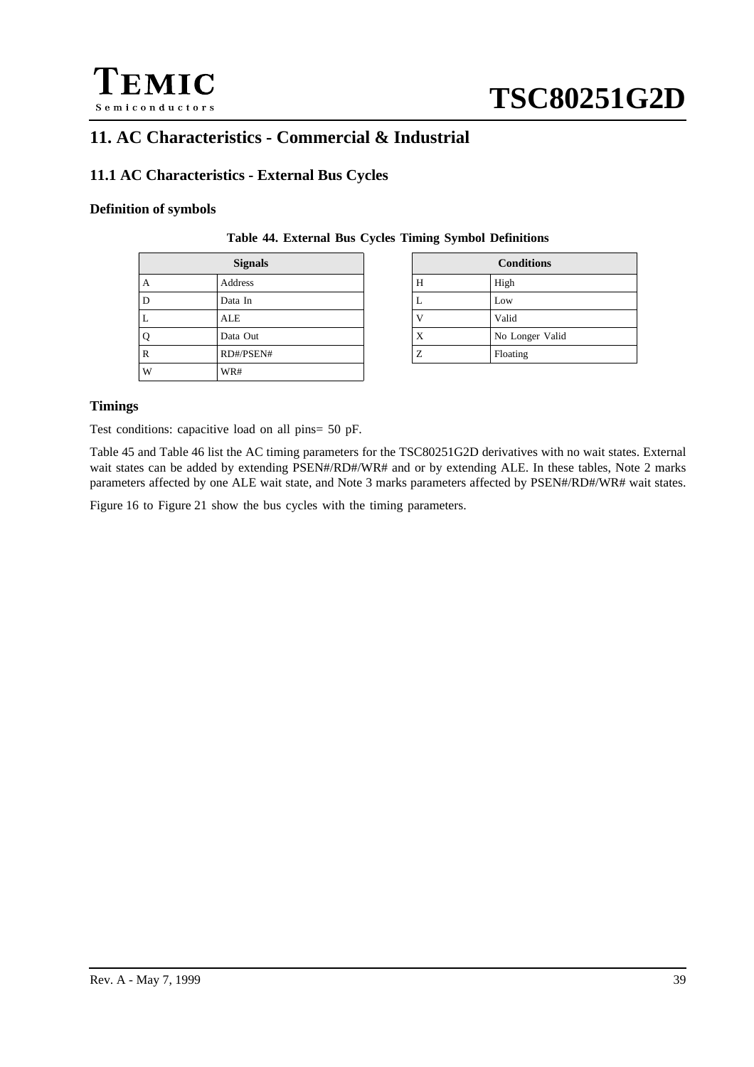# 11. AC Characteristics - Commercial & Industrial

## 11.1 AC Characteristics - External Bus Cycles

### Definition of symbols

**Table 44. External Bus Cycles Timing Symbol Definitions**

| Signals | |
|---|---|
| A | Address |
| D | Data In |
| L | ALE |
| Q | Data Out |
| R | RD#/PSEN# |
| W | WR# |

| Conditions | |
|---|---|
| H | High |
| L | Low |
| V | Valid |
| X | No Longer Valid |
| Z | Floating |

### Timings

Test conditions: capacitive load on all pins= 50 pF.

Table 45 and Table 46 list the AC timing parameters for the TSC80251G2D derivatives with no wait states. External wait states can be added by extending PSEN#/RD#/WR# and or by extending ALE. In these tables, Note 2 marks parameters affected by one ALE wait state, and Note 3 marks parameters affected by PSEN#/RD#/WR# wait states.

Figure 16 to Figure 21 show the bus cycles with the timing parameters.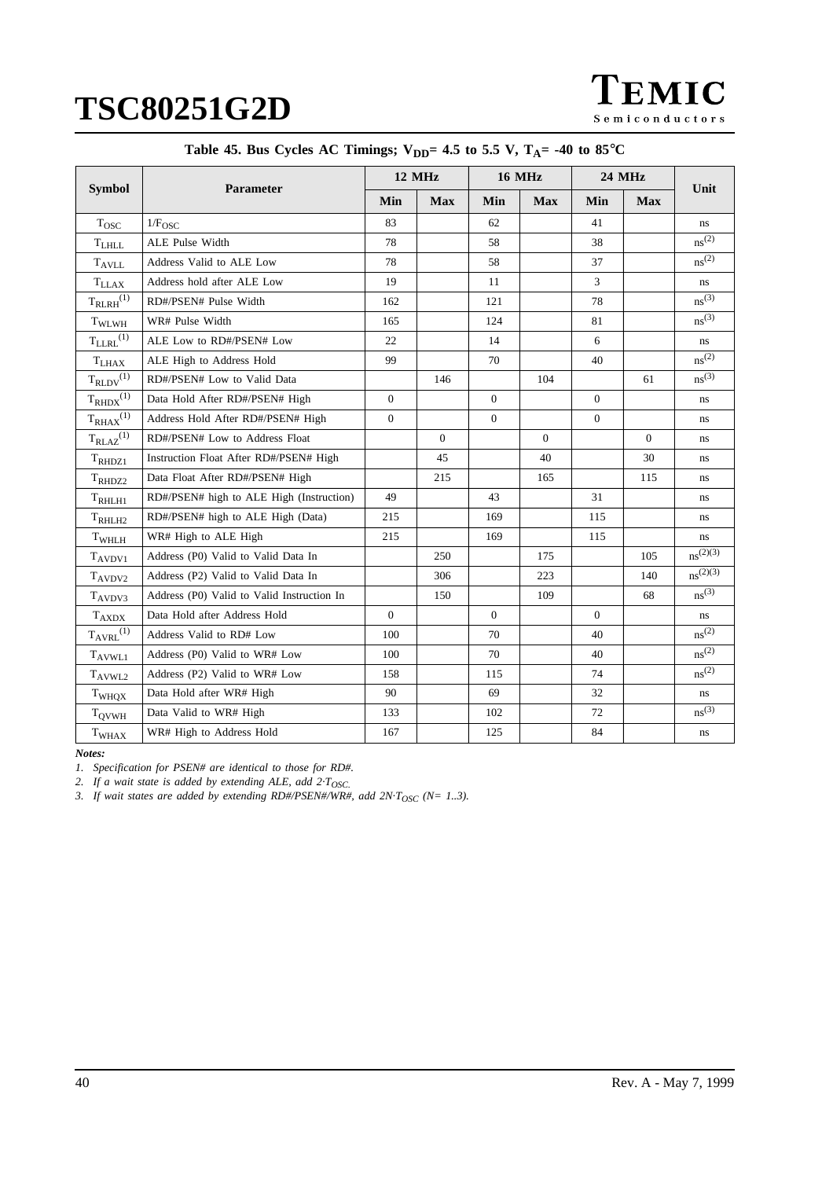**Table 45. Bus Cycles AC Timings; $V_{DD}$= 4.5 to 5.5 V, $T_A$= -40 to 85°C**

| Symbol | Parameter | 12 MHz | | 16 MHz | | 24 MHz | | Unit |
|---|---|---|---|---|---|---|---|---|
| | | Min | Max | Min | Max | Min | Max | |
| $T_{OSC}$ | $1/F_{OSC}$ | 83 | | 62 | | 41 | | ns |
| $T_{LHLL}$ | ALE Pulse Width | 78 | | 58 | | 38 | | ns(2) |
| $T_{AVLL}$ | Address Valid to ALE Low | 78 | | 58 | | 37 | | ns(2) |
| $T_{LLAX}$ | Address hold after ALE Low | 19 | | 11 | | 3 | | ns |
| $T_{RLRH}$(1) | RD#/PSEN# Pulse Width | 162 | | 121 | | 78 | | ns(3) |
| $T_{WLWH}$ | WR# Pulse Width | 165 | | 124 | | 81 | | ns(3) |
| $T_{LLRL}$(1) | ALE Low to RD#/PSEN# Low | 22 | | 14 | | 6 | | ns |
| $T_{LHAX}$ | ALE High to Address Hold | 99 | | 70 | | 40 | | ns(2) |
| $T_{RLDV}$(1) | RD#/PSEN# Low to Valid Data | | 146 | | 104 | | 61 | ns(3) |
| $T_{RHDX}$(1) | Data Hold After RD#/PSEN# High | 0 | | 0 | | 0 | | ns |
| $T_{RHAX}$(1) | Address Hold After RD#/PSEN# High | 0 | | 0 | | 0 | | ns |
| $T_{RLAZ}$(1) | RD#/PSEN# Low to Address Float | | 0 | | 0 | | 0 | ns |
| $T_{RHDZ1}$ | Instruction Float After RD#/PSEN# High | | 45 | | 40 | | 30 | ns |
| $T_{RHDZ2}$ | Data Float After RD#/PSEN# High | | 215 | | 165 | | 115 | ns |
| $T_{RHLH1}$ | RD#/PSEN# high to ALE High (Instruction) | 49 | | 43 | | 31 | | ns |
| $T_{RHLH2}$ | RD#/PSEN# high to ALE High (Data) | 215 | | 169 | | 115 | | ns |
| $T_{WHLH}$ | WR# High to ALE High | 215 | | 169 | | 115 | | ns |
| $T_{AVDV1}$ | Address (P0) Valid to Valid Data In | | 250 | | 175 | | 105 | ns(2)(3) |
| $T_{AVDV2}$ | Address (P2) Valid to Valid Data In | | 306 | | 223 | | 140 | ns(2)(3) |
| $T_{AVDV3}$ | Address (P0) Valid to Valid Instruction In | | 150 | | 109 | | 68 | ns(3) |
| $T_{AXDX}$ | Data Hold after Address Hold | 0 | | 0 | | 0 | | ns |
| $T_{AVRL}$(1) | Address Valid to RD# Low | 100 | | 70 | | 40 | | ns(2) |
| $T_{AVWL1}$ | Address (P0) Valid to WR# Low | 100 | | 70 | | 40 | | ns(2) |
| $T_{AVWL2}$ | Address (P2) Valid to WR# Low | 158 | | 115 | | 74 | | ns(2) |
| $T_{WHQX}$ | Data Hold after WR# High | 90 | | 69 | | 32 | | ns |
| $T_{QVWH}$ | Data Valid to WR# High | 133 | | 102 | | 72 | | ns(3) |
| $T_{WHAX}$ | WR# High to Address Hold | 167 | | 125 | | 84 | | ns |

***Notes:***

1. *Specification for PSEN# are identical to those for RD#.*
2. *If a wait state is added by extending ALE, add $2 \cdot T_{OSC}$.*
3. *If wait states are added by extending RD#/PSEN#/WR#, add $2N \cdot T_{OSC}$ (N= 1..3).*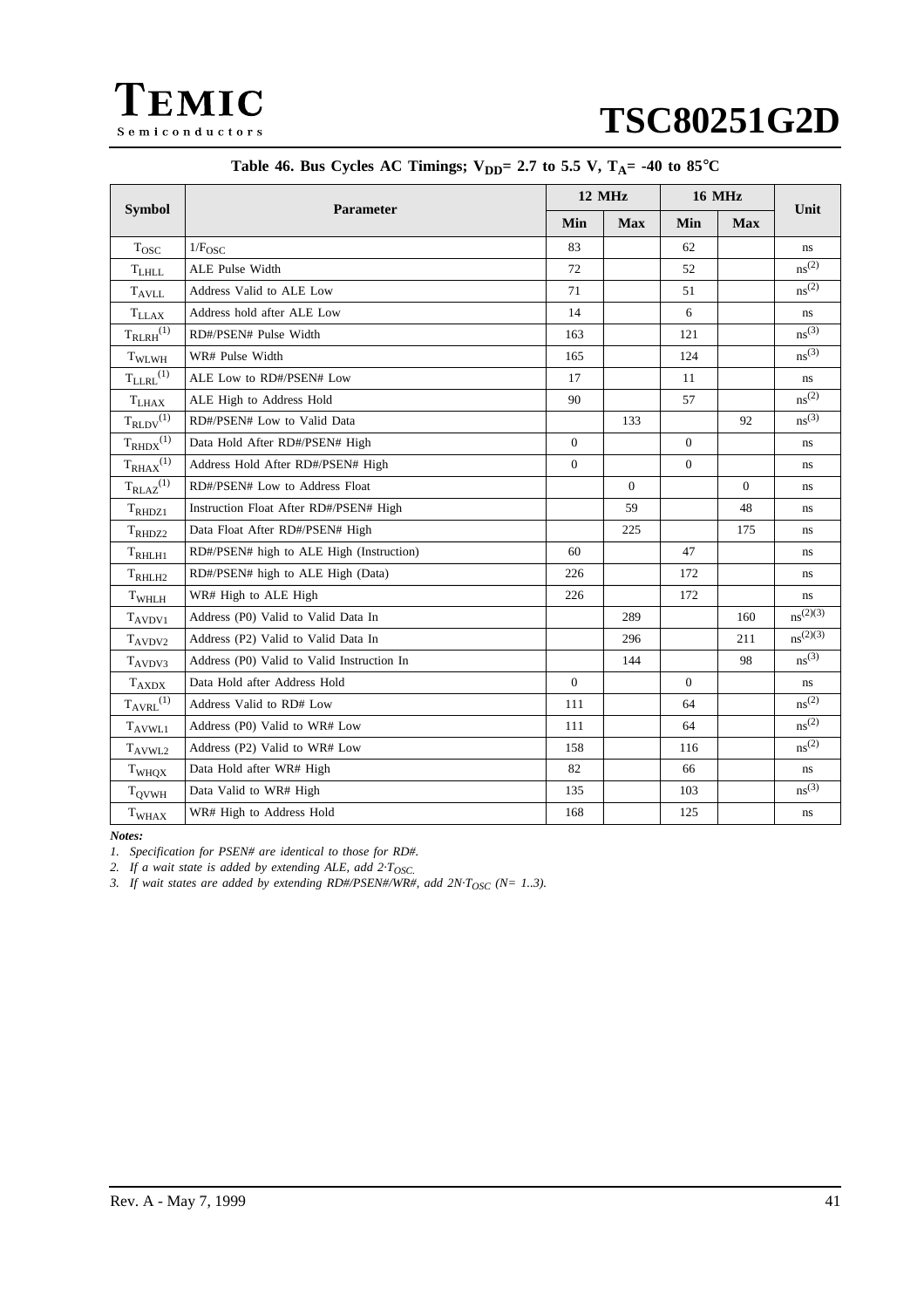**Table 46. Bus Cycles AC Timings; $V_{DD}$= 2.7 to 5.5 V, $T_A$= -40 to 85°C**

| Symbol | Parameter | 12 MHz | | 16 MHz | | Unit |
|---|---|---|---|---|---|---|
| | | Min | Max | Min | Max | |
| $T_{OSC}$ | $1/F_{OSC}$ | 83 | | 62 | | ns |
| $T_{LHLL}$ | ALE Pulse Width | 72 | | 52 | | ns(2) |
| $T_{AVLL}$ | Address Valid to ALE Low | 71 | | 51 | | ns(2) |
| $T_{LLAX}$ | Address hold after ALE Low | 14 | | 6 | | ns |
| $T_{RLRH}$(1) | RD#/PSEN# Pulse Width | 163 | | 121 | | ns(3) |
| $T_{WLWH}$ | WR# Pulse Width | 165 | | 124 | | ns(3) |
| $T_{LLRL}$(1) | ALE Low to RD#/PSEN# Low | 17 | | 11 | | ns |
| $T_{LHAX}$ | ALE High to Address Hold | 90 | | 57 | | ns(2) |
| $T_{RLDV}$(1) | RD#/PSEN# Low to Valid Data | | 133 | | 92 | ns(3) |
| $T_{RHDX}$(1) | Data Hold After RD#/PSEN# High | 0 | | 0 | | ns |
| $T_{RHAX}$(1) | Address Hold After RD#/PSEN# High | 0 | | 0 | | ns |
| $T_{RLAZ}$(1) | RD#/PSEN# Low to Address Float | | 0 | | 0 | ns |
| $T_{RHDZ1}$ | Instruction Float After RD#/PSEN# High | | 59 | | 48 | ns |
| $T_{RHDZ2}$ | Data Float After RD#/PSEN# High | | 225 | | 175 | ns |
| $T_{RHLH1}$ | RD#/PSEN# high to ALE High (Instruction) | 60 | | 47 | | ns |
| $T_{RHLH2}$ | RD#/PSEN# high to ALE High (Data) | 226 | | 172 | | ns |
| $T_{WHLH}$ | WR# High to ALE High | 226 | | 172 | | ns |
| $T_{AVDV1}$ | Address (P0) Valid to Valid Data In | | 289 | | 160 | ns(2)(3) |
| $T_{AVDV2}$ | Address (P2) Valid to Valid Data In | | 296 | | 211 | ns(2)(3) |
| $T_{AVDV3}$ | Address (P0) Valid to Valid Instruction In | | 144 | | 98 | ns(3) |
| $T_{AXDX}$ | Data Hold after Address Hold | 0 | | 0 | | ns |
| $T_{AVRL}$(1) | Address Valid to RD# Low | 111 | | 64 | | ns(2) |
| $T_{AVWL1}$ | Address (P0) Valid to WR# Low | 111 | | 64 | | ns(2) |
| $T_{AVWL2}$ | Address (P2) Valid to WR# Low | 158 | | 116 | | ns(2) |
| $T_{WHQX}$ | Data Hold after WR# High | 82 | | 66 | | ns |
| $T_{QVWH}$ | Data Valid to WR# High | 135 | | 103 | | ns(3) |
| $T_{WHAX}$ | WR# High to Address Hold | 168 | | 125 | | ns |

*Notes:*

1. *Specification for PSEN# are identical to those for RD#.*
2. *If a wait state is added by extending ALE, add $2{\cdot}T_{OSC}$.*
3. *If wait states are added by extending RD#/PSEN#/WR#, add $2N{\cdot}T_{OSC}$ (N= 1..3).*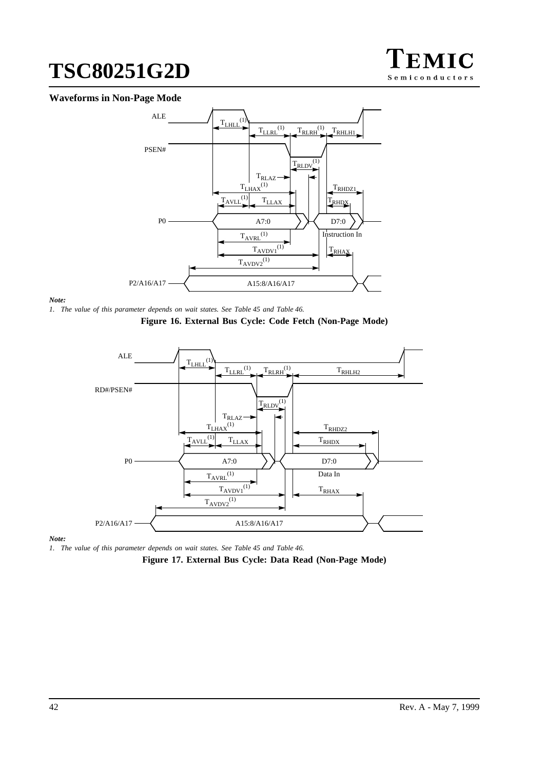### Waveforms in Non-Page Mode

*Note:*

*1. The value of this parameter depends on wait states. See Table 45 and Table 46.*

**Figure 16. External Bus Cycle: Code Fetch (Non-Page Mode)**

*Note:*

*1. The value of this parameter depends on wait states. See Table 45 and Table 46.*

**Figure 17. External Bus Cycle: Data Read (Non-Page Mode)**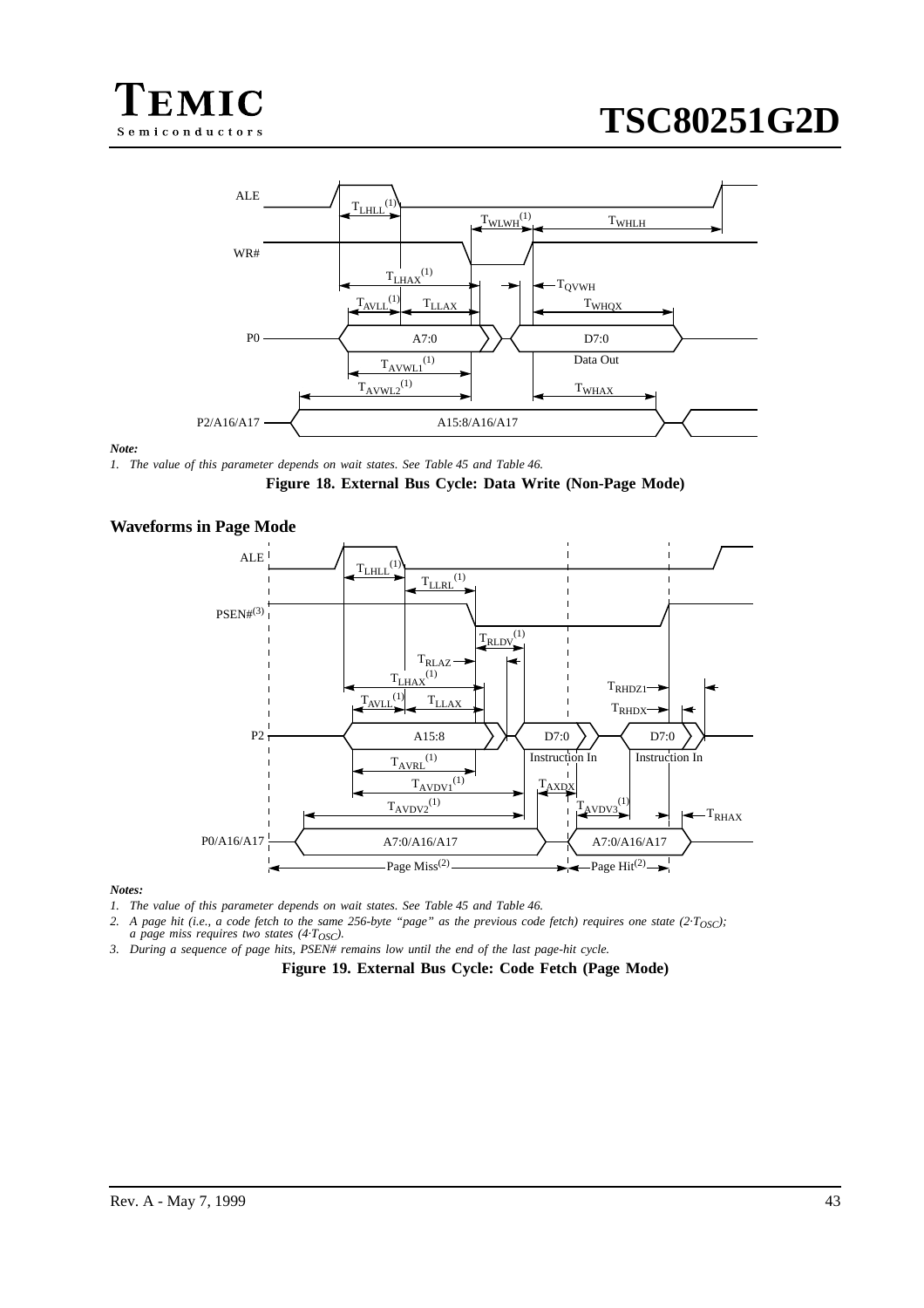*Note:*

*1. The value of this parameter depends on wait states. See Table 45 and Table 46.*

**Figure 18. External Bus Cycle: Data Write (Non-Page Mode)**

## Waveforms in Page Mode

*Notes:*

*1. The value of this parameter depends on wait states. See Table 45 and Table 46.*

*2. A page hit (i.e., a code fetch to the same 256-byte "page" as the previous code fetch) requires one state ($2 \cdot T_{OSC}$); a page miss requires two states ($4 \cdot T_{OSC}$).*

*3. During a sequence of page hits, PSEN# remains low until the end of the last page-hit cycle.*

**Figure 19. External Bus Cycle: Code Fetch (Page Mode)**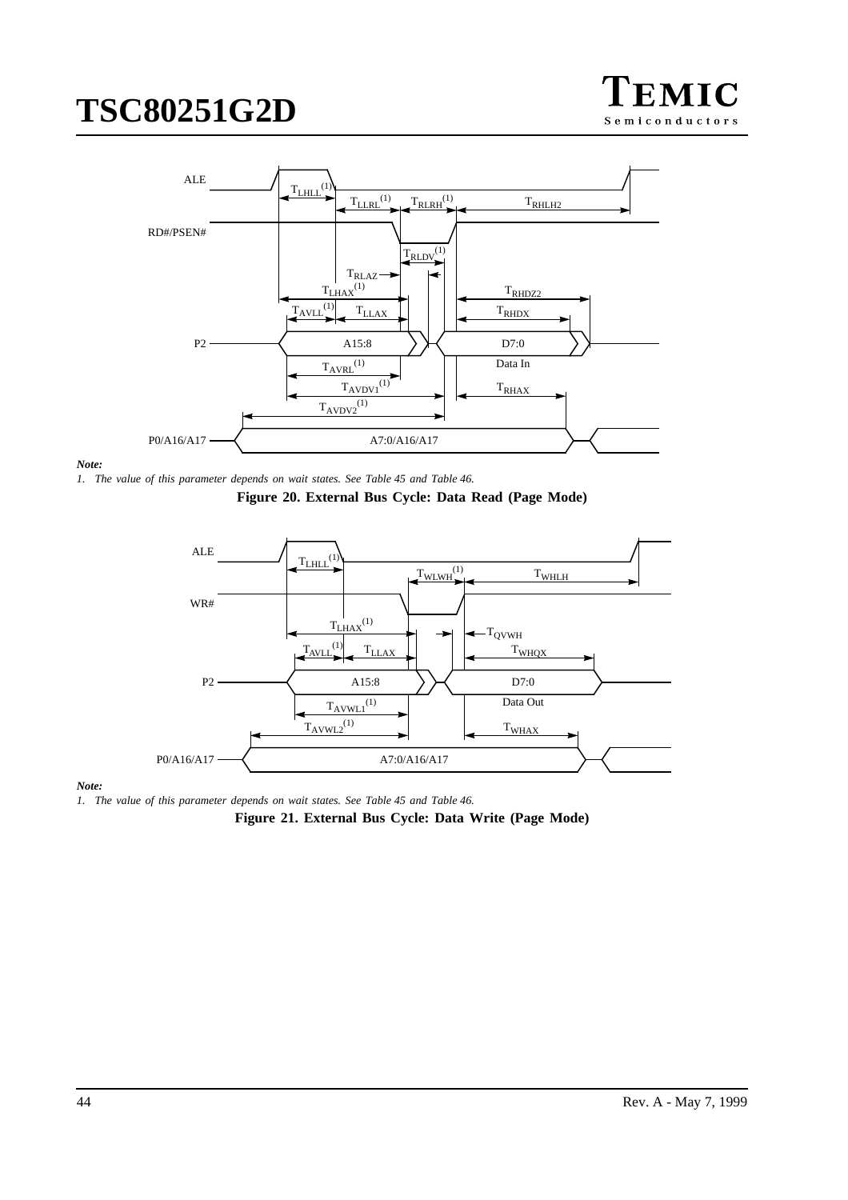*Note:*

*1. The value of this parameter depends on wait states. See Table 45 and Table 46.*

**Figure 20. External Bus Cycle: Data Read (Page Mode)**

*Note:*

*1. The value of this parameter depends on wait states. See Table 45 and Table 46.*

**Figure 21. External Bus Cycle: Data Write (Page Mode)**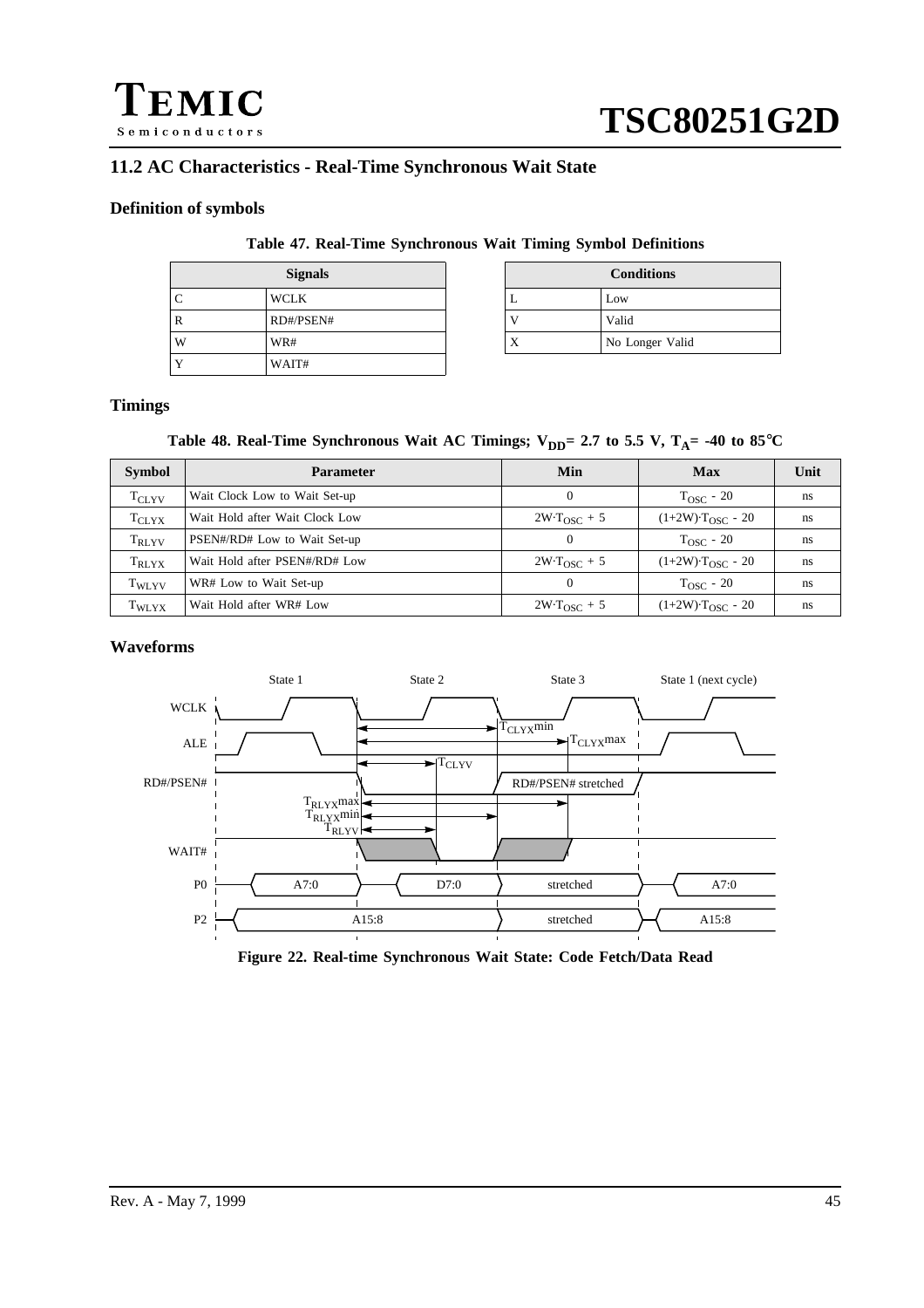## 11.2 AC Characteristics - Real-Time Synchronous Wait State

### Definition of symbols

**Table 47. Real-Time Synchronous Wait Timing Symbol Definitions**

| Signals | |
|---|---|
| C | WCLK |
| R | RD#/PSEN# |
| W | WR# |
| Y | WAIT# |

| Conditions | |
|---|---|
| L | Low |
| V | Valid |
| X | No Longer Valid |

### Timings

**Table 48. Real-Time Synchronous Wait AC Timings; $V_{DD}$= 2.7 to 5.5 V, $T_A$= -40 to 85°C**

| Symbol | Parameter | Min | Max | Unit |
|---|---|---|---|---|
| $T_{CLYV}$ | Wait Clock Low to Wait Set-up | 0 | $T_{OSC}$ - 20 | ns |
| $T_{CLYX}$ | Wait Hold after Wait Clock Low | $2W \cdot T_{OSC}$ + 5 | $(1+2W) \cdot T_{OSC}$ - 20 | ns |
| $T_{RLYV}$ | PSEN#/RD# Low to Wait Set-up | 0 | $T_{OSC}$ - 20 | ns |
| $T_{RLYX}$ | Wait Hold after PSEN#/RD# Low | $2W \cdot T_{OSC}$ + 5 | $(1+2W) \cdot T_{OSC}$ - 20 | ns |
| $T_{WLYV}$ | WR# Low to Wait Set-up | 0 | $T_{OSC}$ - 20 | ns |
| $T_{WLYX}$ | Wait Hold after WR# Low | $2W \cdot T_{OSC}$ + 5 | $(1+2W) \cdot T_{OSC}$ - 20 | ns |

### Waveforms

**Figure 22. Real-time Synchronous Wait State: Code Fetch/Data Read**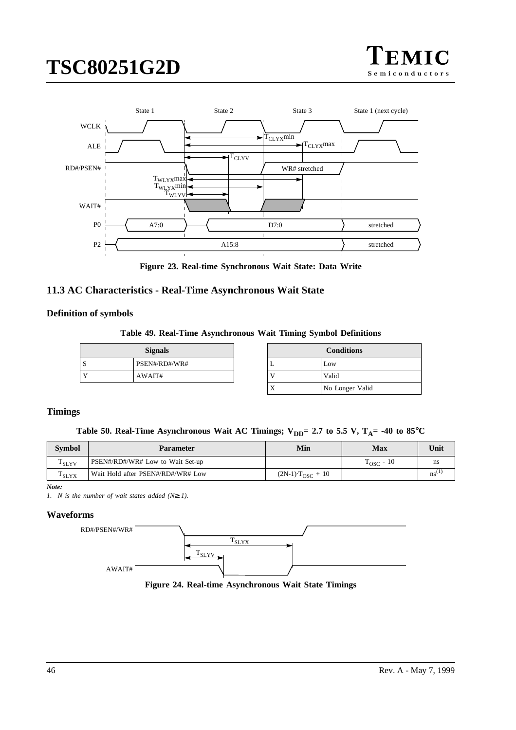Figure 23. Real-time Synchronous Wait State: Data Write

## 11.3 AC Characteristics - Real-Time Asynchronous Wait State

### Definition of symbols

**Table 49. Real-Time Asynchronous Wait Timing Symbol Definitions**

| Signals | |
|---|---|
| S | PSEN#/RD#/WR# |
| Y | AWAIT# |

| Conditions | |
|---|---|
| L | Low |
| V | Valid |
| X | No Longer Valid |

### Timings

**Table 50. Real-Time Asynchronous Wait AC Timings; $V_{DD}$= 2.7 to 5.5 V, $T_A$= -40 to 85°C**

| Symbol | Parameter | Min | Max | Unit |
|---|---|---|---|---|
| $T_{SLYV}$ | PSEN#/RD#/WR# Low to Wait Set-up | | $T_{OSC}$ - 10 | ns |
| $T_{SLYX}$ | Wait Hold after PSEN#/RD#/WR# Low | $(2N-1) \cdot T_{OSC} + 10$ | | ns[1] |

*Note:*

*1. N is the number of wait states added (N≥ 1).*

### Waveforms

Figure 24. Real-time Asynchronous Wait State Timings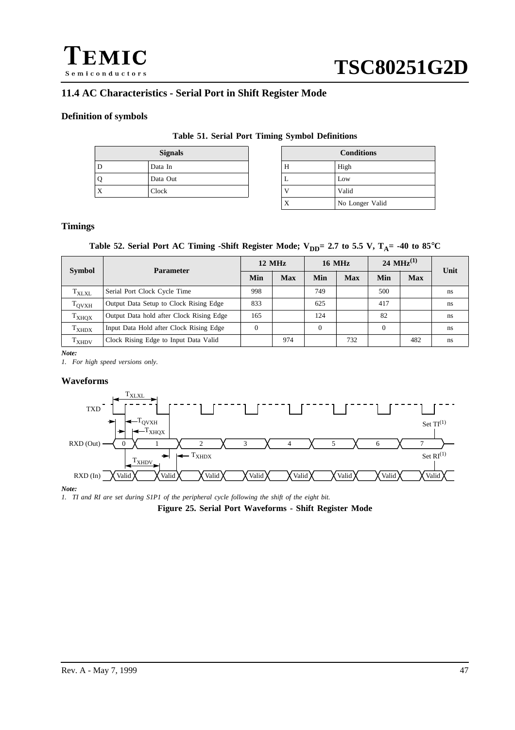## 11.4 AC Characteristics - Serial Port in Shift Register Mode

### Definition of symbols

**Table 51. Serial Port Timing Symbol Definitions**

| Signals | |
|---|---|
| D | Data In |
| Q | Data Out |
| X | Clock |

| Conditions | |
|---|---|
| H | High |
| L | Low |
| V | Valid |
| X | No Longer Valid |

### Timings

**Table 52. Serial Port AC Timing -Shift Register Mode; $V_{DD}$= 2.7 to 5.5 V, $T_A$= -40 to 85°C**

| Symbol | Parameter | 12 MHz | | 16 MHz | | 24 MHz[1] | | Unit |
|---|---|---|---|---|---|---|---|---|
| | | Min | Max | Min | Max | Min | Max | |
| $T_{XLXL}$ | Serial Port Clock Cycle Time | 998 | | 749 | | 500 | | ns |
| $T_{QVXH}$ | Output Data Setup to Clock Rising Edge | 833 | | 625 | | 417 | | ns |
| $T_{XHQX}$ | Output Data hold after Clock Rising Edge | 165 | | 124 | | 82 | | ns |
| $T_{XHDX}$ | Input Data Hold after Clock Rising Edge | 0 | | 0 | | 0 | | ns |
| $T_{XHDV}$ | Clock Rising Edge to Input Data Valid | | 974 | | 732 | | 482 | ns |

*Note:*

*1. For high speed versions only.*

### Waveforms

*Note:*

*1. TI and RI are set during S1P1 of the peripheral cycle following the shift of the eight bit.*

**Figure 25. Serial Port Waveforms - Shift Register Mode**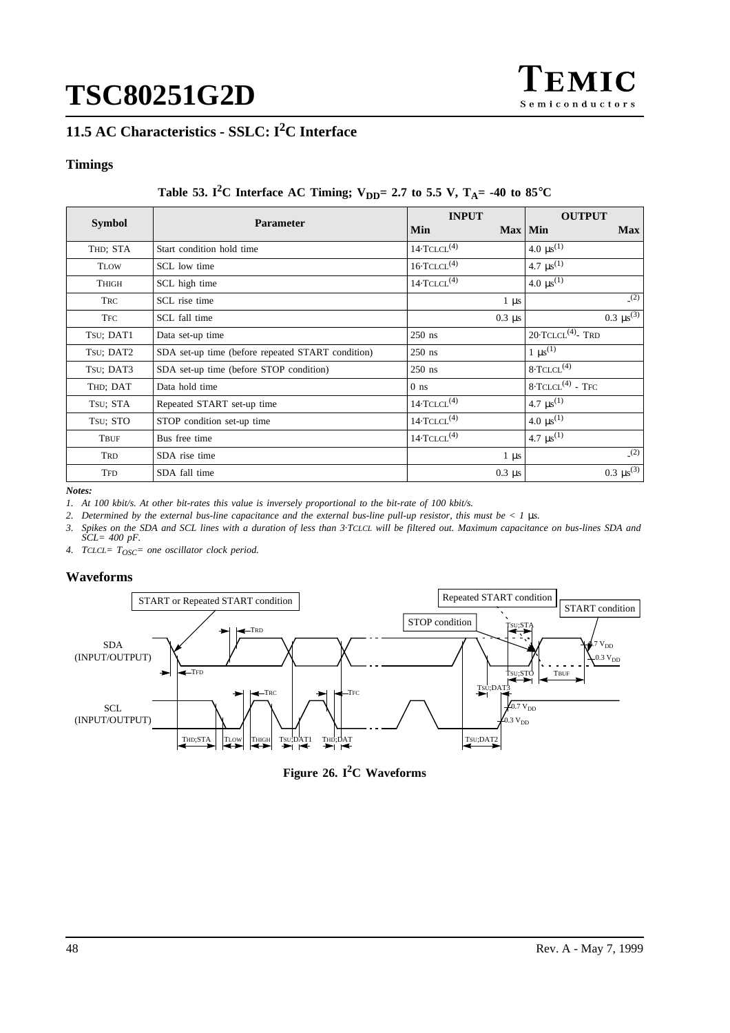## 11.5 AC Characteristics - SSLC: $I^2C$ Interface

### Timings

**Table 53. $I^2C$ Interface AC Timing; $V_{DD}$= 2.7 to 5.5 V, $T_A$= -40 to 85°C**

| Symbol | Parameter | INPUT Min | INPUT Max | OUTPUT Min | OUTPUT Max |
|---|---|---|---|---|---|
| THD; STA | Start condition hold time | 14·TCLCL[(4)] | | 4.0 µs[(1)] | |
| TLOW | SCL low time | 16·TCLCL[(4)] | | 4.7 µs[(1)] | |
| THIGH | SCL high time | 14·TCLCL[(4)] | | 4.0 µs[(1)] | |
| TRC | SCL rise time | | 1 µs | | -[(2)] |
| TFC | SCL fall time | | 0.3 µs | | 0.3 µs[(3)] |
| TSU; DAT1 | Data set-up time | 250 ns | | 20·TCLCL[(4)]- TRD | |
| TSU; DAT2 | SDA set-up time (before repeated START condition) | 250 ns | | 1 µs[(1)] | |
| TSU; DAT3 | SDA set-up time (before STOP condition) | 250 ns | | 8·TCLCL[(4)] | |
| THD; DAT | Data hold time | 0 ns | | 8·TCLCL[(4)] - TFC | |
| TSU; STA | Repeated START set-up time | 14·TCLCL[(4)] | | 4.7 µs[(1)] | |
| TSU; STO | STOP condition set-up time | 14·TCLCL[(4)] | | 4.0 µs[(1)] | |
| TBUF | Bus free time | 14·TCLCL[(4)] | | 4.7 µs[(1)] | |
| TRD | SDA rise time | | 1 µs | | -[(2)] |
| TFD | SDA fall time | | 0.3 µs | | 0.3 µs[(3)] |

***Notes:***

*1. At 100 kbit/s. At other bit-rates this value is inversely proportional to the bit-rate of 100 kbit/s.*

*2. Determined by the external bus-line capacitance and the external bus-line pull-up resistor, this must be < 1 µs.*

*3. Spikes on the SDA and SCL lines with a duration of less than 3·TCLCL will be filtered out. Maximum capacitance on bus-lines SDA and SCL= 400 pF.*

*4. TCLCL= $T_{OSC}$= one oscillator clock period.*

### Waveforms

START or Repeated START condition | Repeated START condition | START condition | STOP condition | SDA (INPUT/OUTPUT) | SCL (INPUT/OUTPUT) | TRD | TFD | TRC | TFC | TSU;STA | TSU;STO | TBUF | TSU;DAT3 | TSU;DAT2 | THD;STA | TLOW | THIGH | TSU;DAT1 | THD;DAT | 0.7 $V_{DD}$ | 0.3 $V_{DD}$

**Figure 26. $I^2C$ Waveforms**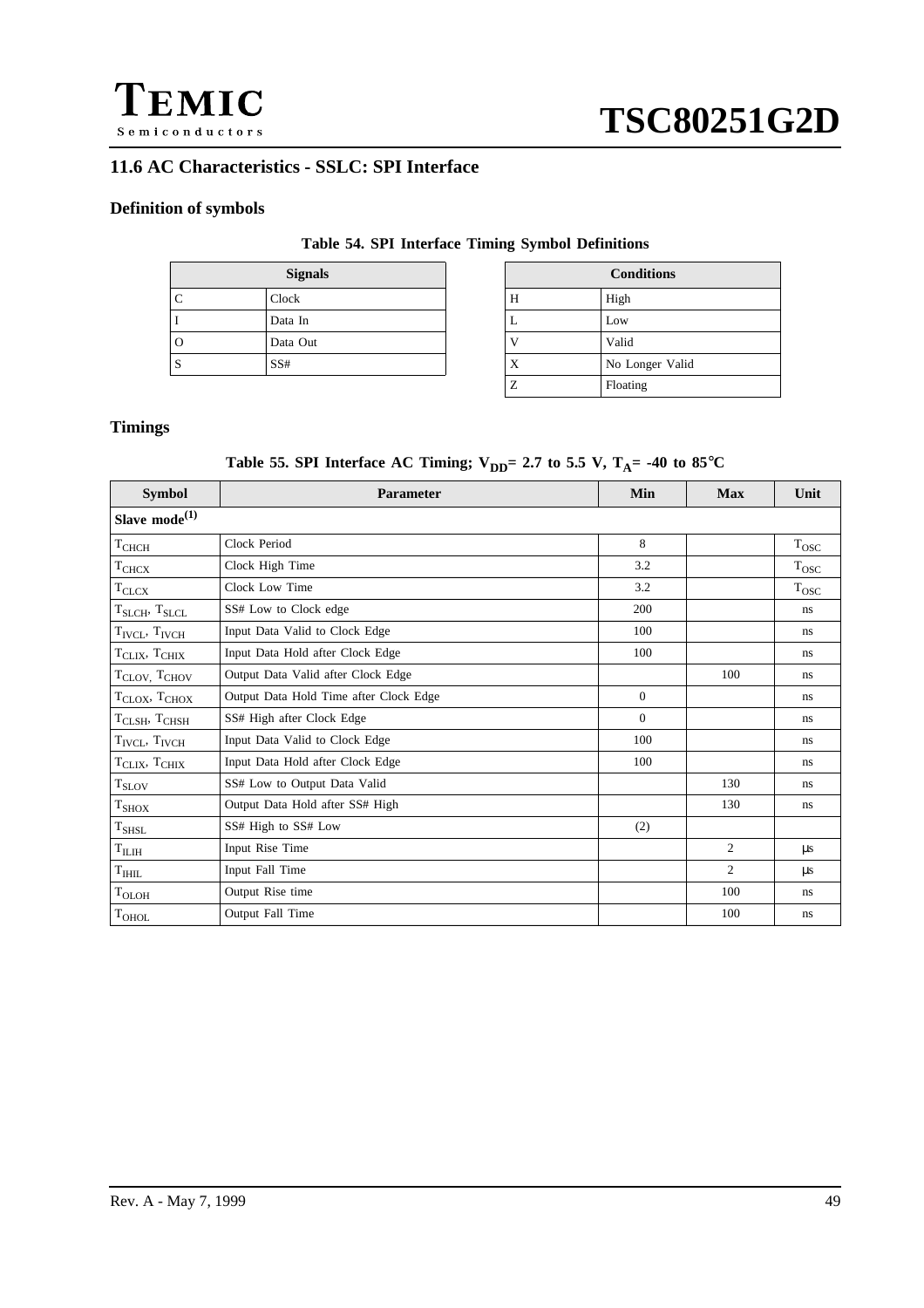## 11.6 AC Characteristics - SSLC: SPI Interface

### Definition of symbols

**Table 54. SPI Interface Timing Symbol Definitions**

| Signals | |
|---|---|
| C | Clock |
| I | Data In |
| O | Data Out |
| S | SS# |

| Conditions | |
|---|---|
| H | High |
| L | Low |
| V | Valid |
| X | No Longer Valid |
| Z | Floating |

### Timings

**Table 55. SPI Interface AC Timing; $V_{DD}$= 2.7 to 5.5 V, $T_A$= -40 to 85°C**

| Symbol | Parameter | Min | Max | Unit |
|---|---|---|---|---|
| **Slave mode(1)** | | | | |
| $T_{CHCH}$ | Clock Period | 8 | | $T_{OSC}$ |
| $T_{CHCX}$ | Clock High Time | 3.2 | | $T_{OSC}$ |
| $T_{CLCX}$ | Clock Low Time | 3.2 | | $T_{OSC}$ |
| $T_{SLCH}$, $T_{SLCL}$ | SS# Low to Clock edge | 200 | | ns |
| $T_{IVCL}$, $T_{IVCH}$ | Input Data Valid to Clock Edge | 100 | | ns |
| $T_{CLIX}$, $T_{CHIX}$ | Input Data Hold after Clock Edge | 100 | | ns |
| $T_{CLOV}$, $T_{CHOV}$ | Output Data Valid after Clock Edge | | 100 | ns |
| $T_{CLOX}$, $T_{CHOX}$ | Output Data Hold Time after Clock Edge | 0 | | ns |
| $T_{CLSH}$, $T_{CHSH}$ | SS# High after Clock Edge | 0 | | ns |
| $T_{IVCL}$, $T_{IVCH}$ | Input Data Valid to Clock Edge | 100 | | ns |
| $T_{CLIX}$, $T_{CHIX}$ | Input Data Hold after Clock Edge | 100 | | ns |
| $T_{SLOV}$ | SS# Low to Output Data Valid | | 130 | ns |
| $T_{SHOX}$ | Output Data Hold after SS# High | | 130 | ns |
| $T_{SHSL}$ | SS# High to SS# Low | (2) | | |
| $T_{ILIH}$ | Input Rise Time | | 2 | μs |
| $T_{IHIL}$ | Input Fall Time | | 2 | μs |
| $T_{OLOH}$ | Output Rise time | | 100 | ns |
| $T_{OHOL}$ | Output Fall Time | | 100 | ns |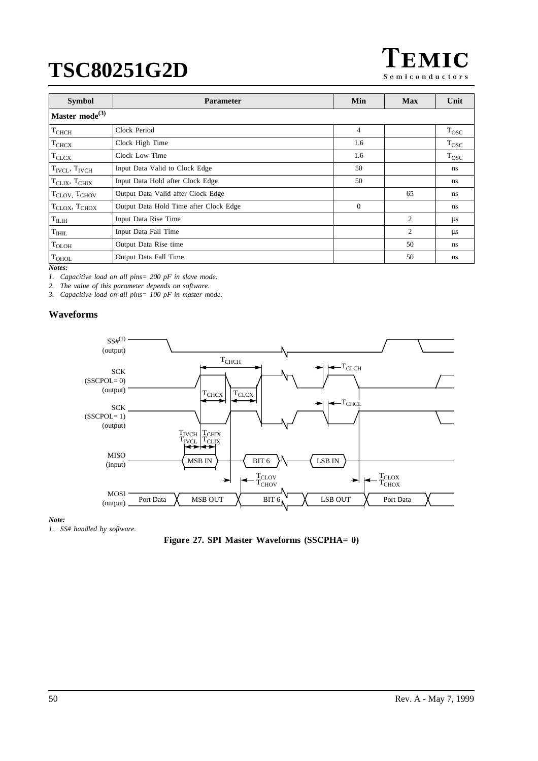| Symbol | Parameter | Min | Max | Unit |
|---|---|---|---|---|
| **Master mode(3)** | | | | |
| $T_{CHCH}$ | Clock Period | 4 | | $T_{OSC}$ |
| $T_{CHCX}$ | Clock High Time | 1.6 | | $T_{OSC}$ |
| $T_{CLCX}$ | Clock Low Time | 1.6 | | $T_{OSC}$ |
| $T_{IVCL}$, $T_{IVCH}$ | Input Data Valid to Clock Edge | 50 | | ns |
| $T_{CLIX}$, $T_{CHIX}$ | Input Data Hold after Clock Edge | 50 | | ns |
| $T_{CLOV}$, $T_{CHOV}$ | Output Data Valid after Clock Edge | | 65 | ns |
| $T_{CLOX}$, $T_{CHOX}$ | Output Data Hold Time after Clock Edge | 0 | | ns |
| $T_{ILIH}$ | Input Data Rise Time | | 2 | µs |
| $T_{IHIL}$ | Input Data Fall Time | | 2 | µs |
| $T_{OLOH}$ | Output Data Rise time | | 50 | ns |
| $T_{OHOL}$ | Output Data Fall Time | | 50 | ns |

***Notes:***

*1. Capacitive load on all pins= 200 pF in slave mode.*

*2. The value of this parameter depends on software.*

*3. Capacitive load on all pins= 100 pF in master mode.*

### Waveforms

***Note:***

*1. SS# handled by software.*

**Figure 27. SPI Master Waveforms (SSCPHA= 0)**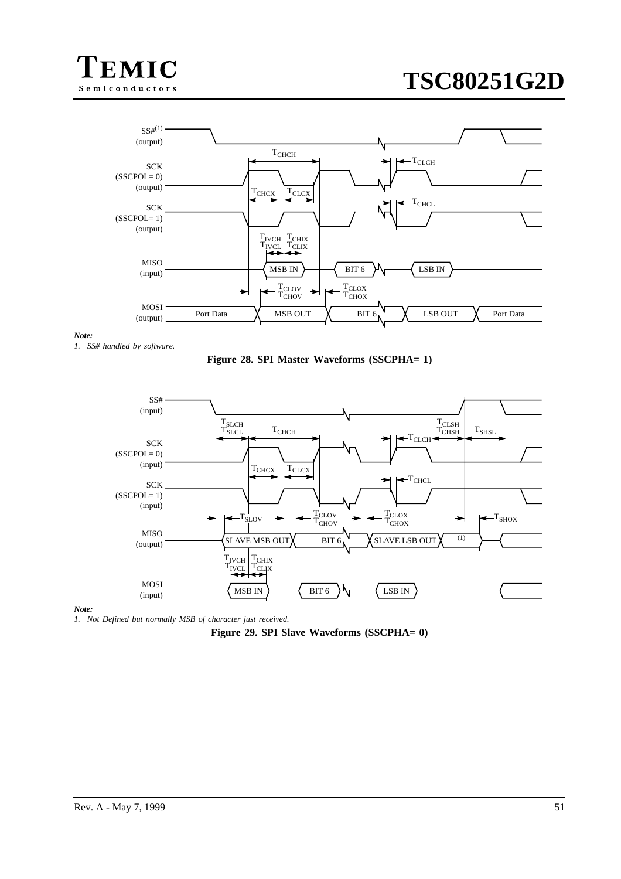*Note:*

*1. SS# handled by software.*

**Figure 28. SPI Master Waveforms (SSCPHA= 1)**

*Note:*

*1. Not Defined but normally MSB of character just received.*

**Figure 29. SPI Slave Waveforms (SSCPHA= 0)**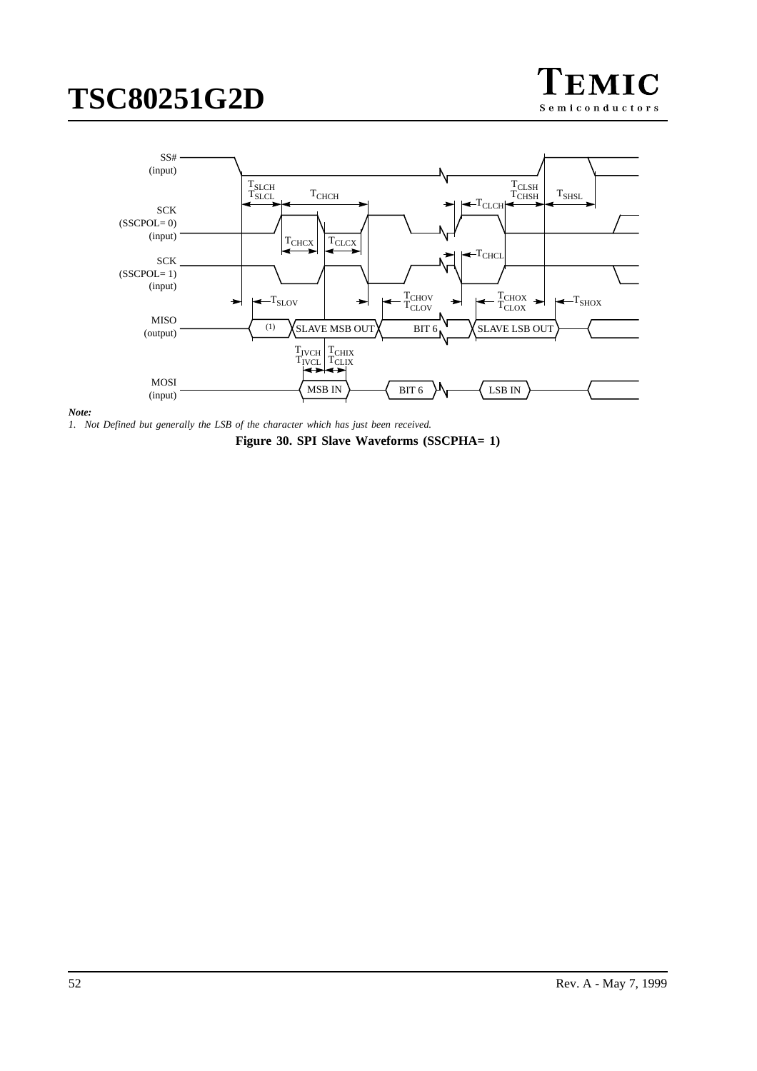*Note:*

*1. Not Defined but generally the LSB of the character which has just been received.*

**Figure 30. SPI Slave Waveforms (SSCPHA= 1)**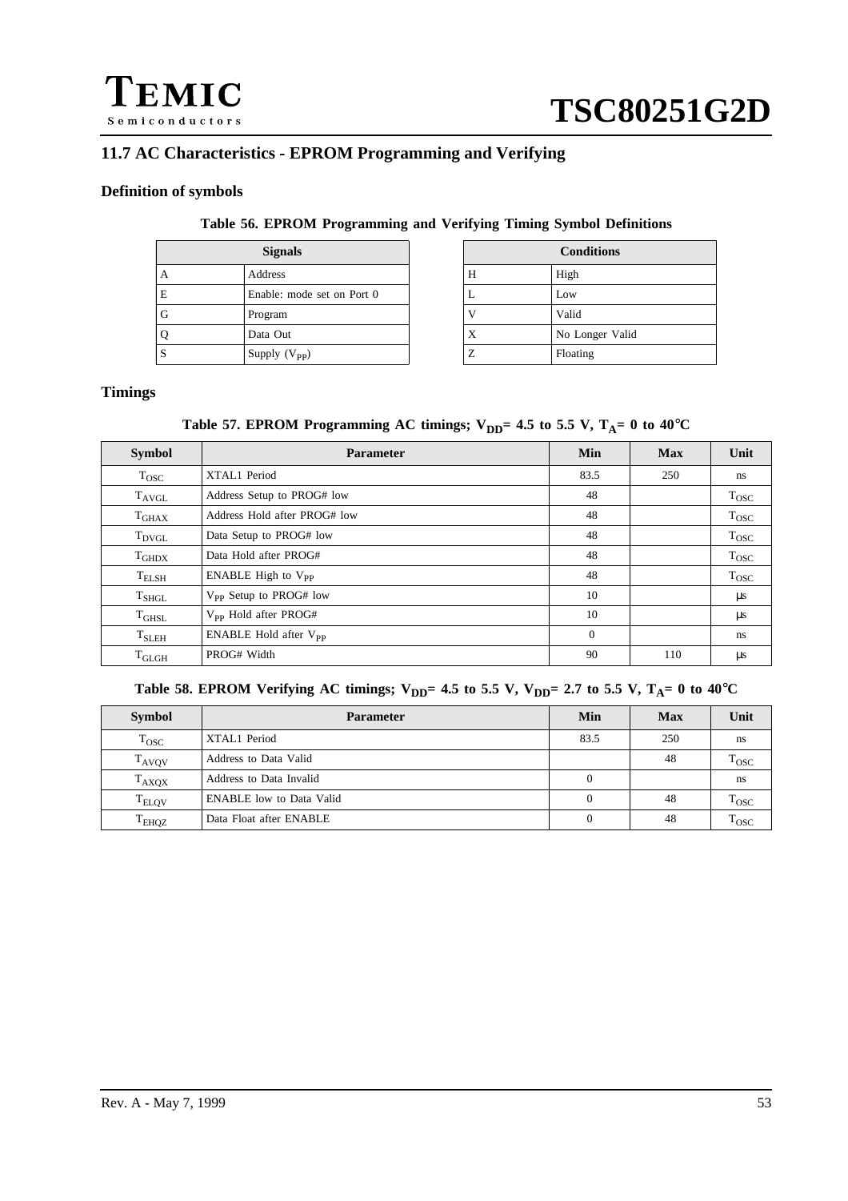## 11.7 AC Characteristics - EPROM Programming and Verifying

### Definition of symbols

**Table 56. EPROM Programming and Verifying Timing Symbol Definitions**

| Signals | |
|---|---|
| A | Address |
| E | Enable: mode set on Port 0 |
| G | Program |
| Q | Data Out |
| S | Supply ($V_{PP}$) |

| Conditions | |
|---|---|
| H | High |
| L | Low |
| V | Valid |
| X | No Longer Valid |
| Z | Floating |

### Timings

**Table 57. EPROM Programming AC timings; $V_{DD}$= 4.5 to 5.5 V, $T_A$= 0 to 40°C**

| Symbol | Parameter | Min | Max | Unit |
|---|---|---|---|---|
| $T_{OSC}$ | XTAL1 Period | 83.5 | 250 | ns |
| $T_{AVGL}$ | Address Setup to PROG# low | 48 | | $T_{OSC}$ |
| $T_{GHAX}$ | Address Hold after PROG# low | 48 | | $T_{OSC}$ |
| $T_{DVGL}$ | Data Setup to PROG# low | 48 | | $T_{OSC}$ |
| $T_{GHDX}$ | Data Hold after PROG# | 48 | | $T_{OSC}$ |
| $T_{ELSH}$ | ENABLE High to $V_{PP}$ | 48 | | $T_{OSC}$ |
| $T_{SHGL}$ | $V_{PP}$ Setup to PROG# low | 10 | | µs |
| $T_{GHSL}$ | $V_{PP}$ Hold after PROG# | 10 | | µs |
| $T_{SLEH}$ | ENABLE Hold after $V_{PP}$ | 0 | | ns |
| $T_{GLGH}$ | PROG# Width | 90 | 110 | µs |

**Table 58. EPROM Verifying AC timings; $V_{DD}$= 4.5 to 5.5 V, $V_{DD}$= 2.7 to 5.5 V, $T_A$= 0 to 40°C**

| Symbol | Parameter | Min | Max | Unit |
|---|---|---|---|---|
| $T_{OSC}$ | XTAL1 Period | 83.5 | 250 | ns |
| $T_{AVQV}$ | Address to Data Valid | | 48 | $T_{OSC}$ |
| $T_{AXQX}$ | Address to Data Invalid | 0 | | ns |
| $T_{ELQV}$ | ENABLE low to Data Valid | 0 | 48 | $T_{OSC}$ |
| $T_{EHQZ}$ | Data Float after ENABLE | 0 | 48 | $T_{OSC}$ |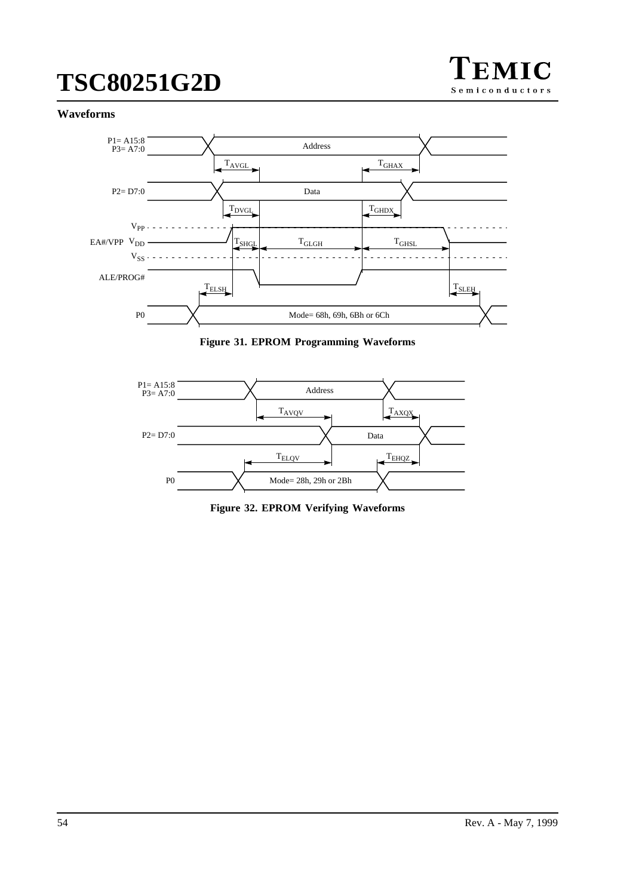### Waveforms

Figure 31. EPROM Programming Waveforms

Figure 32. EPROM Verifying Waveforms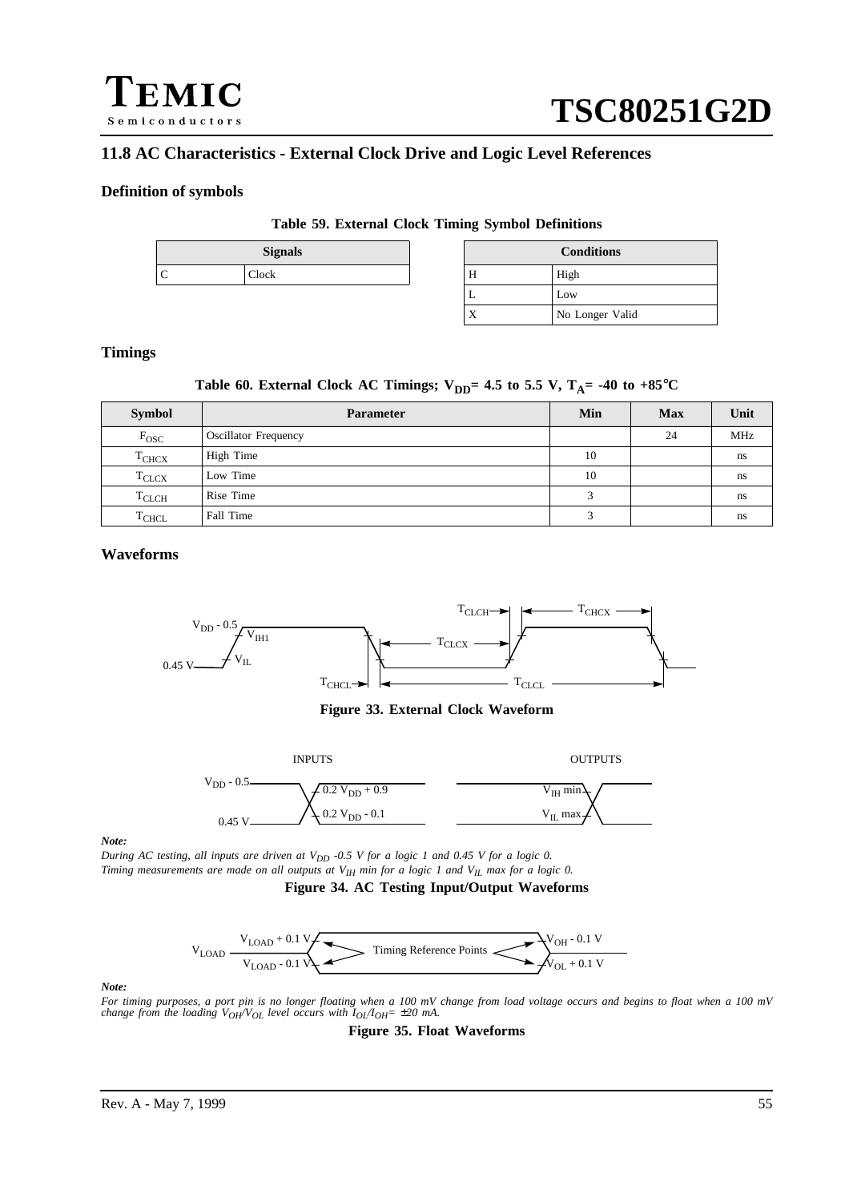## 11.8 AC Characteristics - External Clock Drive and Logic Level References

### Definition of symbols

**Table 59. External Clock Timing Symbol Definitions**

| Signals | |
|---|---|
| C | Clock |

| Conditions | |
|---|---|
| H | High |
| L | Low |
| X | No Longer Valid |

### Timings

**Table 60. External Clock AC Timings; $V_{DD}$= 4.5 to 5.5 V, $T_A$= -40 to +85°C**

| Symbol | Parameter | Min | Max | Unit |
|---|---|---|---|---|
| $F_{OSC}$ | Oscillator Frequency | | 24 | MHz |
| $T_{CHCX}$ | High Time | 10 | | ns |
| $T_{CLCX}$ | Low Time | 10 | | ns |
| $T_{CLCH}$ | Rise Time | 3 | | ns |
| $T_{CHCL}$ | Fall Time | 3 | | ns |

### Waveforms

**Figure 33. External Clock Waveform**

*Note:*

*During AC testing, all inputs are driven at $V_{DD}$ -0.5 V for a logic 1 and 0.45 V for a logic 0.*
*Timing measurements are made on all outputs at $V_{IH}$ min for a logic 1 and $V_{IL}$ max for a logic 0.*

**Figure 34. AC Testing Input/Output Waveforms**

*Note:*

*For timing purposes, a port pin is no longer floating when a 100 mV change from load voltage occurs and begins to float when a 100 mV change from the loading $V_{OH}/V_{OL}$ level occurs with $I_{OL}/I_{OH}$= ±20 mA.*

**Figure 35. Float Waveforms**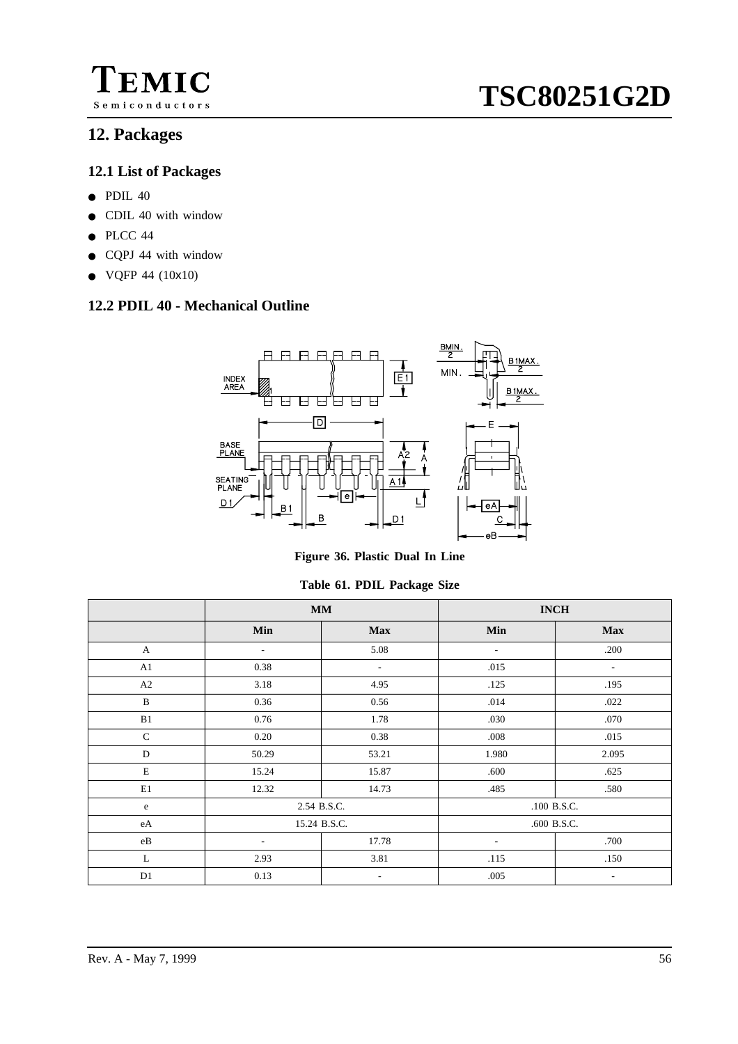# 12. Packages

## 12.1 List of Packages

- PDIL 40
- CDIL 40 with window
- PLCC 44
- CQPJ 44 with window
- VQFP 44 (10x10)

## 12.2 PDIL 40 - Mechanical Outline

**Figure 36. Plastic Dual In Line**

**Table 61. PDIL Package Size**

| | MM | | INCH | |
|---|---|---|---|---|
| | **Min** | **Max** | **Min** | **Max** |
| A | - | 5.08 | - | .200 |
| A1 | 0.38 | - | .015 | - |
| A2 | 3.18 | 4.95 | .125 | .195 |
| B | 0.36 | 0.56 | .014 | .022 |
| B1 | 0.76 | 1.78 | .030 | .070 |
| C | 0.20 | 0.38 | .008 | .015 |
| D | 50.29 | 53.21 | 1.980 | 2.095 |
| E | 15.24 | 15.87 | .600 | .625 |
| E1 | 12.32 | 14.73 | .485 | .580 |
| e | 2.54 B.S.C. | | .100 B.S.C. | |
| eA | 15.24 B.S.C. | | .600 B.S.C. | |
| eB | - | 17.78 | - | .700 |
| L | 2.93 | 3.81 | .115 | .150 |
| D1 | 0.13 | - | .005 | - |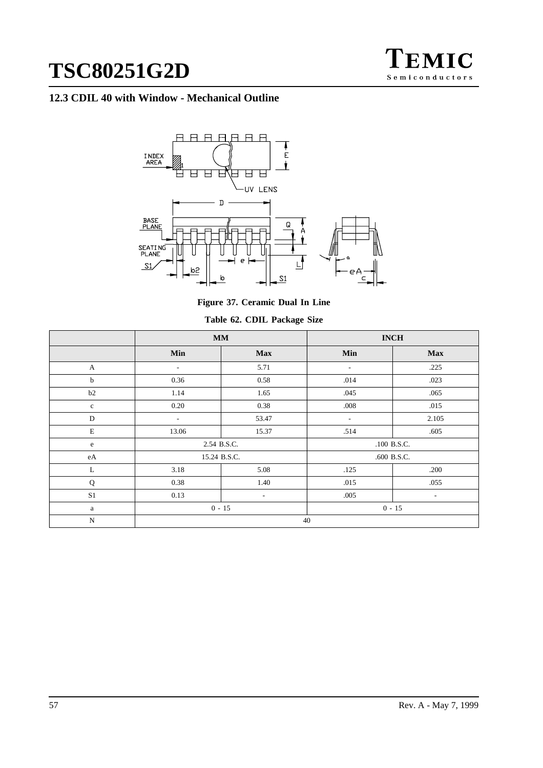## 12.3 CDIL 40 with Window - Mechanical Outline

**Figure 37. Ceramic Dual In Line**

**Table 62. CDIL Package Size**

| | MM | | INCH | |
|---|---|---|---|---|
| | **Min** | **Max** | **Min** | **Max** |
| A | - | 5.71 | - | .225 |
| b | 0.36 | 0.58 | .014 | .023 |
| b2 | 1.14 | 1.65 | .045 | .065 |
| c | 0.20 | 0.38 | .008 | .015 |
| D | - | 53.47 | - | 2.105 |
| E | 13.06 | 15.37 | .514 | .605 |
| e | 2.54 B.S.C. | | .100 B.S.C. | |
| eA | 15.24 B.S.C. | | .600 B.S.C. | |
| L | 3.18 | 5.08 | .125 | .200 |
| Q | 0.38 | 1.40 | .015 | .055 |
| S1 | 0.13 | - | .005 | - |
| a | 0 - 15 | | 0 - 15 | |
| N | 40 | | | |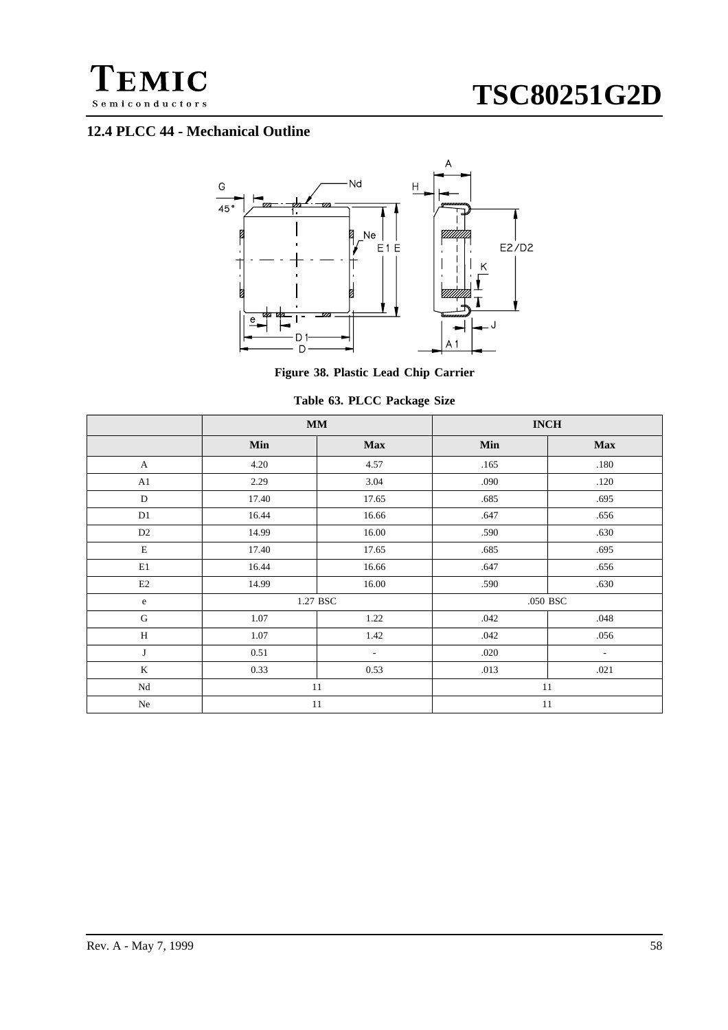## 12.4 PLCC 44 - Mechanical Outline

**Figure 38. Plastic Lead Chip Carrier**

**Table 63. PLCC Package Size**

| | MM | | INCH | |
|---|---|---|---|---|
| | **Min** | **Max** | **Min** | **Max** |
| A | 4.20 | 4.57 | .165 | .180 |
| A1 | 2.29 | 3.04 | .090 | .120 |
| D | 17.40 | 17.65 | .685 | .695 |
| D1 | 16.44 | 16.66 | .647 | .656 |
| D2 | 14.99 | 16.00 | .590 | .630 |
| E | 17.40 | 17.65 | .685 | .695 |
| E1 | 16.44 | 16.66 | .647 | .656 |
| E2 | 14.99 | 16.00 | .590 | .630 |
| e | 1.27 BSC | | .050 BSC | |
| G | 1.07 | 1.22 | .042 | .048 |
| H | 1.07 | 1.42 | .042 | .056 |
| J | 0.51 | - | .020 | - |
| K | 0.33 | 0.53 | .013 | .021 |
| Nd | 11 | | 11 | |
| Ne | 11 | | 11 | |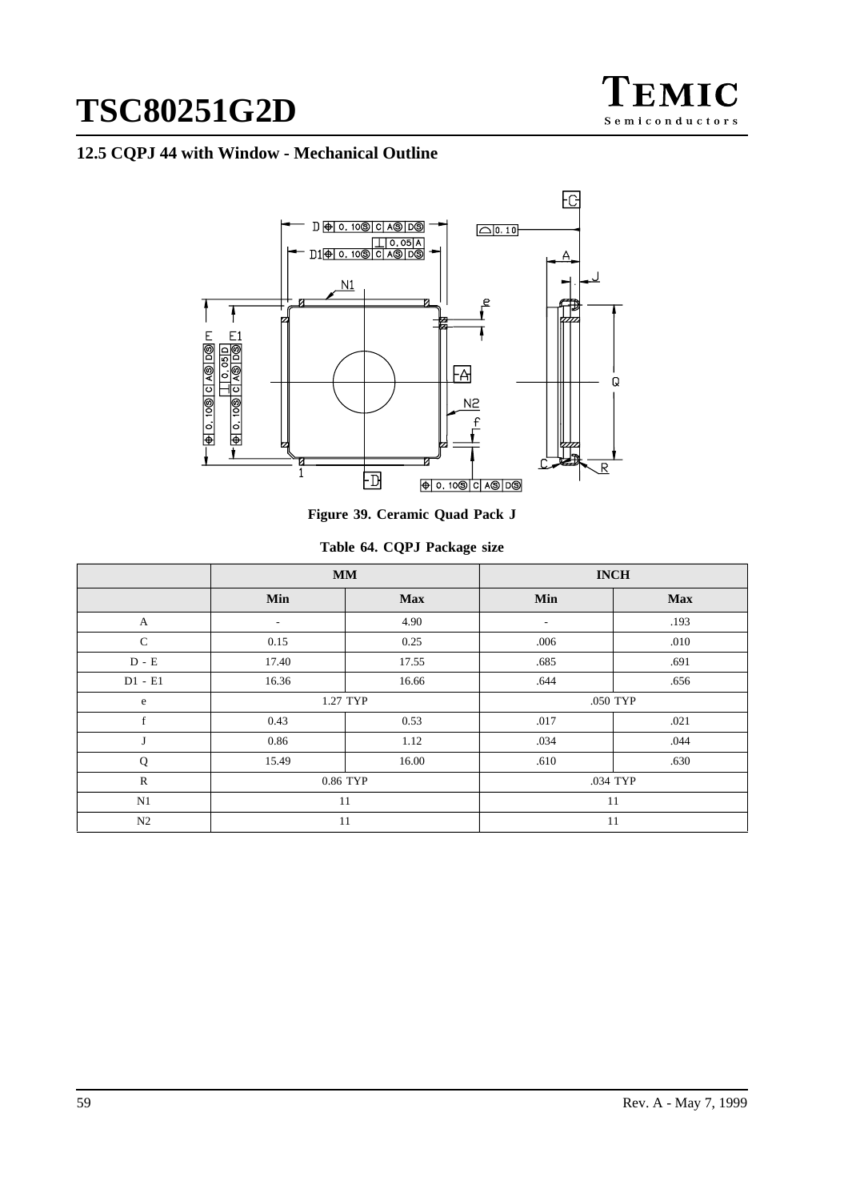## 12.5 CQPJ 44 with Window - Mechanical Outline

Figure 39. Ceramic Quad Pack J

Table 64. CQPJ Package size

| | MM | | INCH | |
|---|---|---|---|---|
| | Min | Max | Min | Max |
| A | - | 4.90 | - | .193 |
| C | 0.15 | 0.25 | .006 | .010 |
| D - E | 17.40 | 17.55 | .685 | .691 |
| D1 - E1 | 16.36 | 16.66 | .644 | .656 |
| e | 1.27 TYP | | .050 TYP | |
| f | 0.43 | 0.53 | .017 | .021 |
| J | 0.86 | 1.12 | .034 | .044 |
| Q | 15.49 | 16.00 | .610 | .630 |
| R | 0.86 TYP | | .034 TYP | |
| N1 | 11 | | 11 | |
| N2 | 11 | | 11 | |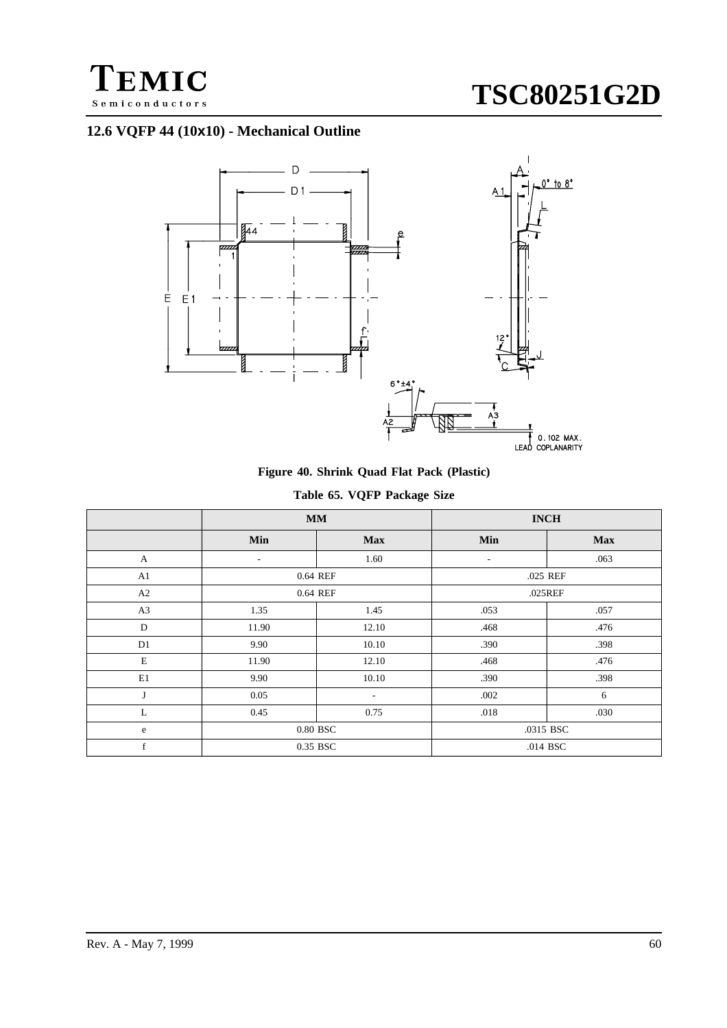## 12.6 VQFP 44 (10x10) - Mechanical Outline

**Figure 40. Shrink Quad Flat Pack (Plastic)**

**Table 65. VQFP Package Size**

| | MM | | INCH | |
|---|---|---|---|---|
| | **Min** | **Max** | **Min** | **Max** |
| A | - | 1.60 | - | .063 |
| A1 | 0.64 REF | | .025 REF | |
| A2 | 0.64 REF | | .025REF | |
| A3 | 1.35 | 1.45 | .053 | .057 |
| D | 11.90 | 12.10 | .468 | .476 |
| D1 | 9.90 | 10.10 | .390 | .398 |
| E | 11.90 | 12.10 | .468 | .476 |
| E1 | 9.90 | 10.10 | .390 | .398 |
| J | 0.05 | - | .002 | 6 |
| L | 0.45 | 0.75 | .018 | .030 |
| e | 0.80 BSC | | .0315 BSC | |
| f | 0.35 BSC | | .014 BSC | |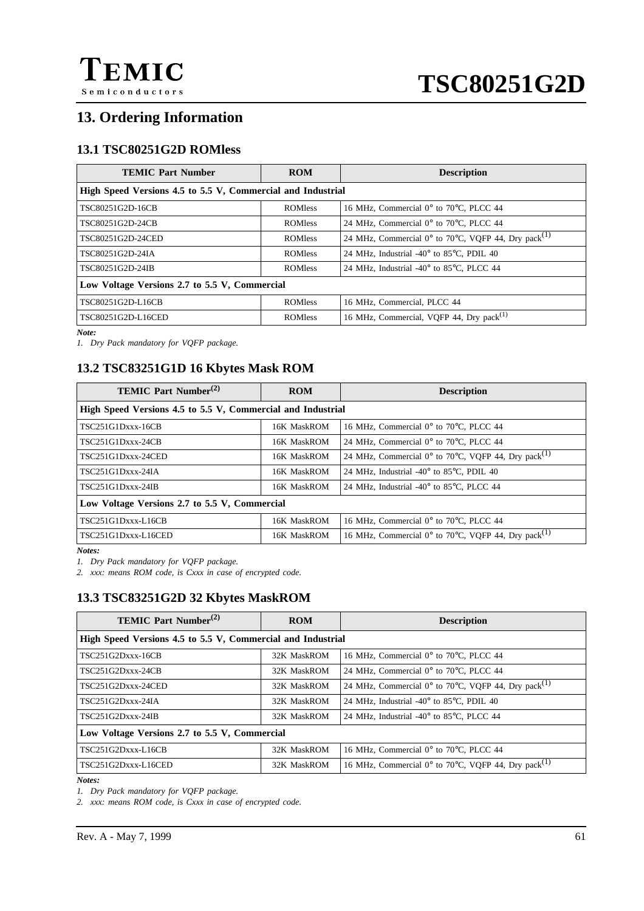## 13. Ordering Information

### 13.1 TSC80251G2D ROMless

| TEMIC Part Number | ROM | Description |
|---|---|---|
| **High Speed Versions 4.5 to 5.5 V, Commercial and Industrial** | | |
| TSC80251G2D-16CB | ROMless | 16 MHz, Commercial 0° to 70°C, PLCC 44 |
| TSC80251G2D-24CB | ROMless | 24 MHz, Commercial 0° to 70°C, PLCC 44 |
| TSC80251G2D-24CED | ROMless | 24 MHz, Commercial 0° to 70°C, VQFP 44, Dry pack(1) |
| TSC80251G2D-24IA | ROMless | 24 MHz, Industrial -40° to 85°C, PDIL 40 |
| TSC80251G2D-24IB | ROMless | 24 MHz, Industrial -40° to 85°C, PLCC 44 |
| **Low Voltage Versions 2.7 to 5.5 V, Commercial** | | |
| TSC80251G2D-L16CB | ROMless | 16 MHz, Commercial, PLCC 44 |
| TSC80251G2D-L16CED | ROMless | 16 MHz, Commercial, VQFP 44, Dry pack(1) |

***Note:***

*1. Dry Pack mandatory for VQFP package.*

### 13.2 TSC83251G1D 16 Kbytes Mask ROM

| TEMIC Part Number(2) | ROM | Description |
|---|---|---|
| **High Speed Versions 4.5 to 5.5 V, Commercial and Industrial** | | |
| TSC251G1Dxxx-16CB | 16K MaskROM | 16 MHz, Commercial 0° to 70°C, PLCC 44 |
| TSC251G1Dxxx-24CB | 16K MaskROM | 24 MHz, Commercial 0° to 70°C, PLCC 44 |
| TSC251G1Dxxx-24CED | 16K MaskROM | 24 MHz, Commercial 0° to 70°C, VQFP 44, Dry pack(1) |
| TSC251G1Dxxx-24IA | 16K MaskROM | 24 MHz, Industrial -40° to 85°C, PDIL 40 |
| TSC251G1Dxxx-24IB | 16K MaskROM | 24 MHz, Industrial -40° to 85°C, PLCC 44 |
| **Low Voltage Versions 2.7 to 5.5 V, Commercial** | | |
| TSC251G1Dxxx-L16CB | 16K MaskROM | 16 MHz, Commercial 0° to 70°C, PLCC 44 |
| TSC251G1Dxxx-L16CED | 16K MaskROM | 16 MHz, Commercial 0° to 70°C, VQFP 44, Dry pack(1) |

***Notes:***

*1. Dry Pack mandatory for VQFP package.*

*2. xxx: means ROM code, is Cxxx in case of encrypted code.*

### 13.3 TSC83251G2D 32 Kbytes MaskROM

| TEMIC Part Number(2) | ROM | Description |
|---|---|---|
| **High Speed Versions 4.5 to 5.5 V, Commercial and Industrial** | | |
| TSC251G2Dxxx-16CB | 32K MaskROM | 16 MHz, Commercial 0° to 70°C, PLCC 44 |
| TSC251G2Dxxx-24CB | 32K MaskROM | 24 MHz, Commercial 0° to 70°C, PLCC 44 |
| TSC251G2Dxxx-24CED | 32K MaskROM | 24 MHz, Commercial 0° to 70°C, VQFP 44, Dry pack(1) |
| TSC251G2Dxxx-24IA | 32K MaskROM | 24 MHz, Industrial -40° to 85°C, PDIL 40 |
| TSC251G2Dxxx-24IB | 32K MaskROM | 24 MHz, Industrial -40° to 85°C, PLCC 44 |
| **Low Voltage Versions 2.7 to 5.5 V, Commercial** | | |
| TSC251G2Dxxx-L16CB | 32K MaskROM | 16 MHz, Commercial 0° to 70°C, PLCC 44 |
| TSC251G2Dxxx-L16CED | 32K MaskROM | 16 MHz, Commercial 0° to 70°C, VQFP 44, Dry pack(1) |

***Notes:***

*1. Dry Pack mandatory for VQFP package.*

*2. xxx: means ROM code, is Cxxx in case of encrypted code.*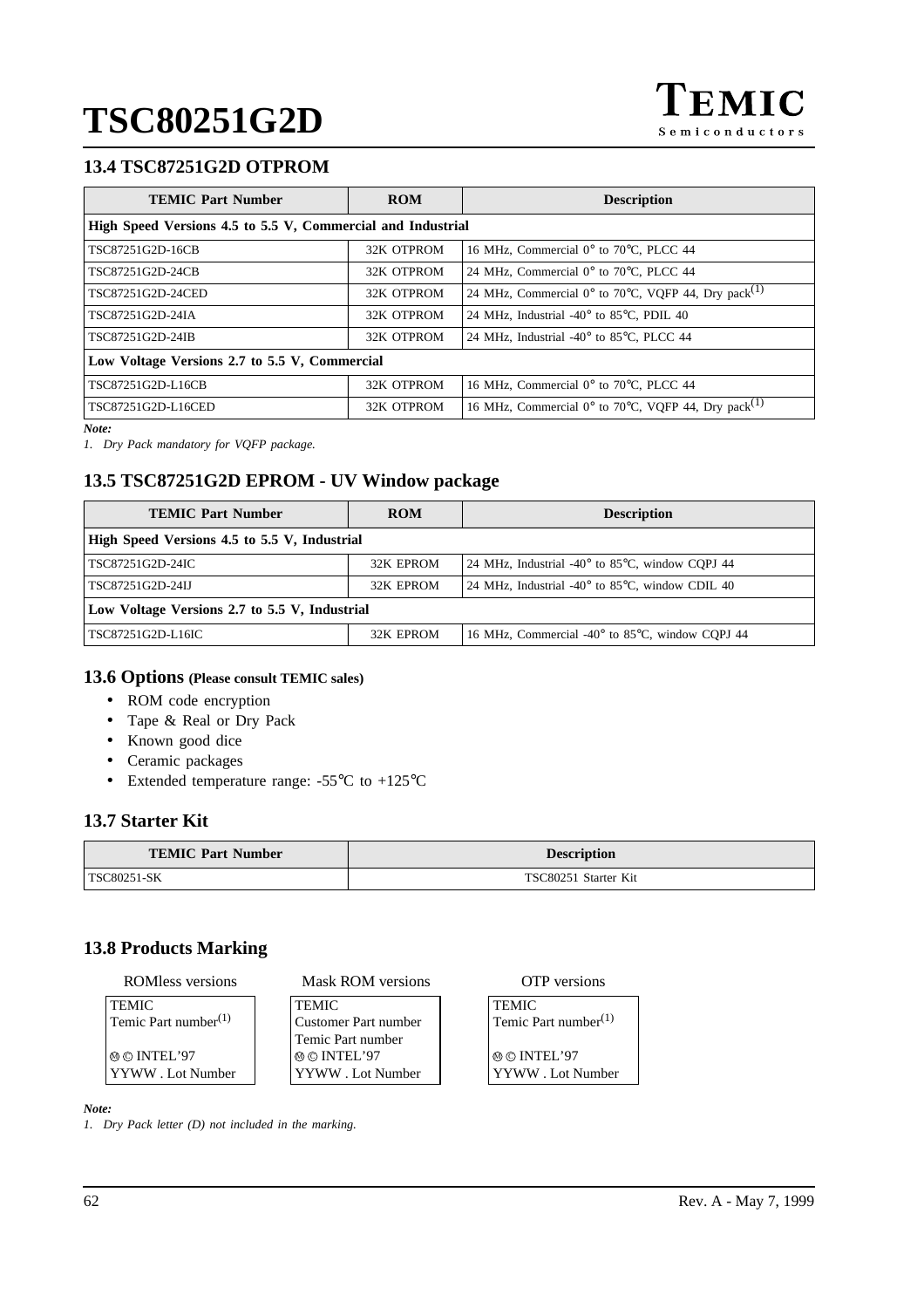## 13.4 TSC87251G2D OTPROM

| TEMIC Part Number | ROM | Description |
|---|---|---|
| **High Speed Versions 4.5 to 5.5 V, Commercial and Industrial** | | |
| TSC87251G2D-16CB | 32K OTPROM | 16 MHz, Commercial 0° to 70°C, PLCC 44 |
| TSC87251G2D-24CB | 32K OTPROM | 24 MHz, Commercial 0° to 70°C, PLCC 44 |
| TSC87251G2D-24CED | 32K OTPROM | 24 MHz, Commercial 0° to 70°C, VQFP 44, Dry pack(1) |
| TSC87251G2D-24IA | 32K OTPROM | 24 MHz, Industrial -40° to 85°C, PDIL 40 |
| TSC87251G2D-24IB | 32K OTPROM | 24 MHz, Industrial -40° to 85°C, PLCC 44 |
| **Low Voltage Versions 2.7 to 5.5 V, Commercial** | | |
| TSC87251G2D-L16CB | 32K OTPROM | 16 MHz, Commercial 0° to 70°C, PLCC 44 |
| TSC87251G2D-L16CED | 32K OTPROM | 16 MHz, Commercial 0° to 70°C, VQFP 44, Dry pack(1) |

***Note:***

*1. Dry Pack mandatory for VQFP package.*

## 13.5 TSC87251G2D EPROM - UV Window package

| TEMIC Part Number | ROM | Description |
|---|---|---|
| **High Speed Versions 4.5 to 5.5 V, Industrial** | | |
| TSC87251G2D-24IC | 32K EPROM | 24 MHz, Industrial -40° to 85°C, window CQPJ 44 |
| TSC87251G2D-24IJ | 32K EPROM | 24 MHz, Industrial -40° to 85°C, window CDIL 40 |
| **Low Voltage Versions 2.7 to 5.5 V, Industrial** | | |
| TSC87251G2D-L16IC | 32K EPROM | 16 MHz, Commercial -40° to 85°C, window CQPJ 44 |

## 13.6 Options (Please consult TEMIC sales)

- ROM code encryption
- Tape & Real or Dry Pack
- Known good dice
- Ceramic packages
- Extended temperature range: -55°C to +125°C

## 13.7 Starter Kit

| TEMIC Part Number | Description |
|---|---|
| TSC80251-SK | TSC80251 Starter Kit |

## 13.8 Products Marking

| ROMless versions | Mask ROM versions | OTP versions |
|---|---|---|
| TEMIC<br>Temic Part number(1)<br><br>Ⓜ © INTEL'97<br>YYWW . Lot Number | TEMIC<br>Customer Part number<br>Temic Part number<br>Ⓜ © INTEL'97<br>YYWW . Lot Number | TEMIC<br>Temic Part number(1)<br><br>Ⓜ © INTEL'97<br>YYWW . Lot Number |

***Note:***

*1. Dry Pack letter (D) not included in the marking.*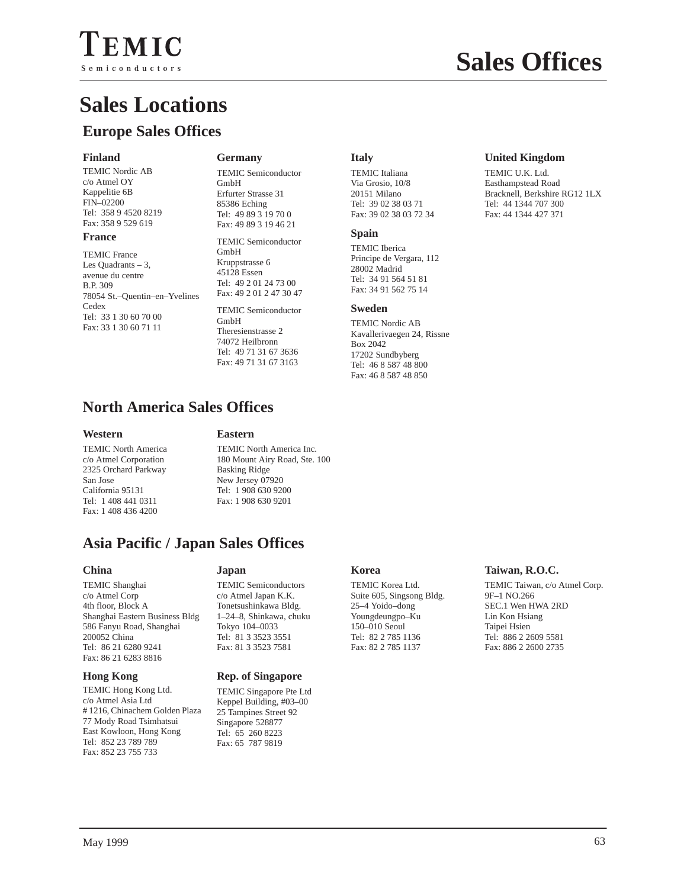# Sales Offices

## Sales Locations

### Europe Sales Offices

#### Finland

TEMIC Nordic AB
c/o Atmel OY
Kappelitie 6B
FIN–02200
Tel: 358 9 4520 8219
Fax: 358 9 529 619

#### France

TEMIC France
Les Quadrants – 3,
avenue du centre
B.P. 309
78054 St.–Quentin–en–Yvelines Cedex
Tel: 33 1 30 60 70 00
Fax: 33 1 30 60 71 11

#### Germany

TEMIC Semiconductor GmbH
Erfurter Strasse 31
85386 Eching
Tel: 49 89 3 19 70 0
Fax: 49 89 3 19 46 21

TEMIC Semiconductor GmbH
Kruppstrasse 6
45128 Essen
Tel: 49 2 01 24 73 00
Fax: 49 2 01 2 47 30 47

TEMIC Semiconductor GmbH
Theresienstrasse 2
74072 Heilbronn
Tel: 49 71 31 67 3636
Fax: 49 71 31 67 3163

#### Italy

TEMIC Italiana
Via Grosio, 10/8
20151 Milano
Tel: 39 02 38 03 71
Fax: 39 02 38 03 72 34

#### Spain

TEMIC Iberica
Principe de Vergara, 112
28002 Madrid
Tel: 34 91 564 51 81
Fax: 34 91 562 75 14

#### Sweden

TEMIC Nordic AB
Kavallerivaegen 24, Rissne
Box 2042
17202 Sundbyberg
Tel: 46 8 587 48 800
Fax: 46 8 587 48 850

#### United Kingdom

TEMIC U.K. Ltd.
Easthampstead Road
Bracknell, Berkshire RG12 1LX
Tel: 44 1344 707 300
Fax: 44 1344 427 371

### North America Sales Offices

#### Western

TEMIC North America
c/o Atmel Corporation
2325 Orchard Parkway
San Jose
California 95131
Tel: 1 408 441 0311
Fax: 1 408 436 4200

#### Eastern

TEMIC North America Inc.
180 Mount Airy Road, Ste. 100
Basking Ridge
New Jersey 07920
Tel: 1 908 630 9200
Fax: 1 908 630 9201

### Asia Pacific / Japan Sales Offices

#### China

TEMIC Shanghai
c/o Atmel Corp
4th floor, Block A
Shanghai Eastern Business Bldg
586 Fanyu Road, Shanghai
200052 China
Tel: 86 21 6280 9241
Fax: 86 21 6283 8816

#### Hong Kong

TEMIC Hong Kong Ltd.
c/o Atmel Asia Ltd
# 1216, Chinachem Golden Plaza
77 Mody Road Tsimhatsui
East Kowloon, Hong Kong
Tel: 852 23 789 789
Fax: 852 23 755 733

#### Japan

TEMIC Semiconductors
c/o Atmel Japan K.K.
Tonetsushinkawa Bldg.
1–24–8, Shinkawa, chuku
Tokyo 104–0033
Tel: 81 3 3523 3551
Fax: 81 3 3523 7581

#### Rep. of Singapore

TEMIC Singapore Pte Ltd
Keppel Building, #03–00
25 Tampines Street 92
Singapore 528877
Tel: 65 260 8223
Fax: 65 787 9819

#### Korea

TEMIC Korea Ltd.
Suite 605, Singsong Bldg.
25–4 Yoido–dong
Youngdeungpo–Ku
150–010 Seoul
Tel: 82 2 785 1136
Fax: 82 2 785 1137

#### Taiwan, R.O.C.

TEMIC Taiwan, c/o Atmel Corp.
9F–1 NO.266
SEC.1 Wen HWA 2RD
Lin Kon Hsiang
Taipei Hsien
Tel: 886 2 2609 5581
Fax: 886 2 2600 2735